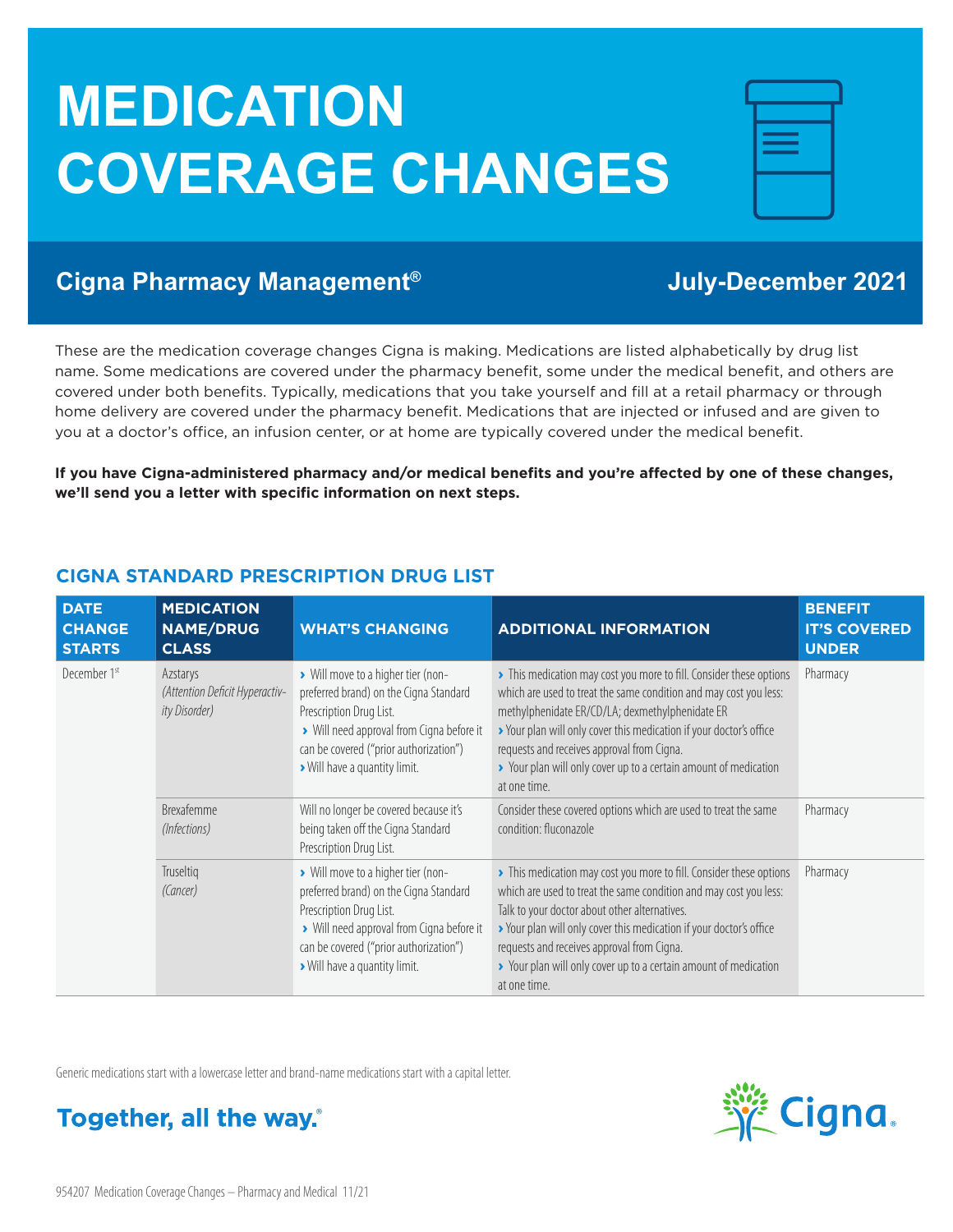# MEDICATION COVERAGE CHANGES

## Cigna Pharmacy Management®

## July-December 2021

These are the medication coverage changes Cigna is making. Medications are listed alphabetically by drug list name. Some medications are covered under the pharmacy benefit, some under the medical benefit, and others are covered under both benefits. Typically, medications that you take yourself and fill at a retail pharmacy or through home delivery are covered under the pharmacy benefit. Medications that are injected or infused and are given to you at a doctor's office, an infusion center, or at home are typically covered under the medical benefit.

**If you have Cigna-administered pharmacy and/or medical benefits and you're affected by one of these changes, we'll send you a letter with specific information on next steps.**

### CIGNA STANDARD PRESCRIPTION DRUG LIST

| DATE CHANGE STARTS | MEDICATION NAME/DRUG CLASS | WHAT'S CHANGING | ADDITIONAL INFORMATION | BENEFIT IT'S COVERED UNDER |
|---|---|---|---|---|
| December 1st | Azstarys *(Attention Deficit Hyperactivity Disorder)* | › Will move to a higher tier (non-preferred brand) on the Cigna Standard Prescription Drug List. › Will need approval from Cigna before it can be covered ("prior authorization") › Will have a quantity limit. | › This medication may cost you more to fill. Consider these options which are used to treat the same condition and may cost you less: methylphenidate ER/CD/LA; dexmethylphenidate ER › Your plan will only cover this medication if your doctor's office requests and receives approval from Cigna. › Your plan will only cover up to a certain amount of medication at one time. | Pharmacy |
| | Brexafemme *(Infections)* | Will no longer be covered because it's being taken off the Cigna Standard Prescription Drug List. | Consider these covered options which are used to treat the same condition: fluconazole | Pharmacy |
| | Truseltiq *(Cancer)* | › Will move to a higher tier (non-preferred brand) on the Cigna Standard Prescription Drug List. › Will need approval from Cigna before it can be covered ("prior authorization") › Will have a quantity limit. | › This medication may cost you more to fill. Consider these options which are used to treat the same condition and may cost you less: Talk to your doctor about other alternatives. › Your plan will only cover this medication if your doctor's office requests and receives approval from Cigna. › Your plan will only cover up to a certain amount of medication at one time. | Pharmacy |

Generic medications start with a lowercase letter and brand-name medications start with a capital letter.

Together, all the way.®

954207 Medication Coverage Changes – Pharmacy and Medical 11/21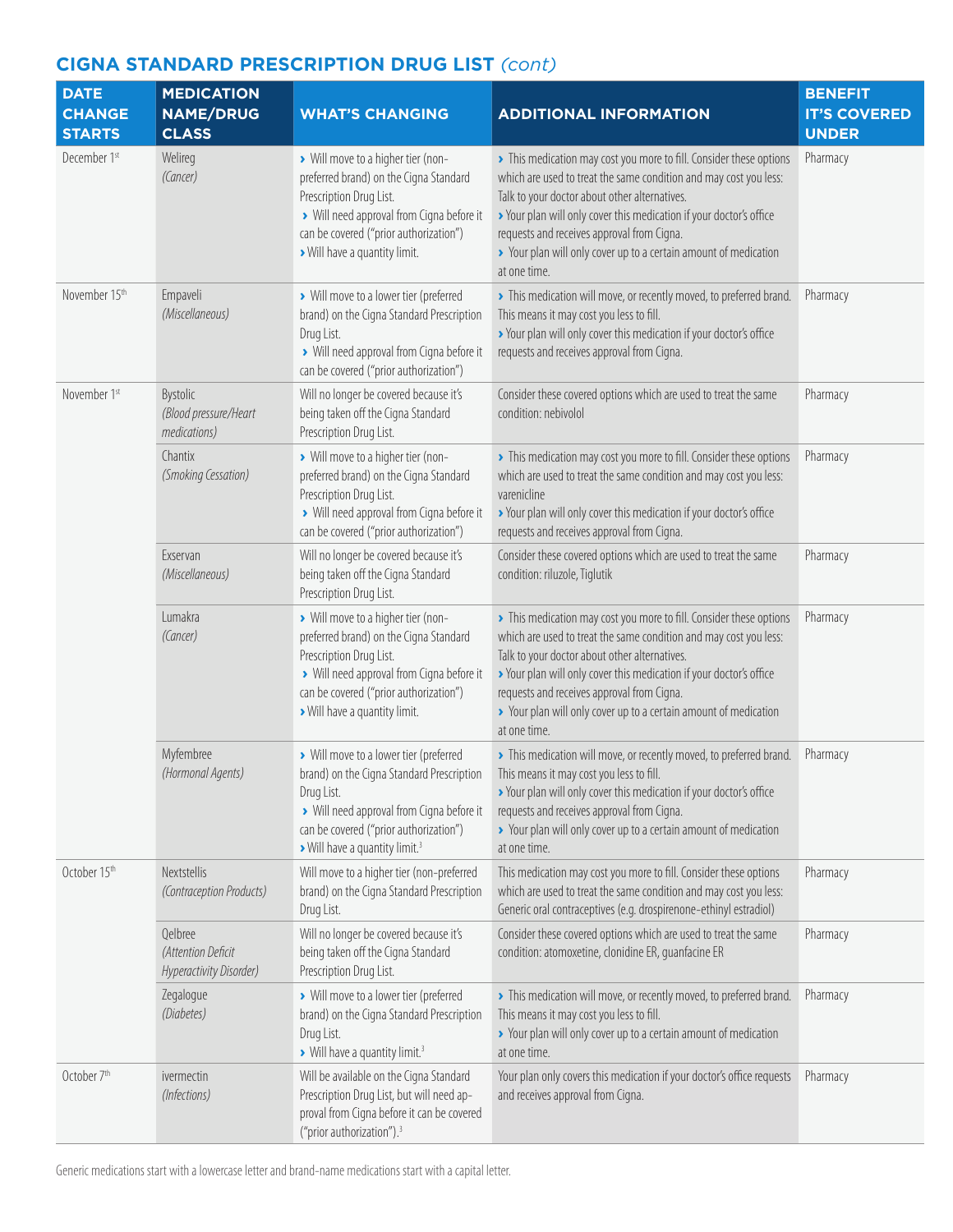## CIGNA STANDARD PRESCRIPTION DRUG LIST *(cont)*

| DATE CHANGE STARTS | MEDICATION NAME/DRUG CLASS | WHAT'S CHANGING | ADDITIONAL INFORMATION | BENEFIT IT'S COVERED UNDER |
|---|---|---|---|---|
| December 1st | Welireg *(Cancer)* | › Will move to a higher tier (non-preferred brand) on the Cigna Standard Prescription Drug List. › Will need approval from Cigna before it can be covered ("prior authorization") › Will have a quantity limit. | › This medication may cost you more to fill. Consider these options which are used to treat the same condition and may cost you less: Talk to your doctor about other alternatives. › Your plan will only cover this medication if your doctor's office requests and receives approval from Cigna. › Your plan will only cover up to a certain amount of medication at one time. | Pharmacy |
| November 15th | Empaveli *(Miscellaneous)* | › Will move to a lower tier (preferred brand) on the Cigna Standard Prescription Drug List. › Will need approval from Cigna before it can be covered ("prior authorization") | › This medication will move, or recently moved, to preferred brand. This means it may cost you less to fill. › Your plan will only cover this medication if your doctor's office requests and receives approval from Cigna. | Pharmacy |
| November 1st | Bystolic *(Blood pressure/Heart medications)* | Will no longer be covered because it's being taken off the Cigna Standard Prescription Drug List. | Consider these covered options which are used to treat the same condition: nebivolol | Pharmacy |
| | Chantix *(Smoking Cessation)* | › Will move to a higher tier (non-preferred brand) on the Cigna Standard Prescription Drug List. › Will need approval from Cigna before it can be covered ("prior authorization") | › This medication may cost you more to fill. Consider these options which are used to treat the same condition and may cost you less: varenicline › Your plan will only cover this medication if your doctor's office requests and receives approval from Cigna. | Pharmacy |
| | Exservan *(Miscellaneous)* | Will no longer be covered because it's being taken off the Cigna Standard Prescription Drug List. | Consider these covered options which are used to treat the same condition: riluzole, Tiglutik | Pharmacy |
| | Lumakra *(Cancer)* | › Will move to a higher tier (non-preferred brand) on the Cigna Standard Prescription Drug List. › Will need approval from Cigna before it can be covered ("prior authorization") › Will have a quantity limit. | › This medication may cost you more to fill. Consider these options which are used to treat the same condition and may cost you less: Talk to your doctor about other alternatives. › Your plan will only cover this medication if your doctor's office requests and receives approval from Cigna. › Your plan will only cover up to a certain amount of medication at one time. | Pharmacy |
| | Myfembree *(Hormonal Agents)* | › Will move to a lower tier (preferred brand) on the Cigna Standard Prescription Drug List. › Will need approval from Cigna before it can be covered ("prior authorization") › Will have a quantity limit.[3] | › This medication will move, or recently moved, to preferred brand. This means it may cost you less to fill. › Your plan will only cover this medication if your doctor's office requests and receives approval from Cigna. › Your plan will only cover up to a certain amount of medication at one time. | Pharmacy |
| October 15th | Nextstellis *(Contraception Products)* | Will move to a higher tier (non-preferred brand) on the Cigna Standard Prescription Drug List. | This medication may cost you more to fill. Consider these options which are used to treat the same condition and may cost you less: Generic oral contraceptives (e.g. drospirenone-ethinyl estradiol) | Pharmacy |
| | Qelbree *(Attention Deficit Hyperactivity Disorder)* | Will no longer be covered because it's being taken off the Cigna Standard Prescription Drug List. | Consider these covered options which are used to treat the same condition: atomoxetine, clonidine ER, guanfacine ER | Pharmacy |
| | Zegalogue *(Diabetes)* | › Will move to a lower tier (preferred brand) on the Cigna Standard Prescription Drug List. › Will have a quantity limit.[3] | › This medication will move, or recently moved, to preferred brand. This means it may cost you less to fill. › Your plan will only cover up to a certain amount of medication at one time. | Pharmacy |
| October 7th | ivermectin *(Infections)* | Will be available on the Cigna Standard Prescription Drug List, but will need approval from Cigna before it can be covered ("prior authorization").[3] | Your plan only covers this medication if your doctor's office requests and receives approval from Cigna. | Pharmacy |

Generic medications start with a lowercase letter and brand-name medications start with a capital letter.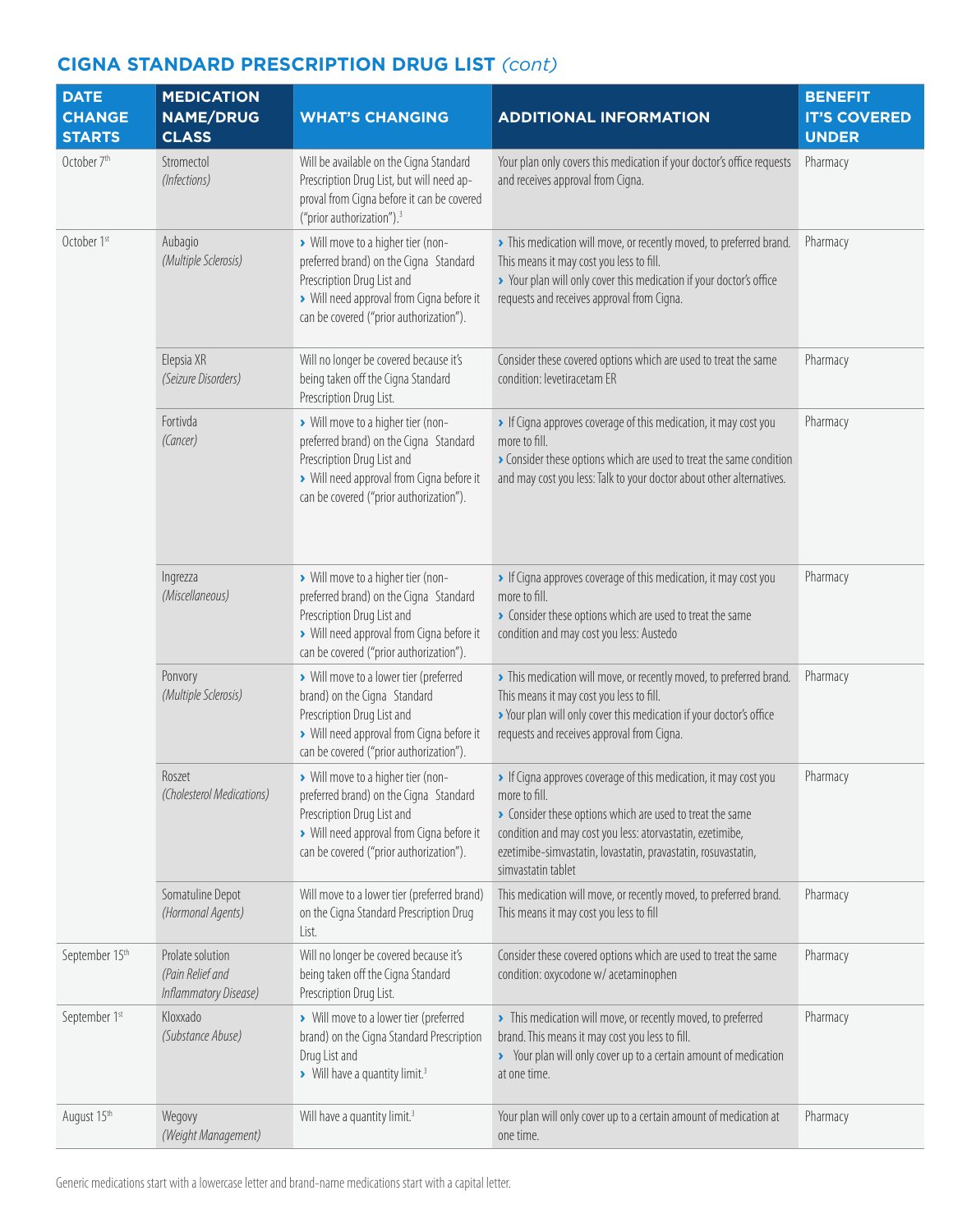## CIGNA STANDARD PRESCRIPTION DRUG LIST *(cont)*

| DATE CHANGE STARTS | MEDICATION NAME/DRUG CLASS | WHAT'S CHANGING | ADDITIONAL INFORMATION | BENEFIT IT'S COVERED UNDER |
|---|---|---|---|---|
| October 7th | Stromectol *(Infections)* | Will be available on the Cigna Standard Prescription Drug List, but will need approval from Cigna before it can be covered ("prior authorization").[3] | Your plan only covers this medication if your doctor's office requests and receives approval from Cigna. | Pharmacy |
| October 1st | Aubagio *(Multiple Sclerosis)* | › Will move to a higher tier (non-preferred brand) on the Cigna Standard Prescription Drug List and › Will need approval from Cigna before it can be covered ("prior authorization"). | › This medication will move, or recently moved, to preferred brand. This means it may cost you less to fill. › Your plan will only cover this medication if your doctor's office requests and receives approval from Cigna. | Pharmacy |
| | Elepsia XR *(Seizure Disorders)* | Will no longer be covered because it's being taken off the Cigna Standard Prescription Drug List. | Consider these covered options which are used to treat the same condition: levetiracetam ER | Pharmacy |
| | Fortivda *(Cancer)* | › Will move to a higher tier (non-preferred brand) on the Cigna Standard Prescription Drug List and › Will need approval from Cigna before it can be covered ("prior authorization"). | › If Cigna approves coverage of this medication, it may cost you more to fill. › Consider these options which are used to treat the same condition and may cost you less: Talk to your doctor about other alternatives. | Pharmacy |
| | Ingrezza *(Miscellaneous)* | › Will move to a higher tier (non-preferred brand) on the Cigna Standard Prescription Drug List and › Will need approval from Cigna before it can be covered ("prior authorization"). | › If Cigna approves coverage of this medication, it may cost you more to fill. › Consider these options which are used to treat the same condition and may cost you less: Austedo | Pharmacy |
| | Ponvory *(Multiple Sclerosis)* | › Will move to a lower tier (preferred brand) on the Cigna Standard Prescription Drug List and › Will need approval from Cigna before it can be covered ("prior authorization"). | › This medication will move, or recently moved, to preferred brand. This means it may cost you less to fill. › Your plan will only cover this medication if your doctor's office requests and receives approval from Cigna. | Pharmacy |
| | Roszet *(Cholesterol Medications)* | › Will move to a higher tier (non-preferred brand) on the Cigna Standard Prescription Drug List and › Will need approval from Cigna before it can be covered ("prior authorization"). | › If Cigna approves coverage of this medication, it may cost you more to fill. › Consider these options which are used to treat the same condition and may cost you less: atorvastatin, ezetimibe, ezetimibe-simvastatin, lovastatin, pravastatin, rosuvastatin, simvastatin tablet | Pharmacy |
| | Somatuline Depot *(Hormonal Agents)* | Will move to a lower tier (preferred brand) on the Cigna Standard Prescription Drug List. | This medication will move, or recently moved, to preferred brand. This means it may cost you less to fill | Pharmacy |
| September 15th | Prolate solution *(Pain Relief and Inflammatory Disease)* | Will no longer be covered because it's being taken off the Cigna Standard Prescription Drug List. | Consider these covered options which are used to treat the same condition: oxycodone w/ acetaminophen | Pharmacy |
| September 1st | Kloxxado *(Substance Abuse)* | › Will move to a lower tier (preferred brand) on the Cigna Standard Prescription Drug List and › Will have a quantity limit.[3] | › This medication will move, or recently moved, to preferred brand. This means it may cost you less to fill. › Your plan will only cover up to a certain amount of medication at one time. | Pharmacy |
| August 15th | Wegovy *(Weight Management)* | Will have a quantity limit.[3] | Your plan will only cover up to a certain amount of medication at one time. | Pharmacy |

Generic medications start with a lowercase letter and brand-name medications start with a capital letter.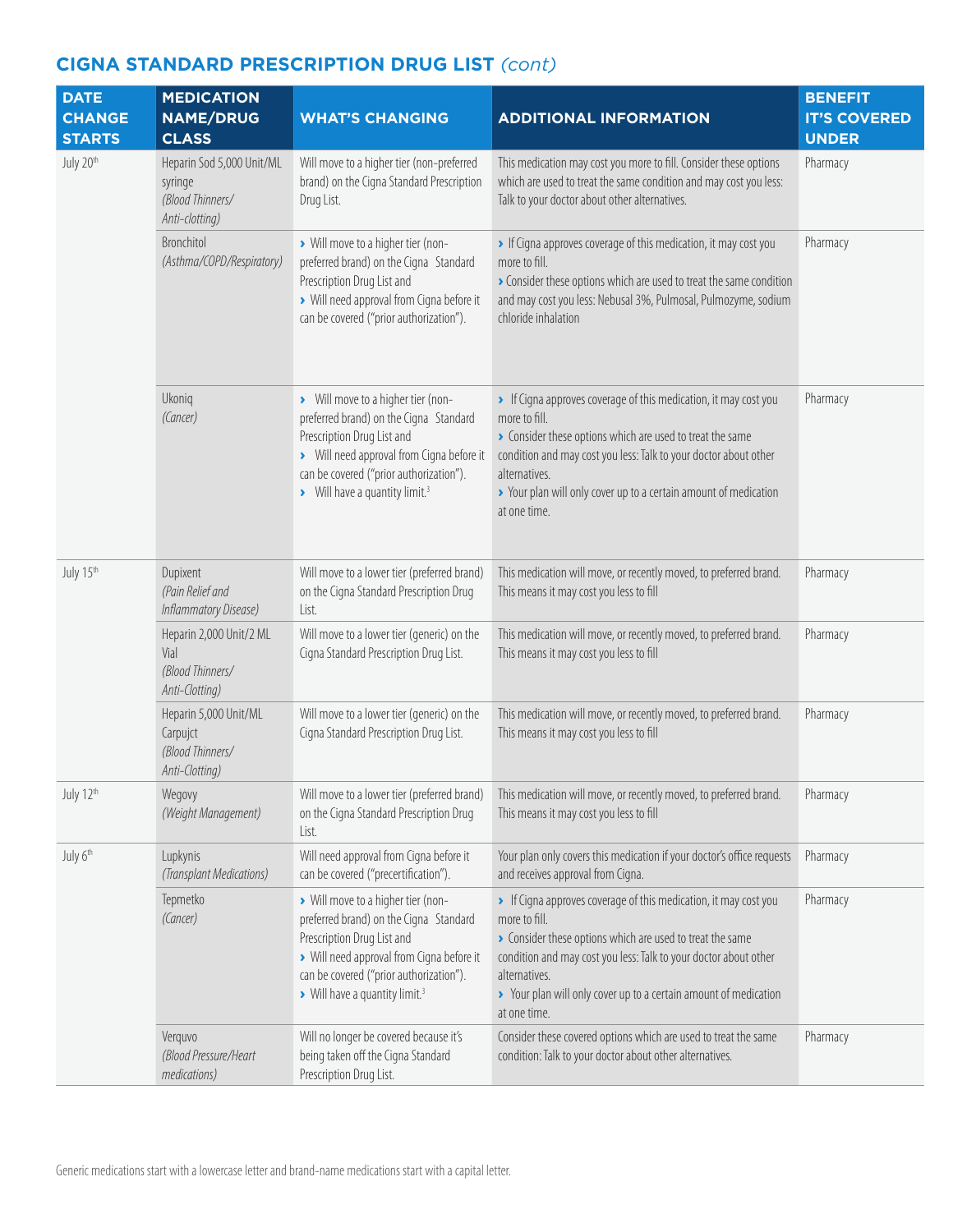## CIGNA STANDARD PRESCRIPTION DRUG LIST *(cont)*

| DATE CHANGE STARTS | MEDICATION NAME/DRUG CLASS | WHAT'S CHANGING | ADDITIONAL INFORMATION | BENEFIT IT'S COVERED UNDER |
|---|---|---|---|---|
| July 20th | Heparin Sod 5,000 Unit/ML syringe *(Blood Thinners/ Anti-clotting)* | Will move to a higher tier (non-preferred brand) on the Cigna Standard Prescription Drug List. | This medication may cost you more to fill. Consider these options which are used to treat the same condition and may cost you less: Talk to your doctor about other alternatives. | Pharmacy |
| | Bronchitol *(Asthma/COPD/Respiratory)* | › Will move to a higher tier (non-preferred brand) on the Cigna Standard Prescription Drug List and<br>› Will need approval from Cigna before it can be covered ("prior authorization"). | › If Cigna approves coverage of this medication, it may cost you more to fill.<br>› Consider these options which are used to treat the same condition and may cost you less: Nebusal 3%, Pulmosal, Pulmozyme, sodium chloride inhalation | Pharmacy |
| | Ukoniq *(Cancer)* | › Will move to a higher tier (non-preferred brand) on the Cigna Standard Prescription Drug List and<br>› Will need approval from Cigna before it can be covered ("prior authorization").<br>› Will have a quantity limit.[3] | › If Cigna approves coverage of this medication, it may cost you more to fill.<br>› Consider these options which are used to treat the same condition and may cost you less: Talk to your doctor about other alternatives.<br>› Your plan will only cover up to a certain amount of medication at one time. | Pharmacy |
| July 15th | Dupixent *(Pain Relief and Inflammatory Disease)* | Will move to a lower tier (preferred brand) on the Cigna Standard Prescription Drug List. | This medication will move, or recently moved, to preferred brand. This means it may cost you less to fill | Pharmacy |
| | Heparin 2,000 Unit/2 ML Vial *(Blood Thinners/ Anti-Clotting)* | Will move to a lower tier (generic) on the Cigna Standard Prescription Drug List. | This medication will move, or recently moved, to preferred brand. This means it may cost you less to fill | Pharmacy |
| | Heparin 5,000 Unit/ML Carpujct *(Blood Thinners/ Anti-Clotting)* | Will move to a lower tier (generic) on the Cigna Standard Prescription Drug List. | This medication will move, or recently moved, to preferred brand. This means it may cost you less to fill | Pharmacy |
| July 12th | Wegovy *(Weight Management)* | Will move to a lower tier (preferred brand) on the Cigna Standard Prescription Drug List. | This medication will move, or recently moved, to preferred brand. This means it may cost you less to fill | Pharmacy |
| July 6th | Lupkynis *(Transplant Medications)* | Will need approval from Cigna before it can be covered ("precertification"). | Your plan only covers this medication if your doctor's office requests and receives approval from Cigna. | Pharmacy |
| | Tepmetko *(Cancer)* | › Will move to a higher tier (non-preferred brand) on the Cigna Standard Prescription Drug List and<br>› Will need approval from Cigna before it can be covered ("prior authorization").<br>› Will have a quantity limit.[3] | › If Cigna approves coverage of this medication, it may cost you more to fill.<br>› Consider these options which are used to treat the same condition and may cost you less: Talk to your doctor about other alternatives.<br>› Your plan will only cover up to a certain amount of medication at one time. | Pharmacy |
| | Verquvo *(Blood Pressure/Heart medications)* | Will no longer be covered because it's being taken off the Cigna Standard Prescription Drug List. | Consider these covered options which are used to treat the same condition: Talk to your doctor about other alternatives. | Pharmacy |

Generic medications start with a lowercase letter and brand-name medications start with a capital letter.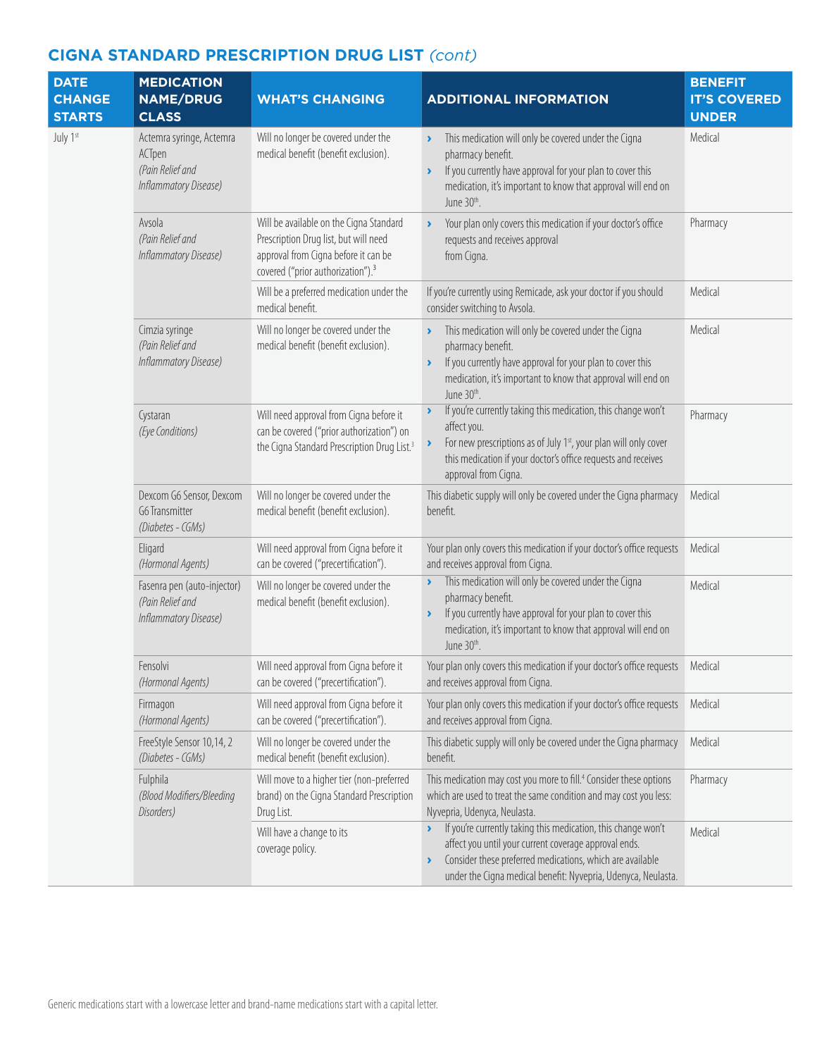## CIGNA STANDARD PRESCRIPTION DRUG LIST *(cont)*

| DATE CHANGE STARTS | MEDICATION NAME/DRUG CLASS | WHAT'S CHANGING | ADDITIONAL INFORMATION | BENEFIT IT'S COVERED UNDER |
|---|---|---|---|---|
| July 1st | Actemra syringe, Actemra ACTpen *(Pain Relief and Inflammatory Disease)* | Will no longer be covered under the medical benefit (benefit exclusion). | › This medication will only be covered under the Cigna pharmacy benefit. › If you currently have approval for your plan to cover this medication, it's important to know that approval will end on June 30th. | Medical |
| | Avsola *(Pain Relief and Inflammatory Disease)* | Will be available on the Cigna Standard Prescription Drug list, but will need approval from Cigna before it can be covered ("prior authorization").[3] | › Your plan only covers this medication if your doctor's office requests and receives approval from Cigna. | Pharmacy |
| | | Will be a preferred medication under the medical benefit. | If you're currently using Remicade, ask your doctor if you should consider switching to Avsola. | Medical |
| | Cimzia syringe *(Pain Relief and Inflammatory Disease)* | Will no longer be covered under the medical benefit (benefit exclusion). | › This medication will only be covered under the Cigna pharmacy benefit. › If you currently have approval for your plan to cover this medication, it's important to know that approval will end on June 30th. | Medical |
| | Cystaran *(Eye Conditions)* | Will need approval from Cigna before it can be covered ("prior authorization") on the Cigna Standard Prescription Drug List.[3] | › If you're currently taking this medication, this change won't affect you. › For new prescriptions as of July 1st, your plan will only cover this medication if your doctor's office requests and receives approval from Cigna. | Pharmacy |
| | Dexcom G6 Sensor, Dexcom G6 Transmitter *(Diabetes - CGMs)* | Will no longer be covered under the medical benefit (benefit exclusion). | This diabetic supply will only be covered under the Cigna pharmacy benefit. | Medical |
| | Eligard *(Hormonal Agents)* | Will need approval from Cigna before it can be covered ("precertification"). | Your plan only covers this medication if your doctor's office requests and receives approval from Cigna. | Medical |
| | Fasenra pen (auto-injector) *(Pain Relief and Inflammatory Disease)* | Will no longer be covered under the medical benefit (benefit exclusion). | › This medication will only be covered under the Cigna pharmacy benefit. › If you currently have approval for your plan to cover this medication, it's important to know that approval will end on June 30th. | Medical |
| | Fensolvi *(Hormonal Agents)* | Will need approval from Cigna before it can be covered ("precertification"). | Your plan only covers this medication if your doctor's office requests and receives approval from Cigna. | Medical |
| | Firmagon *(Hormonal Agents)* | Will need approval from Cigna before it can be covered ("precertification"). | Your plan only covers this medication if your doctor's office requests and receives approval from Cigna. | Medical |
| | FreeStyle Sensor 10,14, 2 *(Diabetes - CGMs)* | Will no longer be covered under the medical benefit (benefit exclusion). | This diabetic supply will only be covered under the Cigna pharmacy benefit. | Medical |
| | Fulphila *(Blood Modifiers/Bleeding Disorders)* | Will move to a higher tier (non-preferred brand) on the Cigna Standard Prescription Drug List. | This medication may cost you more to fill.[4] Consider these options which are used to treat the same condition and may cost you less: Nyvepria, Udenyca, Neulasta. | Pharmacy |
| | | Will have a change to its coverage policy. | › If you're currently taking this medication, this change won't affect you until your current coverage approval ends. › Consider these preferred medications, which are available under the Cigna medical benefit: Nyvepria, Udenyca, Neulasta. | Medical |

Generic medications start with a lowercase letter and brand-name medications start with a capital letter.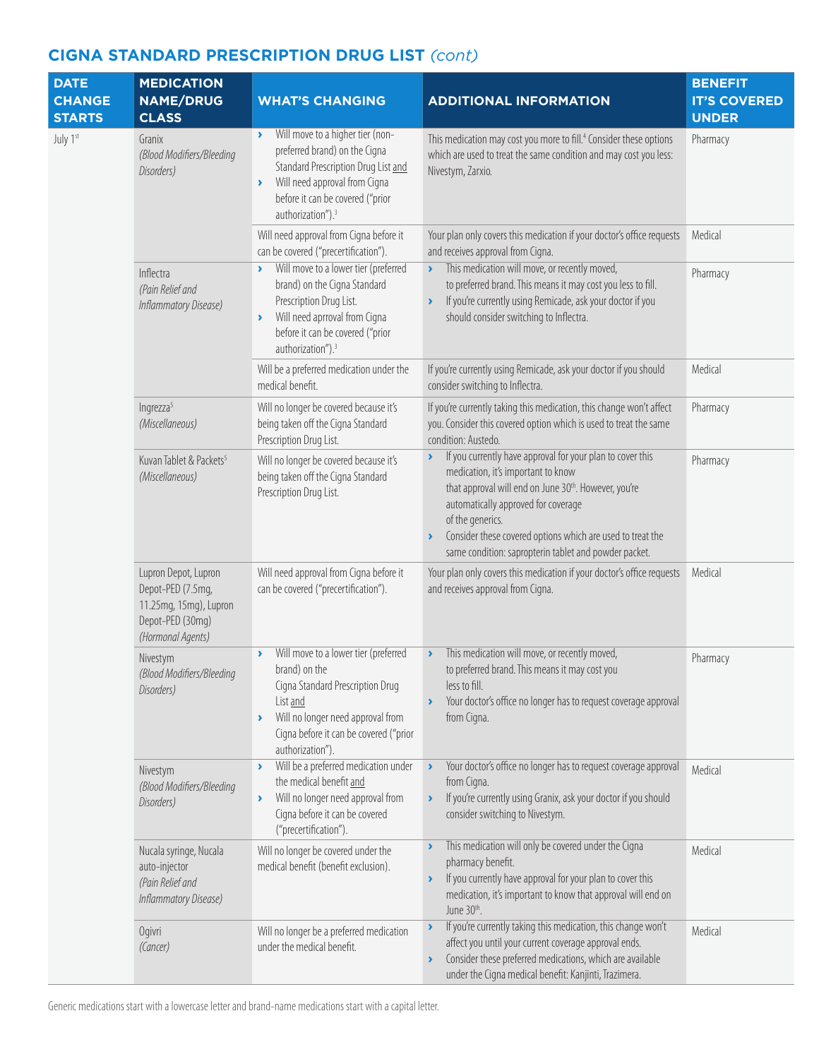## CIGNA STANDARD PRESCRIPTION DRUG LIST *(cont)*

| DATE CHANGE STARTS | MEDICATION NAME/DRUG CLASS | WHAT'S CHANGING | ADDITIONAL INFORMATION | BENEFIT IT'S COVERED UNDER |
|---|---|---|---|---|
| July 1st | Granix *(Blood Modifiers/Bleeding Disorders)* | › Will move to a higher tier (non-preferred brand) on the Cigna Standard Prescription Drug List and › Will need approval from Cigna before it can be covered ("prior authorization").[3] | This medication may cost you more to fill.[4] Consider these options which are used to treat the same condition and may cost you less: Nivestym, Zarxio. | Pharmacy |
| | | Will need approval from Cigna before it can be covered ("precertification"). | Your plan only covers this medication if your doctor's office requests and receives approval from Cigna. | Medical |
| | Inflectra *(Pain Relief and Inflammatory Disease)* | › Will move to a lower tier (preferred brand) on the Cigna Standard Prescription Drug List. › Will need aprroval from Cigna before it can be covered ("prior authorization").[3] | › This medication will move, or recently moved, to preferred brand. This means it may cost you less to fill. › If you're currently using Remicade, ask your doctor if you should consider switching to Inflectra. | Pharmacy |
| | | Will be a preferred medication under the medical benefit. | If you're currently using Remicade, ask your doctor if you should consider switching to Inflectra. | Medical |
| | Ingrezza[5] *(Miscellaneous)* | Will no longer be covered because it's being taken off the Cigna Standard Prescription Drug List. | If you're currently taking this medication, this change won't affect you. Consider this covered option which is used to treat the same condition: Austedo. | Pharmacy |
| | Kuvan Tablet & Packets[5] *(Miscellaneous)* | Will no longer be covered because it's being taken off the Cigna Standard Prescription Drug List. | › If you currently have approval for your plan to cover this medication, it's important to know that approval will end on June 30th. However, you're automatically approved for coverage of the generics. › Consider these covered options which are used to treat the same condition: sapropterin tablet and powder packet. | Pharmacy |
| | Lupron Depot, Lupron Depot-PED (7.5mg, 11.25mg, 15mg), Lupron Depot-PED (30mg) *(Hormonal Agents)* | Will need approval from Cigna before it can be covered ("precertification"). | Your plan only covers this medication if your doctor's office requests and receives approval from Cigna. | Medical |
| | Nivestym *(Blood Modifiers/Bleeding Disorders)* | › Will move to a lower tier (preferred brand) on the Cigna Standard Prescription Drug List and › Will no longer need approval from Cigna before it can be covered ("prior authorization"). | › This medication will move, or recently moved, to preferred brand. This means it may cost you less to fill. › Your doctor's office no longer has to request coverage approval from Cigna. | Pharmacy |
| | Nivestym *(Blood Modifiers/Bleeding Disorders)* | › Will be a preferred medication under the medical benefit and › Will no longer need approval from Cigna before it can be covered ("precertification"). | › Your doctor's office no longer has to request coverage approval from Cigna. › If you're currently using Granix, ask your doctor if you should consider switching to Nivestym. | Medical |
| | Nucala syringe, Nucala auto-injector *(Pain Relief and Inflammatory Disease)* | Will no longer be covered under the medical benefit (benefit exclusion). | › This medication will only be covered under the Cigna pharmacy benefit. › If you currently have approval for your plan to cover this medication, it's important to know that approval will end on June 30th. | Medical |
| | Ogivri *(Cancer)* | Will no longer be a preferred medication under the medical benefit. | › If you're currently taking this medication, this change won't affect you until your current coverage approval ends. › Consider these preferred medications, which are available under the Cigna medical benefit: Kanjinti, Trazimera. | Medical |

Generic medications start with a lowercase letter and brand-name medications start with a capital letter.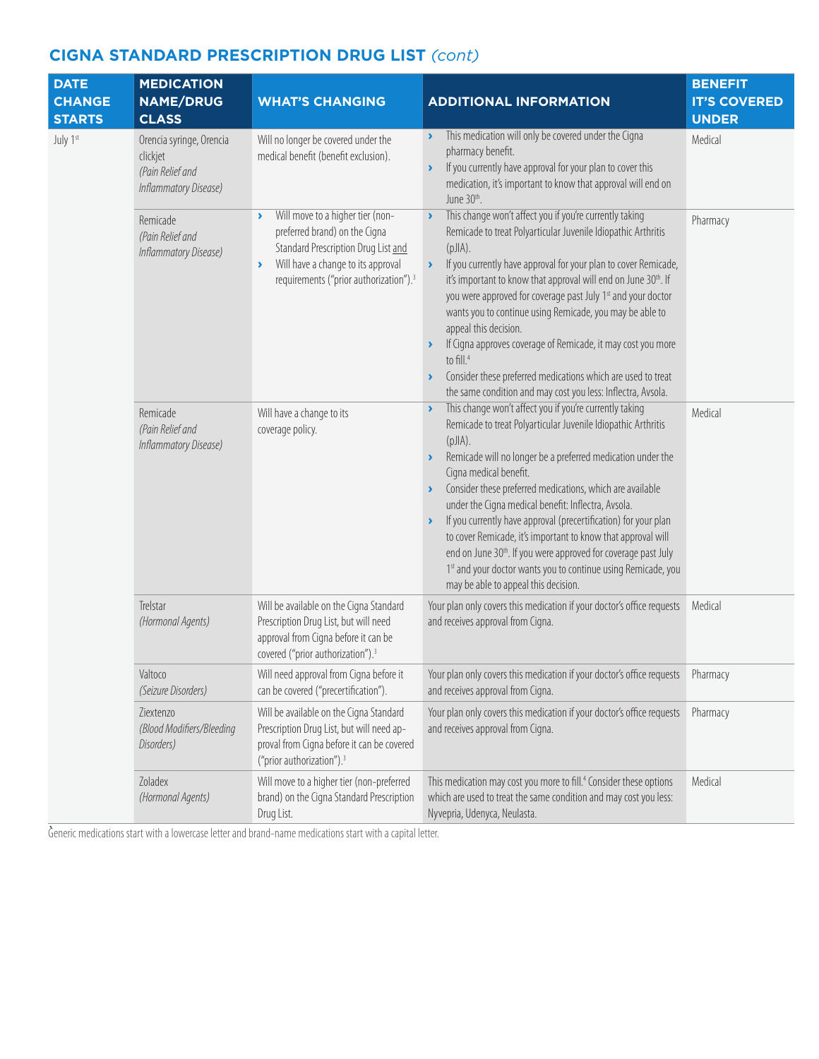## CIGNA STANDARD PRESCRIPTION DRUG LIST *(cont)*

| DATE CHANGE STARTS | MEDICATION NAME/DRUG CLASS | WHAT'S CHANGING | ADDITIONAL INFORMATION | BENEFIT IT'S COVERED UNDER |
|---|---|---|---|---|
| July 1st | Orencia syringe, Orencia clickjet *(Pain Relief and Inflammatory Disease)* | Will no longer be covered under the medical benefit (benefit exclusion). | › This medication will only be covered under the Cigna pharmacy benefit. › If you currently have approval for your plan to cover this medication, it's important to know that approval will end on June 30th. | Medical |
| | Remicade *(Pain Relief and Inflammatory Disease)* | › Will move to a higher tier (non-preferred brand) on the Cigna Standard Prescription Drug List and › Will have a change to its approval requirements ("prior authorization").[3] | › This change won't affect you if you're currently taking Remicade to treat Polyarticular Juvenile Idiopathic Arthritis (pJIA). › If you currently have approval for your plan to cover Remicade, it's important to know that approval will end on June 30th. If you were approved for coverage past July 1st and your doctor wants you to continue using Remicade, you may be able to appeal this decision. › If Cigna approves coverage of Remicade, it may cost you more to fill.[4] › Consider these preferred medications which are used to treat the same condition and may cost you less: Inflectra, Avsola. | Pharmacy |
| | Remicade *(Pain Relief and Inflammatory Disease)* | Will have a change to its coverage policy. | › This change won't affect you if you're currently taking Remicade to treat Polyarticular Juvenile Idiopathic Arthritis (pJIA). › Remicade will no longer be a preferred medication under the Cigna medical benefit. › Consider these preferred medications, which are available under the Cigna medical benefit: Inflectra, Avsola. › If you currently have approval (precertification) for your plan to cover Remicade, it's important to know that approval will end on June 30th. If you were approved for coverage past July 1st and your doctor wants you to continue using Remicade, you may be able to appeal this decision. | Medical |
| | Trelstar *(Hormonal Agents)* | Will be available on the Cigna Standard Prescription Drug List, but will need approval from Cigna before it can be covered ("prior authorization").[3] | Your plan only covers this medication if your doctor's office requests and receives approval from Cigna. | Medical |
| | Valtoco *(Seizure Disorders)* | Will need approval from Cigna before it can be covered ("precertification"). | Your plan only covers this medication if your doctor's office requests and receives approval from Cigna. | Pharmacy |
| | Ziextenzo *(Blood Modifiers/Bleeding Disorders)* | Will be available on the Cigna Standard Prescription Drug List, but will need approval from Cigna before it can be covered ("prior authorization").[3] | Your plan only covers this medication if your doctor's office requests and receives approval from Cigna. | Pharmacy |
| | Zoladex *(Hormonal Agents)* | Will move to a higher tier (non-preferred brand) on the Cigna Standard Prescription Drug List. | This medication may cost you more to fill.[4] Consider these options which are used to treat the same condition and may cost you less: Nyvepria, Udenyca, Neulasta. | Medical |

Generic medications start with a lowercase letter and brand-name medications start with a capital letter.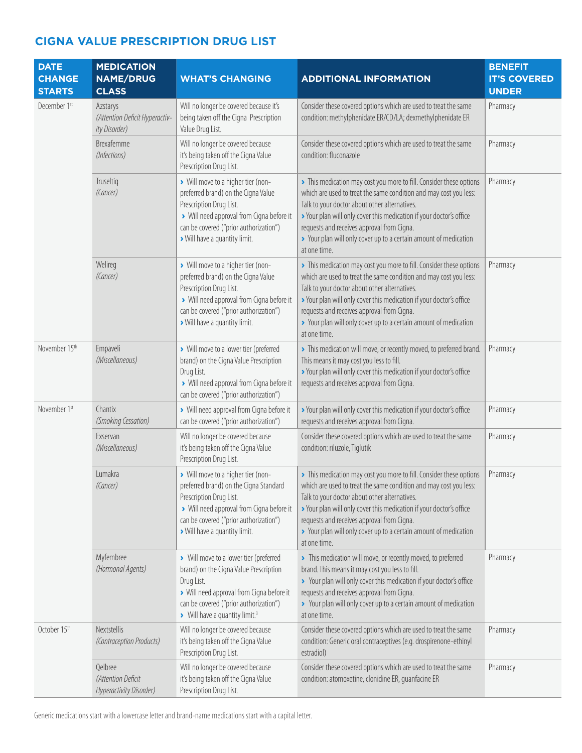## CIGNA VALUE PRESCRIPTION DRUG LIST

| DATE CHANGE STARTS | MEDICATION NAME/DRUG CLASS | WHAT'S CHANGING | ADDITIONAL INFORMATION | BENEFIT IT'S COVERED UNDER |
|---|---|---|---|---|
| December 1st | Azstarys *(Attention Deficit Hyperactivity Disorder)* | Will no longer be covered because it's being taken off the Cigna Prescription Value Drug List. | Consider these covered options which are used to treat the same condition: methylphenidate ER/CD/LA; dexmethylphenidate ER | Pharmacy |
| | Brexafemme *(Infections)* | Will no longer be covered because it's being taken off the Cigna Value Prescription Drug List. | Consider these covered options which are used to treat the same condition: fluconazole | Pharmacy |
| | Truseltiq *(Cancer)* | › Will move to a higher tier (non-preferred brand) on the Cigna Value Prescription Drug List. › Will need approval from Cigna before it can be covered ("prior authorization") › Will have a quantity limit. | › This medication may cost you more to fill. Consider these options which are used to treat the same condition and may cost you less: Talk to your doctor about other alternatives. › Your plan will only cover this medication if your doctor's office requests and receives approval from Cigna. › Your plan will only cover up to a certain amount of medication at one time. | Pharmacy |
| | Welireg *(Cancer)* | › Will move to a higher tier (non-preferred brand) on the Cigna Value Prescription Drug List. › Will need approval from Cigna before it can be covered ("prior authorization") › Will have a quantity limit. | › This medication may cost you more to fill. Consider these options which are used to treat the same condition and may cost you less: Talk to your doctor about other alternatives. › Your plan will only cover this medication if your doctor's office requests and receives approval from Cigna. › Your plan will only cover up to a certain amount of medication at one time. | Pharmacy |
| November 15th | Empaveli *(Miscellaneous)* | › Will move to a lower tier (preferred brand) on the Cigna Value Prescription Drug List. › Will need approval from Cigna before it can be covered ("prior authorization") | › This medication will move, or recently moved, to preferred brand. This means it may cost you less to fill. › Your plan will only cover this medication if your doctor's office requests and receives approval from Cigna. | Pharmacy |
| November 1st | Chantix *(Smoking Cessation)* | › Will need approval from Cigna before it can be covered ("prior authorization") | › Your plan will only cover this medication if your doctor's office requests and receives approval from Cigna. | Pharmacy |
| | Exservan *(Miscellaneous)* | Will no longer be covered because it's being taken off the Cigna Value Prescription Drug List. | Consider these covered options which are used to treat the same condition: riluzole, Tiglutik | Pharmacy |
| | Lumakra *(Cancer)* | › Will move to a higher tier (non-preferred brand) on the Cigna Standard Prescription Drug List. › Will need approval from Cigna before it can be covered ("prior authorization") › Will have a quantity limit. | › This medication may cost you more to fill. Consider these options which are used to treat the same condition and may cost you less: Talk to your doctor about other alternatives. › Your plan will only cover this medication if your doctor's office requests and receives approval from Cigna. › Your plan will only cover up to a certain amount of medication at one time. | Pharmacy |
| | Myfembree *(Hormonal Agents)* | › Will move to a lower tier (preferred brand) on the Cigna Value Prescription Drug List. › Will need approval from Cigna before it can be covered ("prior authorization") › Will have a quantity limit.[3] | › This medication will move, or recently moved, to preferred brand. This means it may cost you less to fill. › Your plan will only cover this medication if your doctor's office requests and receives approval from Cigna. › Your plan will only cover up to a certain amount of medication at one time. | Pharmacy |
| October 15th | Nextstellis *(Contraception Products)* | Will no longer be covered because it's being taken off the Cigna Value Prescription Drug List. | Consider these covered options which are used to treat the same condition: Generic oral contraceptives (e.g. drospirenone-ethinyl estradiol) | Pharmacy |
| | Qelbree *(Attention Deficit Hyperactivity Disorder)* | Will no longer be covered because it's being taken off the Cigna Value Prescription Drug List. | Consider these covered options which are used to treat the same condition: atomoxetine, clonidine ER, guanfacine ER | Pharmacy |

Generic medications start with a lowercase letter and brand-name medications start with a capital letter.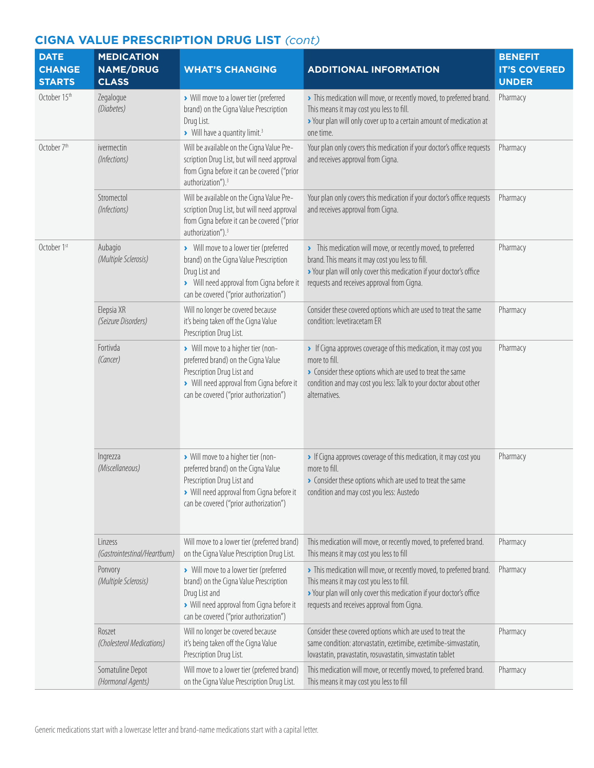## CIGNA VALUE PRESCRIPTION DRUG LIST *(cont)*

| DATE CHANGE STARTS | MEDICATION NAME/DRUG CLASS | WHAT'S CHANGING | ADDITIONAL INFORMATION | BENEFIT IT'S COVERED UNDER |
|---|---|---|---|---|
| October 15th | Zegalogue *(Diabetes)* | › Will move to a lower tier (preferred brand) on the Cigna Value Prescription Drug List. › Will have a quantity limit.[3] | › This medication will move, or recently moved, to preferred brand. This means it may cost you less to fill. › Your plan will only cover up to a certain amount of medication at one time. | Pharmacy |
| October 7th | ivermectin *(Infections)* | Will be available on the Cigna Value Prescription Drug List, but will need approval from Cigna before it can be covered ("prior authorization").[3] | Your plan only covers this medication if your doctor's office requests and receives approval from Cigna. | Pharmacy |
| | Stromectol *(Infections)* | Will be available on the Cigna Value Prescription Drug List, but will need approval from Cigna before it can be covered ("prior authorization").[3] | Your plan only covers this medication if your doctor's office requests and receives approval from Cigna. | Pharmacy |
| October 1st | Aubagio *(Multiple Sclerosis)* | › Will move to a lower tier (preferred brand) on the Cigna Value Prescription Drug List and › Will need approval from Cigna before it can be covered ("prior authorization") | › This medication will move, or recently moved, to preferred brand. This means it may cost you less to fill. › Your plan will only cover this medication if your doctor's office requests and receives approval from Cigna. | Pharmacy |
| | Elepsia XR *(Seizure Disorders)* | Will no longer be covered because it's being taken off the Cigna Value Prescription Drug List. | Consider these covered options which are used to treat the same condition: levetiracetam ER | Pharmacy |
| | Fortivda *(Cancer)* | › Will move to a higher tier (non-preferred brand) on the Cigna Value Prescription Drug List and › Will need approval from Cigna before it can be covered ("prior authorization") | › If Cigna approves coverage of this medication, it may cost you more to fill. › Consider these options which are used to treat the same condition and may cost you less: Talk to your doctor about other alternatives. | Pharmacy |
| | Ingrezza *(Miscellaneous)* | › Will move to a higher tier (non-preferred brand) on the Cigna Value Prescription Drug List and › Will need approval from Cigna before it can be covered ("prior authorization") | › If Cigna approves coverage of this medication, it may cost you more to fill. › Consider these options which are used to treat the same condition and may cost you less: Austedo | Pharmacy |
| | Linzess *(Gastrointestinal/Heartburn)* | Will move to a lower tier (preferred brand) on the Cigna Value Prescription Drug List. | This medication will move, or recently moved, to preferred brand. This means it may cost you less to fill | Pharmacy |
| | Ponvory *(Multiple Sclerosis)* | › Will move to a lower tier (preferred brand) on the Cigna Value Prescription Drug List and › Will need approval from Cigna before it can be covered ("prior authorization") | › This medication will move, or recently moved, to preferred brand. This means it may cost you less to fill. › Your plan will only cover this medication if your doctor's office requests and receives approval from Cigna. | Pharmacy |
| | Roszet *(Cholesterol Medications)* | Will no longer be covered because it's being taken off the Cigna Value Prescription Drug List. | Consider these covered options which are used to treat the same condition: atorvastatin, ezetimibe, ezetimibe-simvastatin, lovastatin, pravastatin, rosuvastatin, simvastatin tablet | Pharmacy |
| | Somatuline Depot *(Hormonal Agents)* | Will move to a lower tier (preferred brand) on the Cigna Value Prescription Drug List. | This medication will move, or recently moved, to preferred brand. This means it may cost you less to fill | Pharmacy |

Generic medications start with a lowercase letter and brand-name medications start with a capital letter.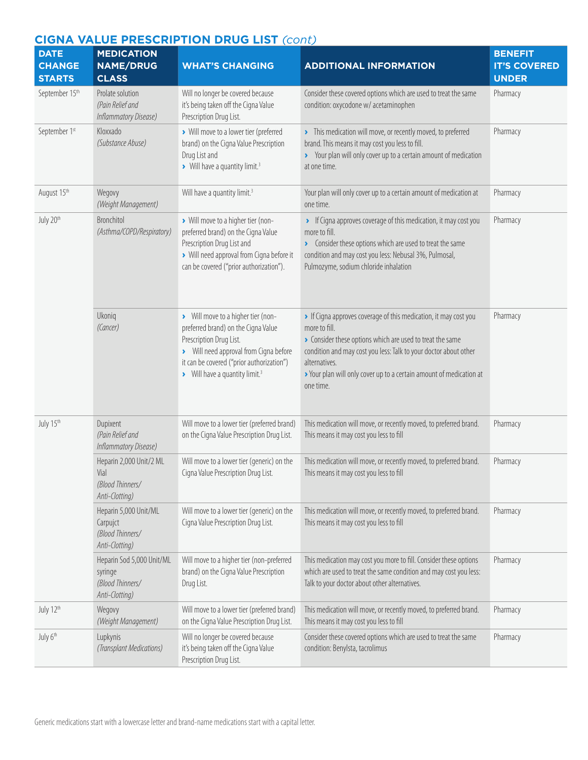## CIGNA VALUE PRESCRIPTION DRUG LIST *(cont)*

| DATE CHANGE STARTS | MEDICATION NAME/DRUG CLASS | WHAT'S CHANGING | ADDITIONAL INFORMATION | BENEFIT IT'S COVERED UNDER |
|---|---|---|---|---|
| September 15th | Prolate solution *(Pain Relief and Inflammatory Disease)* | Will no longer be covered because it's being taken off the Cigna Value Prescription Drug List. | Consider these covered options which are used to treat the same condition: oxycodone w/ acetaminophen | Pharmacy |
| September 1st | Kloxxado *(Substance Abuse)* | › Will move to a lower tier (preferred brand) on the Cigna Value Prescription Drug List and › Will have a quantity limit.[3] | › This medication will move, or recently moved, to preferred brand. This means it may cost you less to fill. › Your plan will only cover up to a certain amount of medication at one time. | Pharmacy |
| August 15th | Wegovy *(Weight Management)* | Will have a quantity limit.[3] | Your plan will only cover up to a certain amount of medication at one time. | Pharmacy |
| July 20th | Bronchitol *(Asthma/COPD/Respiratory)* | › Will move to a higher tier (non-preferred brand) on the Cigna Value Prescription Drug List and › Will need approval from Cigna before it can be covered ("prior authorization"). | › If Cigna approves coverage of this medication, it may cost you more to fill. › Consider these options which are used to treat the same condition and may cost you less: Nebusal 3%, Pulmosal, Pulmozyme, sodium chloride inhalation | Pharmacy |
| | Ukoniq *(Cancer)* | › Will move to a higher tier (non-preferred brand) on the Cigna Value Prescription Drug List. › Will need approval from Cigna before it can be covered ("prior authorization") › Will have a quantity limit.[3] | › If Cigna approves coverage of this medication, it may cost you more to fill. › Consider these options which are used to treat the same condition and may cost you less: Talk to your doctor about other alternatives. › Your plan will only cover up to a certain amount of medication at one time. | Pharmacy |
| July 15th | Dupixent *(Pain Relief and Inflammatory Disease)* | Will move to a lower tier (preferred brand) on the Cigna Value Prescription Drug List. | This medication will move, or recently moved, to preferred brand. This means it may cost you less to fill | Pharmacy |
| | Heparin 2,000 Unit/2 ML Vial *(Blood Thinners/ Anti-Clotting)* | Will move to a lower tier (generic) on the Cigna Value Prescription Drug List. | This medication will move, or recently moved, to preferred brand. This means it may cost you less to fill | Pharmacy |
| | Heparin 5,000 Unit/ML Carpujct *(Blood Thinners/ Anti-Clotting)* | Will move to a lower tier (generic) on the Cigna Value Prescription Drug List. | This medication will move, or recently moved, to preferred brand. This means it may cost you less to fill | Pharmacy |
| | Heparin Sod 5,000 Unit/ML syringe *(Blood Thinners/ Anti-Clotting)* | Will move to a higher tier (non-preferred brand) on the Cigna Value Prescription Drug List. | This medication may cost you more to fill. Consider these options which are used to treat the same condition and may cost you less: Talk to your doctor about other alternatives. | Pharmacy |
| July 12th | Wegovy *(Weight Management)* | Will move to a lower tier (preferred brand) on the Cigna Value Prescription Drug List. | This medication will move, or recently moved, to preferred brand. This means it may cost you less to fill | Pharmacy |
| July 6th | Lupkynis *(Transplant Medications)* | Will no longer be covered because it's being taken off the Cigna Value Prescription Drug List. | Consider these covered options which are used to treat the same condition: Benylsta, tacrolimus | Pharmacy |

Generic medications start with a lowercase letter and brand-name medications start with a capital letter.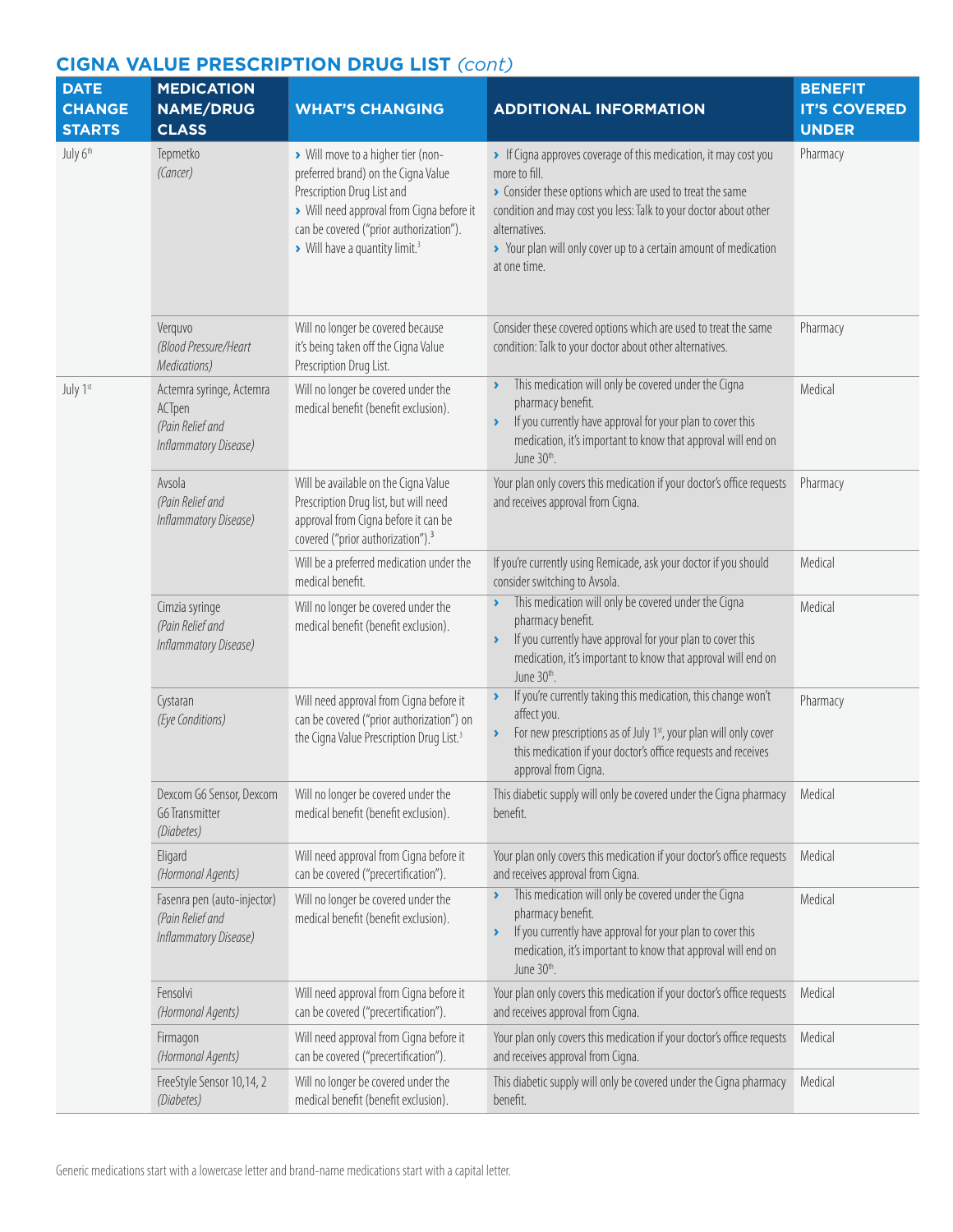## CIGNA VALUE PRESCRIPTION DRUG LIST *(cont)*

| DATE CHANGE STARTS | MEDICATION NAME/DRUG CLASS | WHAT'S CHANGING | ADDITIONAL INFORMATION | BENEFIT IT'S COVERED UNDER |
|---|---|---|---|---|
| July 6th | Tepmetko *(Cancer)* | › Will move to a higher tier (non-preferred brand) on the Cigna Value Prescription Drug List and<br>› Will need approval from Cigna before it can be covered ("prior authorization").<br>› Will have a quantity limit.[3] | › If Cigna approves coverage of this medication, it may cost you more to fill.<br>› Consider these options which are used to treat the same condition and may cost you less: Talk to your doctor about other alternatives.<br>› Your plan will only cover up to a certain amount of medication at one time. | Pharmacy |
| | Verquvo *(Blood Pressure/Heart Medications)* | Will no longer be covered because it's being taken off the Cigna Value Prescription Drug List. | Consider these covered options which are used to treat the same condition: Talk to your doctor about other alternatives. | Pharmacy |
| July 1st | Actemra syringe, Actemra ACTpen *(Pain Relief and Inflammatory Disease)* | Will no longer be covered under the medical benefit (benefit exclusion). | › This medication will only be covered under the Cigna pharmacy benefit.<br>› If you currently have approval for your plan to cover this medication, it's important to know that approval will end on June 30th. | Medical |
| | Avsola *(Pain Relief and Inflammatory Disease)* | Will be available on the Cigna Value Prescription Drug list, but will need approval from Cigna before it can be covered ("prior authorization").[3] | Your plan only covers this medication if your doctor's office requests and receives approval from Cigna. | Pharmacy |
| | | Will be a preferred medication under the medical benefit. | If you're currently using Remicade, ask your doctor if you should consider switching to Avsola. | Medical |
| | Cimzia syringe *(Pain Relief and Inflammatory Disease)* | Will no longer be covered under the medical benefit (benefit exclusion). | › This medication will only be covered under the Cigna pharmacy benefit.<br>› If you currently have approval for your plan to cover this medication, it's important to know that approval will end on June 30th. | Medical |
| | Cystaran *(Eye Conditions)* | Will need approval from Cigna before it can be covered ("prior authorization") on the Cigna Value Prescription Drug List.[3] | › If you're currently taking this medication, this change won't affect you.<br>› For new prescriptions as of July 1st, your plan will only cover this medication if your doctor's office requests and receives approval from Cigna. | Pharmacy |
| | Dexcom G6 Sensor, Dexcom G6 Transmitter *(Diabetes)* | Will no longer be covered under the medical benefit (benefit exclusion). | This diabetic supply will only be covered under the Cigna pharmacy benefit. | Medical |
| | Eligard *(Hormonal Agents)* | Will need approval from Cigna before it can be covered ("precertification"). | Your plan only covers this medication if your doctor's office requests and receives approval from Cigna. | Medical |
| | Fasenra pen (auto-injector) *(Pain Relief and Inflammatory Disease)* | Will no longer be covered under the medical benefit (benefit exclusion). | › This medication will only be covered under the Cigna pharmacy benefit.<br>› If you currently have approval for your plan to cover this medication, it's important to know that approval will end on June 30th. | Medical |
| | Fensolvi *(Hormonal Agents)* | Will need approval from Cigna before it can be covered ("precertification"). | Your plan only covers this medication if your doctor's office requests and receives approval from Cigna. | Medical |
| | Firmagon *(Hormonal Agents)* | Will need approval from Cigna before it can be covered ("precertification"). | Your plan only covers this medication if your doctor's office requests and receives approval from Cigna. | Medical |
| | FreeStyle Sensor 10,14, 2 *(Diabetes)* | Will no longer be covered under the medical benefit (benefit exclusion). | This diabetic supply will only be covered under the Cigna pharmacy benefit. | Medical |

Generic medications start with a lowercase letter and brand-name medications start with a capital letter.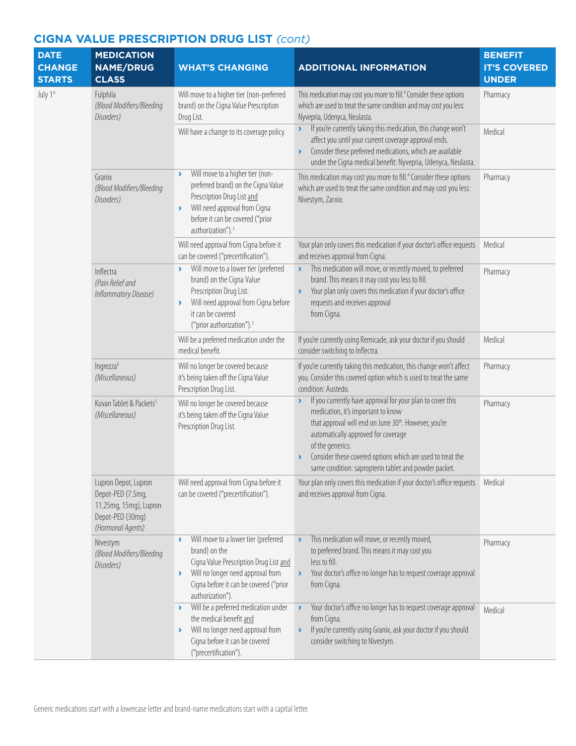## CIGNA VALUE PRESCRIPTION DRUG LIST *(cont)*

| DATE CHANGE STARTS | MEDICATION NAME/DRUG CLASS | WHAT'S CHANGING | ADDITIONAL INFORMATION | BENEFIT IT'S COVERED UNDER |
|---|---|---|---|---|
| July 1st | Fulphila *(Blood Modifiers/Bleeding Disorders)* | Will move to a higher tier (non-preferred brand) on the Cigna Value Prescription Drug List. | This medication may cost you more to fill.[4] Consider these options which are used to treat the same condition and may cost you less: Nyvepria, Udenyca, Neulasta. | Pharmacy |
| | | Will have a change to its coverage policy. | › If you're currently taking this medication, this change won't affect you until your current coverage approval ends.<br>› Consider these preferred medications, which are available under the Cigna medical benefit: Nyvepria, Udenyca, Neulasta. | Medical |
| | Granix *(Blood Modifiers/Bleeding Disorders)* | › Will move to a higher tier (non-preferred brand) on the Cigna Value Prescription Drug List and<br>› Will need approval from Cigna before it can be covered ("prior authorization").[3] | This medication may cost you more to fill.[4] Consider these options which are used to treat the same condition and may cost you less: Nivestym, Zarxio. | Pharmacy |
| | | Will need approval from Cigna before it can be covered ("precertification"). | Your plan only covers this medication if your doctor's office requests and receives approval from Cigna. | Medical |
| | Inflectra *(Pain Relief and Inflammatory Disease)* | › Will move to a lower tier (preferred brand) on the Cigna Value Prescription Drug List.<br>› Will need approval from Cigna before it can be covered ("prior authorization").[3] | › This medication will move, or recently moved, to preferred brand. This means it may cost you less to fill.<br>› Your plan only covers this medication if your doctor's office requests and receives approval from Cigna. | Pharmacy |
| | | Will be a preferred medication under the medical benefit. | If you're currently using Remicade, ask your doctor if you should consider switching to Inflectra. | Medical |
| | Ingrezza[5] *(Miscellaneous)* | Will no longer be covered because it's being taken off the Cigna Value Prescription Drug List. | If you're currently taking this medication, this change won't affect you. Consider this covered option which is used to treat the same condition: Austedo. | Pharmacy |
| | Kuvan Tablet & Packets[5] *(Miscellaneous)* | Will no longer be covered because it's being taken off the Cigna Value Prescription Drug List. | › If you currently have approval for your plan to cover this medication, it's important to know that approval will end on June 30th. However, you're automatically approved for coverage of the generics.<br>› Consider these covered options which are used to treat the same condition: sapropterin tablet and powder packet. | Pharmacy |
| | Lupron Depot, Lupron Depot-PED (7.5mg, 11.25mg, 15mg), Lupron Depot-PED (30mg) *(Hormonal Agents)* | Will need approval from Cigna before it can be covered ("precertification"). | Your plan only covers this medication if your doctor's office requests and receives approval from Cigna. | Medical |
| | Nivestym *(Blood Modifiers/Bleeding Disorders)* | › Will move to a lower tier (preferred brand) on the Cigna Value Prescription Drug List and<br>› Will no longer need approval from Cigna before it can be covered ("prior authorization"). | › This medication will move, or recently moved, to preferred brand. This means it may cost you less to fill.<br>› Your doctor's office no longer has to request coverage approval from Cigna. | Pharmacy |
| | | › Will be a preferred medication under the medical benefit and<br>› Will no longer need approval from Cigna before it can be covered ("precertification"). | › Your doctor's office no longer has to request coverage approval from Cigna.<br>› If you're currently using Granix, ask your doctor if you should consider switching to Nivestym. | Medical |

Generic medications start with a lowercase letter and brand-name medications start with a capital letter.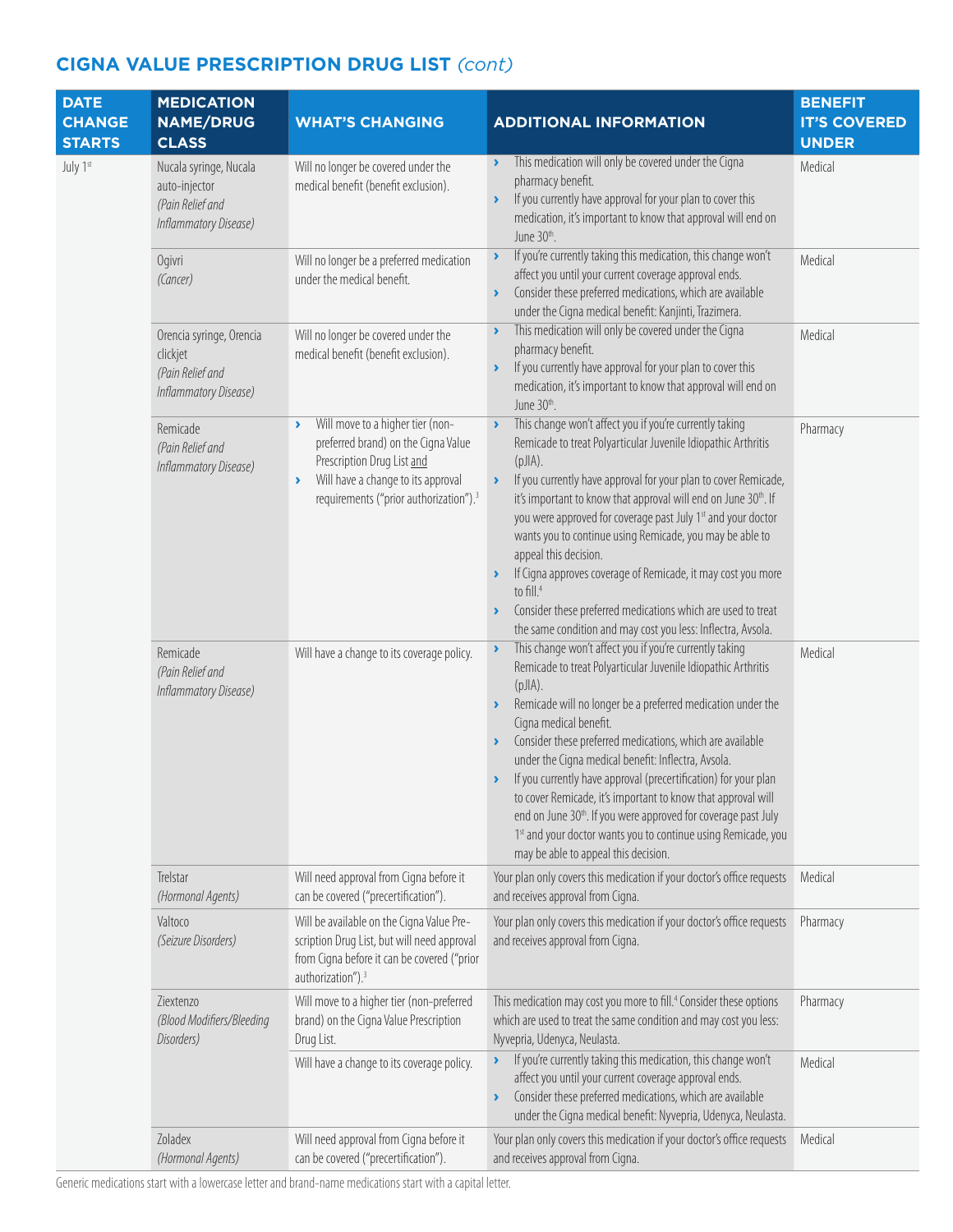## CIGNA VALUE PRESCRIPTION DRUG LIST *(cont)*

| DATE CHANGE STARTS | MEDICATION NAME/DRUG CLASS | WHAT'S CHANGING | ADDITIONAL INFORMATION | BENEFIT IT'S COVERED UNDER |
|---|---|---|---|---|
| July 1st | Nucala syringe, Nucala auto-injector *(Pain Relief and Inflammatory Disease)* | Will no longer be covered under the medical benefit (benefit exclusion). | › This medication will only be covered under the Cigna pharmacy benefit. › If you currently have approval for your plan to cover this medication, it's important to know that approval will end on June 30th. | Medical |
| | Ogivri *(Cancer)* | Will no longer be a preferred medication under the medical benefit. | › If you're currently taking this medication, this change won't affect you until your current coverage approval ends. › Consider these preferred medications, which are available under the Cigna medical benefit: Kanjinti, Trazimera. | Medical |
| | Orencia syringe, Orencia clickjet *(Pain Relief and Inflammatory Disease)* | Will no longer be covered under the medical benefit (benefit exclusion). | › This medication will only be covered under the Cigna pharmacy benefit. › If you currently have approval for your plan to cover this medication, it's important to know that approval will end on June 30th. | Medical |
| | Remicade *(Pain Relief and Inflammatory Disease)* | › Will move to a higher tier (non-preferred brand) on the Cigna Value Prescription Drug List and › Will have a change to its approval requirements ("prior authorization").[3] | › This change won't affect you if you're currently taking Remicade to treat Polyarticular Juvenile Idiopathic Arthritis (pJIA). › If you currently have approval for your plan to cover Remicade, it's important to know that approval will end on June 30th. If you were approved for coverage past July 1st and your doctor wants you to continue using Remicade, you may be able to appeal this decision. › If Cigna approves coverage of Remicade, it may cost you more to fill.[4] › Consider these preferred medications which are used to treat the same condition and may cost you less: Inflectra, Avsola. | Pharmacy |
| | Remicade *(Pain Relief and Inflammatory Disease)* | Will have a change to its coverage policy. | › This change won't affect you if you're currently taking Remicade to treat Polyarticular Juvenile Idiopathic Arthritis (pJIA). › Remicade will no longer be a preferred medication under the Cigna medical benefit. › Consider these preferred medications, which are available under the Cigna medical benefit: Inflectra, Avsola. › If you currently have approval (precertification) for your plan to cover Remicade, it's important to know that approval will end on June 30th. If you were approved for coverage past July 1st and your doctor wants you to continue using Remicade, you may be able to appeal this decision. | Medical |
| | Trelstar *(Hormonal Agents)* | Will need approval from Cigna before it can be covered ("precertification"). | Your plan only covers this medication if your doctor's office requests and receives approval from Cigna. | Medical |
| | Valtoco *(Seizure Disorders)* | Will be available on the Cigna Value Prescription Drug List, but will need approval from Cigna before it can be covered ("prior authorization").[3] | Your plan only covers this medication if your doctor's office requests and receives approval from Cigna. | Pharmacy |
| | Ziextenzo *(Blood Modifiers/Bleeding Disorders)* | Will move to a higher tier (non-preferred brand) on the Cigna Value Prescription Drug List. | This medication may cost you more to fill.[4] Consider these options which are used to treat the same condition and may cost you less: Nyvepria, Udenyca, Neulasta. | Pharmacy |
| | | Will have a change to its coverage policy. | › If you're currently taking this medication, this change won't affect you until your current coverage approval ends. › Consider these preferred medications, which are available under the Cigna medical benefit: Nyvepria, Udenyca, Neulasta. | Medical |
| | Zoladex *(Hormonal Agents)* | Will need approval from Cigna before it can be covered ("precertification"). | Your plan only covers this medication if your doctor's office requests and receives approval from Cigna. | Medical |

Generic medications start with a lowercase letter and brand-name medications start with a capital letter.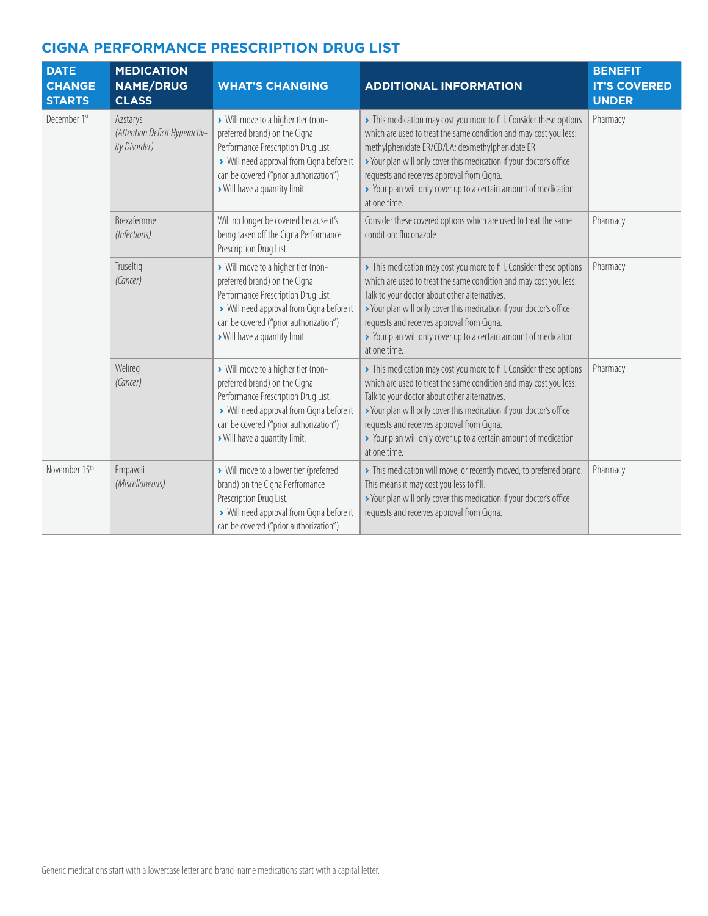## CIGNA PERFORMANCE PRESCRIPTION DRUG LIST

| DATE CHANGE STARTS | MEDICATION NAME/DRUG CLASS | WHAT'S CHANGING | ADDITIONAL INFORMATION | BENEFIT IT'S COVERED UNDER |
|---|---|---|---|---|
| December 1st | Azstarys *(Attention Deficit Hyperactivity Disorder)* | › Will move to a higher tier (non-preferred brand) on the Cigna Performance Prescription Drug List. › Will need approval from Cigna before it can be covered ("prior authorization") › Will have a quantity limit. | › This medication may cost you more to fill. Consider these options which are used to treat the same condition and may cost you less: methylphenidate ER/CD/LA; dexmethylphenidate ER › Your plan will only cover this medication if your doctor's office requests and receives approval from Cigna. › Your plan will only cover up to a certain amount of medication at one time. | Pharmacy |
| | Brexafemme *(Infections)* | Will no longer be covered because it's being taken off the Cigna Performance Prescription Drug List. | Consider these covered options which are used to treat the same condition: fluconazole | Pharmacy |
| | Truseltiq *(Cancer)* | › Will move to a higher tier (non-preferred brand) on the Cigna Performance Prescription Drug List. › Will need approval from Cigna before it can be covered ("prior authorization") › Will have a quantity limit. | › This medication may cost you more to fill. Consider these options which are used to treat the same condition and may cost you less: Talk to your doctor about other alternatives. › Your plan will only cover this medication if your doctor's office requests and receives approval from Cigna. › Your plan will only cover up to a certain amount of medication at one time. | Pharmacy |
| | Welireg *(Cancer)* | › Will move to a higher tier (non-preferred brand) on the Cigna Performance Prescription Drug List. › Will need approval from Cigna before it can be covered ("prior authorization") › Will have a quantity limit. | › This medication may cost you more to fill. Consider these options which are used to treat the same condition and may cost you less: Talk to your doctor about other alternatives. › Your plan will only cover this medication if your doctor's office requests and receives approval from Cigna. › Your plan will only cover up to a certain amount of medication at one time. | Pharmacy |
| November 15th | Empaveli *(Miscellaneous)* | › Will move to a lower tier (preferred brand) on the Cigna Perfromance Prescription Drug List. › Will need approval from Cigna before it can be covered ("prior authorization") | › This medication will move, or recently moved, to preferred brand. This means it may cost you less to fill. › Your plan will only cover this medication if your doctor's office requests and receives approval from Cigna. | Pharmacy |

Generic medications start with a lowercase letter and brand-name medications start with a capital letter.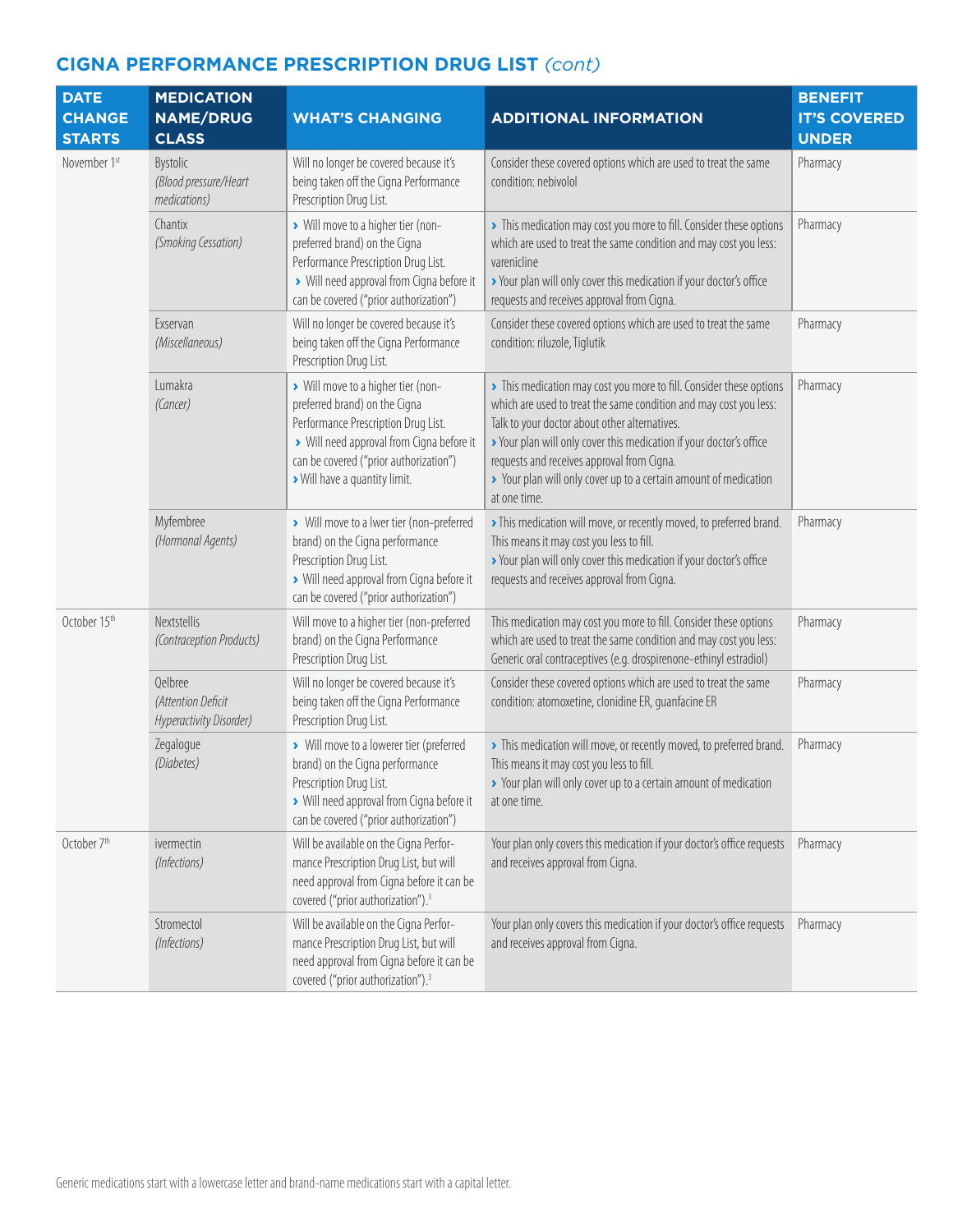## CIGNA PERFORMANCE PRESCRIPTION DRUG LIST *(cont)*

| DATE CHANGE STARTS | MEDICATION NAME/DRUG CLASS | WHAT'S CHANGING | ADDITIONAL INFORMATION | BENEFIT IT'S COVERED UNDER |
|---|---|---|---|---|
| November 1st | Bystolic *(Blood pressure/Heart medications)* | Will no longer be covered because it's being taken off the Cigna Performance Prescription Drug List. | Consider these covered options which are used to treat the same condition: nebivolol | Pharmacy |
| | Chantix *(Smoking Cessation)* | › Will move to a higher tier (non-preferred brand) on the Cigna Performance Prescription Drug List. › Will need approval from Cigna before it can be covered ("prior authorization") | › This medication may cost you more to fill. Consider these options which are used to treat the same condition and may cost you less: varenicline › Your plan will only cover this medication if your doctor's office requests and receives approval from Cigna. | Pharmacy |
| | Exservan *(Miscellaneous)* | Will no longer be covered because it's being taken off the Cigna Performance Prescription Drug List. | Consider these covered options which are used to treat the same condition: riluzole, Tiglutik | Pharmacy |
| | Lumakra *(Cancer)* | › Will move to a higher tier (non-preferred brand) on the Cigna Performance Prescription Drug List. › Will need approval from Cigna before it can be covered ("prior authorization") › Will have a quantity limit. | › This medication may cost you more to fill. Consider these options which are used to treat the same condition and may cost you less: Talk to your doctor about other alternatives. › Your plan will only cover this medication if your doctor's office requests and receives approval from Cigna. › Your plan will only cover up to a certain amount of medication at one time. | Pharmacy |
| | Myfembree *(Hormonal Agents)* | › Will move to a lwer tier (non-preferred brand) on the Cigna performance Prescription Drug List. › Will need approval from Cigna before it can be covered ("prior authorization") | › This medication will move, or recently moved, to preferred brand. This means it may cost you less to fill. › Your plan will only cover this medication if your doctor's office requests and receives approval from Cigna. | Pharmacy |
| October 15th | Nextstellis *(Contraception Products)* | Will move to a higher tier (non-preferred brand) on the Cigna Performance Prescription Drug List. | This medication may cost you more to fill. Consider these options which are used to treat the same condition and may cost you less: Generic oral contraceptives (e.g. drospirenone-ethinyl estradiol) | Pharmacy |
| | Qelbree *(Attention Deficit Hyperactivity Disorder)* | Will no longer be covered because it's being taken off the Cigna Performance Prescription Drug List. | Consider these covered options which are used to treat the same condition: atomoxetine, clonidine ER, guanfacine ER | Pharmacy |
| | Zegalogue *(Diabetes)* | › Will move to a lowerer tier (preferred brand) on the Cigna performance Prescription Drug List. › Will need approval from Cigna before it can be covered ("prior authorization") | › This medication will move, or recently moved, to preferred brand. This means it may cost you less to fill. › Your plan will only cover up to a certain amount of medication at one time. | Pharmacy |
| October 7th | ivermectin *(Infections)* | Will be available on the Cigna Performance Prescription Drug List, but will need approval from Cigna before it can be covered ("prior authorization").[3] | Your plan only covers this medication if your doctor's office requests and receives approval from Cigna. | Pharmacy |
| | Stromectol *(Infections)* | Will be available on the Cigna Performance Prescription Drug List, but will need approval from Cigna before it can be covered ("prior authorization").[3] | Your plan only covers this medication if your doctor's office requests and receives approval from Cigna. | Pharmacy |

Generic medications start with a lowercase letter and brand-name medications start with a capital letter.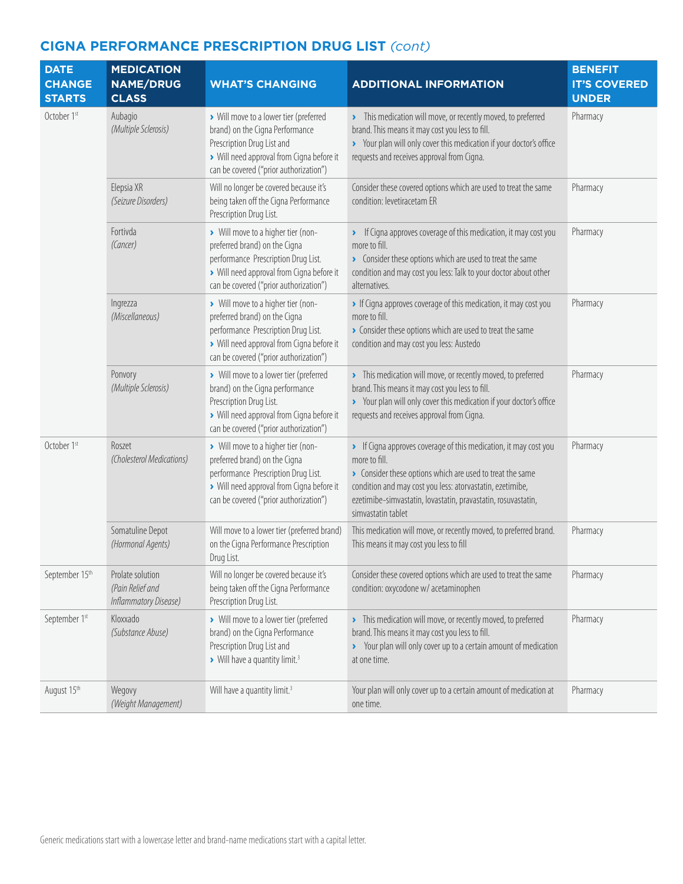## CIGNA PERFORMANCE PRESCRIPTION DRUG LIST *(cont)*

| DATE CHANGE STARTS | MEDICATION NAME/DRUG CLASS | WHAT'S CHANGING | ADDITIONAL INFORMATION | BENEFIT IT'S COVERED UNDER |
|---|---|---|---|---|
| October 1st | Aubagio *(Multiple Sclerosis)* | › Will move to a lower tier (preferred brand) on the Cigna Performance Prescription Drug List and › Will need approval from Cigna before it can be covered ("prior authorization") | › This medication will move, or recently moved, to preferred brand. This means it may cost you less to fill. › Your plan will only cover this medication if your doctor's office requests and receives approval from Cigna. | Pharmacy |
| | Elepsia XR *(Seizure Disorders)* | Will no longer be covered because it's being taken off the Cigna Performance Prescription Drug List. | Consider these covered options which are used to treat the same condition: levetiracetam ER | Pharmacy |
| | Fortivda *(Cancer)* | › Will move to a higher tier (non-preferred brand) on the Cigna performance Prescription Drug List. › Will need approval from Cigna before it can be covered ("prior authorization") | › If Cigna approves coverage of this medication, it may cost you more to fill. › Consider these options which are used to treat the same condition and may cost you less: Talk to your doctor about other alternatives. | Pharmacy |
| | Ingrezza *(Miscellaneous)* | › Will move to a higher tier (non-preferred brand) on the Cigna performance Prescription Drug List. › Will need approval from Cigna before it can be covered ("prior authorization") | › If Cigna approves coverage of this medication, it may cost you more to fill. › Consider these options which are used to treat the same condition and may cost you less: Austedo | Pharmacy |
| | Ponvory *(Multiple Sclerosis)* | › Will move to a lower tier (preferred brand) on the Cigna performance Prescription Drug List. › Will need approval from Cigna before it can be covered ("prior authorization") | › This medication will move, or recently moved, to preferred brand. This means it may cost you less to fill. › Your plan will only cover this medication if your doctor's office requests and receives approval from Cigna. | Pharmacy |
| October 1st | Roszet *(Cholesterol Medications)* | › Will move to a higher tier (non-preferred brand) on the Cigna performance Prescription Drug List. › Will need approval from Cigna before it can be covered ("prior authorization") | › If Cigna approves coverage of this medication, it may cost you more to fill. › Consider these options which are used to treat the same condition and may cost you less: atorvastatin, ezetimibe, ezetimibe-simvastatin, lovastatin, pravastatin, rosuvastatin, simvastatin tablet | Pharmacy |
| | Somatuline Depot *(Hormonal Agents)* | Will move to a lower tier (preferred brand) on the Cigna Performance Prescription Drug List. | This medication will move, or recently moved, to preferred brand. This means it may cost you less to fill | Pharmacy |
| September 15th | Prolate solution *(Pain Relief and Inflammatory Disease)* | Will no longer be covered because it's being taken off the Cigna Performance Prescription Drug List. | Consider these covered options which are used to treat the same condition: oxycodone w/ acetaminophen | Pharmacy |
| September 1st | Kloxxado *(Substance Abuse)* | › Will move to a lower tier (preferred brand) on the Cigna Performance Prescription Drug List and › Will have a quantity limit.[3] | › This medication will move, or recently moved, to preferred brand. This means it may cost you less to fill. › Your plan will only cover up to a certain amount of medication at one time. | Pharmacy |
| August 15th | Wegovy *(Weight Management)* | Will have a quantity limit.[3] | Your plan will only cover up to a certain amount of medication at one time. | Pharmacy |

Generic medications start with a lowercase letter and brand-name medications start with a capital letter.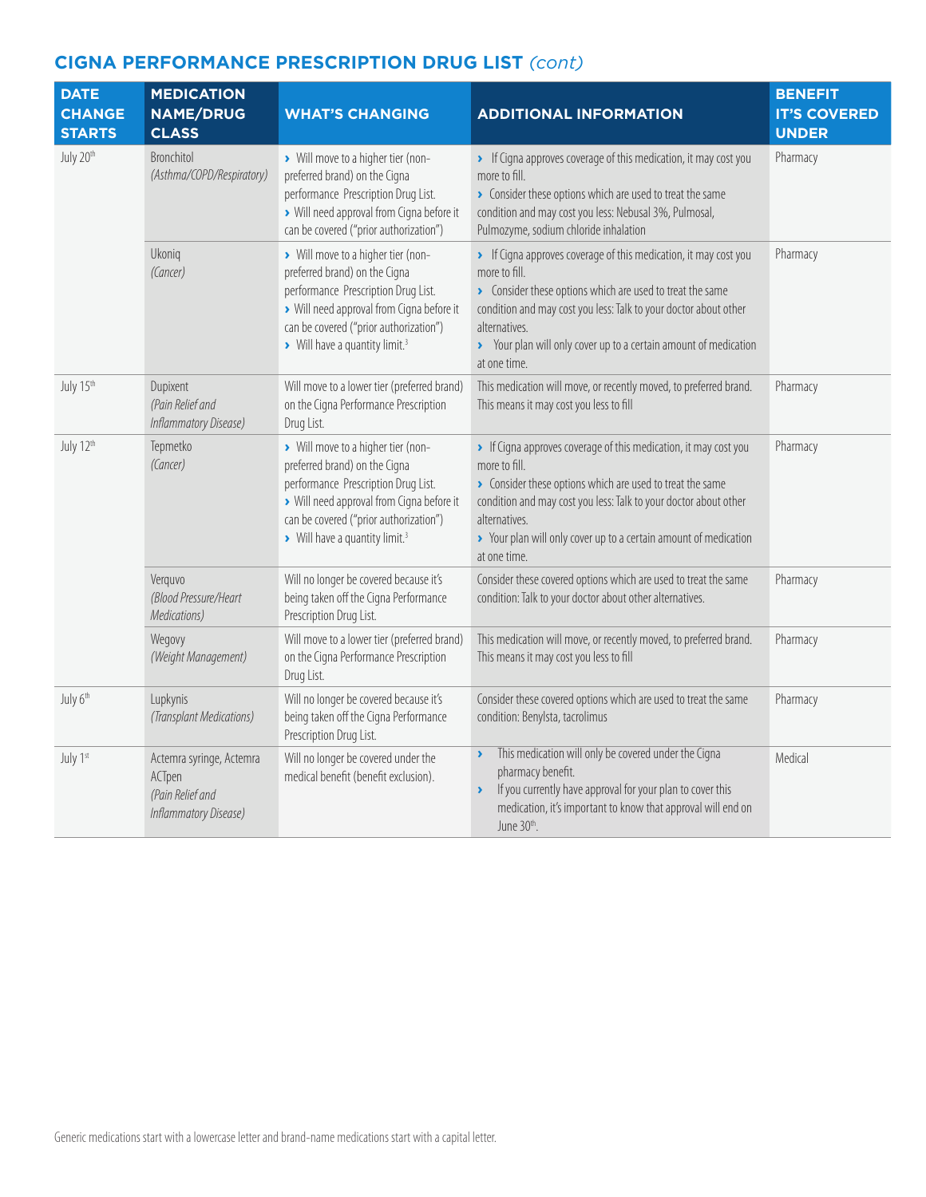## CIGNA PERFORMANCE PRESCRIPTION DRUG LIST *(cont)*

| DATE CHANGE STARTS | MEDICATION NAME/DRUG CLASS | WHAT'S CHANGING | ADDITIONAL INFORMATION | BENEFIT IT'S COVERED UNDER |
|---|---|---|---|---|
| July 20th | Bronchitol *(Asthma/COPD/Respiratory)* | › Will move to a higher tier (non-preferred brand) on the Cigna performance Prescription Drug List. › Will need approval from Cigna before it can be covered ("prior authorization") | › If Cigna approves coverage of this medication, it may cost you more to fill. › Consider these options which are used to treat the same condition and may cost you less: Nebusal 3%, Pulmosal, Pulmozyme, sodium chloride inhalation | Pharmacy |
| | Ukoniq *(Cancer)* | › Will move to a higher tier (non-preferred brand) on the Cigna performance Prescription Drug List. › Will need approval from Cigna before it can be covered ("prior authorization") › Will have a quantity limit.[3] | › If Cigna approves coverage of this medication, it may cost you more to fill. › Consider these options which are used to treat the same condition and may cost you less: Talk to your doctor about other alternatives. › Your plan will only cover up to a certain amount of medication at one time. | Pharmacy |
| July 15th | Dupixent *(Pain Relief and Inflammatory Disease)* | Will move to a lower tier (preferred brand) on the Cigna Performance Prescription Drug List. | This medication will move, or recently moved, to preferred brand. This means it may cost you less to fill | Pharmacy |
| July 12th | Tepmetko *(Cancer)* | › Will move to a higher tier (non-preferred brand) on the Cigna performance Prescription Drug List. › Will need approval from Cigna before it can be covered ("prior authorization") › Will have a quantity limit.[3] | › If Cigna approves coverage of this medication, it may cost you more to fill. › Consider these options which are used to treat the same condition and may cost you less: Talk to your doctor about other alternatives. › Your plan will only cover up to a certain amount of medication at one time. | Pharmacy |
| | Verquvo *(Blood Pressure/Heart Medications)* | Will no longer be covered because it's being taken off the Cigna Performance Prescription Drug List. | Consider these covered options which are used to treat the same condition: Talk to your doctor about other alternatives. | Pharmacy |
| | Wegovy *(Weight Management)* | Will move to a lower tier (preferred brand) on the Cigna Performance Prescription Drug List. | This medication will move, or recently moved, to preferred brand. This means it may cost you less to fill | Pharmacy |
| July 6th | Lupkynis *(Transplant Medications)* | Will no longer be covered because it's being taken off the Cigna Performance Prescription Drug List. | Consider these covered options which are used to treat the same condition: Benlysta, tacrolimus | Pharmacy |
| July 1st | Actemra syringe, Actemra ACTpen *(Pain Relief and Inflammatory Disease)* | Will no longer be covered under the medical benefit (benefit exclusion). | › This medication will only be covered under the Cigna pharmacy benefit. › If you currently have approval for your plan to cover this medication, it's important to know that approval will end on June 30th. | Medical |

Generic medications start with a lowercase letter and brand-name medications start with a capital letter.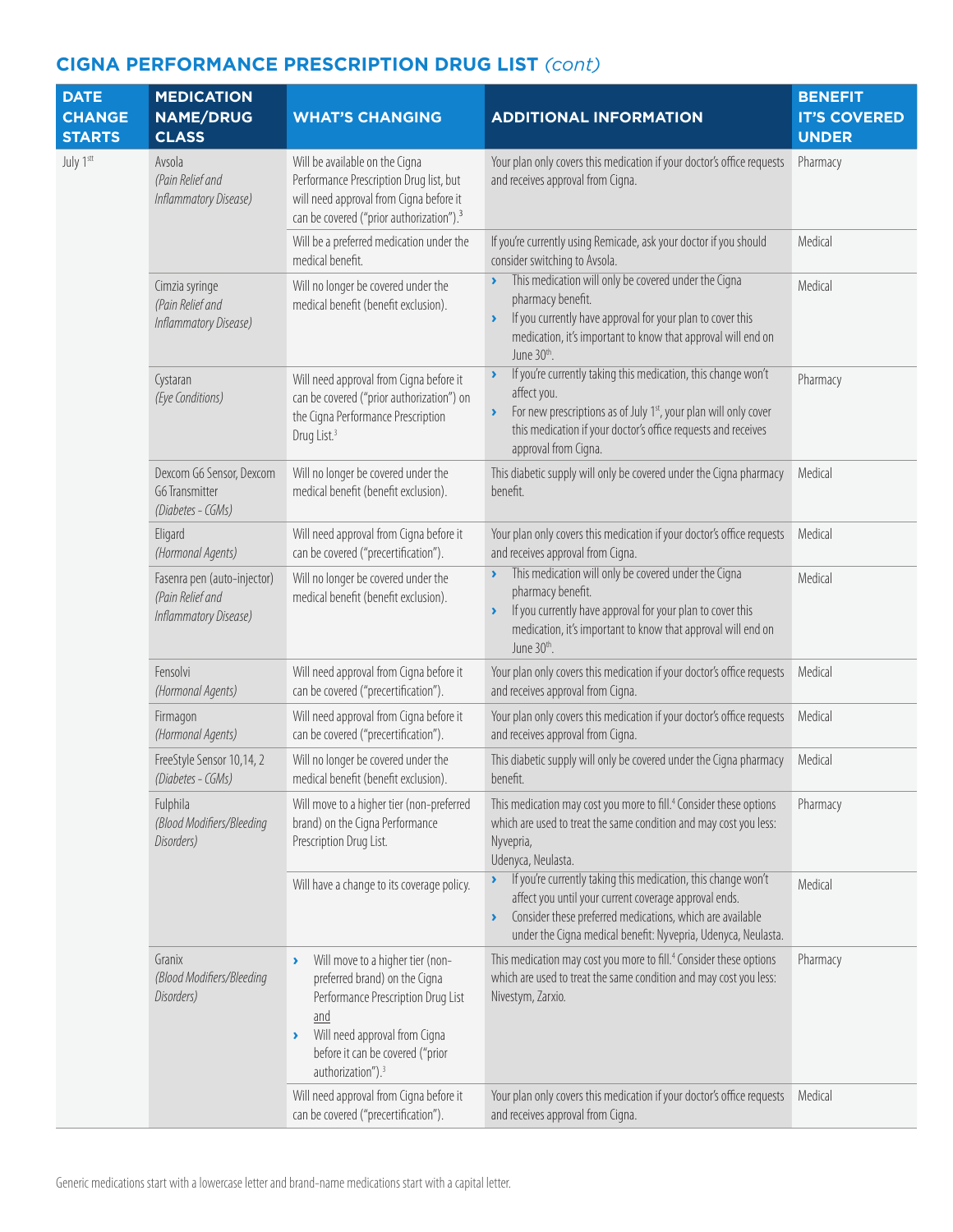## CIGNA PERFORMANCE PRESCRIPTION DRUG LIST *(cont)*

| DATE CHANGE STARTS | MEDICATION NAME/DRUG CLASS | WHAT'S CHANGING | ADDITIONAL INFORMATION | BENEFIT IT'S COVERED UNDER |
|---|---|---|---|---|
| July 1st | Avsola *(Pain Relief and Inflammatory Disease)* | Will be available on the Cigna Performance Prescription Drug list, but will need approval from Cigna before it can be covered ("prior authorization").[3] | Your plan only covers this medication if your doctor's office requests and receives approval from Cigna. | Pharmacy |
| | | Will be a preferred medication under the medical benefit. | If you're currently using Remicade, ask your doctor if you should consider switching to Avsola. | Medical |
| | Cimzia syringe *(Pain Relief and Inflammatory Disease)* | Will no longer be covered under the medical benefit (benefit exclusion). | › This medication will only be covered under the Cigna pharmacy benefit. › If you currently have approval for your plan to cover this medication, it's important to know that approval will end on June 30th. | Medical |
| | Cystaran *(Eye Conditions)* | Will need approval from Cigna before it can be covered ("prior authorization") on the Cigna Performance Prescription Drug List.[3] | › If you're currently taking this medication, this change won't affect you. › For new prescriptions as of July 1st, your plan will only cover this medication if your doctor's office requests and receives approval from Cigna. | Pharmacy |
| | Dexcom G6 Sensor, Dexcom G6 Transmitter *(Diabetes - CGMs)* | Will no longer be covered under the medical benefit (benefit exclusion). | This diabetic supply will only be covered under the Cigna pharmacy benefit. | Medical |
| | Eligard *(Hormonal Agents)* | Will need approval from Cigna before it can be covered ("precertification"). | Your plan only covers this medication if your doctor's office requests and receives approval from Cigna. | Medical |
| | Fasenra pen (auto-injector) *(Pain Relief and Inflammatory Disease)* | Will no longer be covered under the medical benefit (benefit exclusion). | › This medication will only be covered under the Cigna pharmacy benefit. › If you currently have approval for your plan to cover this medication, it's important to know that approval will end on June 30th. | Medical |
| | Fensolvi *(Hormonal Agents)* | Will need approval from Cigna before it can be covered ("precertification"). | Your plan only covers this medication if your doctor's office requests and receives approval from Cigna. | Medical |
| | Firmagon *(Hormonal Agents)* | Will need approval from Cigna before it can be covered ("precertification"). | Your plan only covers this medication if your doctor's office requests and receives approval from Cigna. | Medical |
| | FreeStyle Sensor 10,14, 2 *(Diabetes - CGMs)* | Will no longer be covered under the medical benefit (benefit exclusion). | This diabetic supply will only be covered under the Cigna pharmacy benefit. | Medical |
| | Fulphila *(Blood Modifiers/Bleeding Disorders)* | Will move to a higher tier (non-preferred brand) on the Cigna Performance Prescription Drug List. | This medication may cost you more to fill.[4] Consider these options which are used to treat the same condition and may cost you less: Nyvepria, Udenyca, Neulasta. | Pharmacy |
| | | Will have a change to its coverage policy. | › If you're currently taking this medication, this change won't affect you until your current coverage approval ends. › Consider these preferred medications, which are available under the Cigna medical benefit: Nyvepria, Udenyca, Neulasta. | Medical |
| | Granix *(Blood Modifiers/Bleeding Disorders)* | › Will move to a higher tier (non-preferred brand) on the Cigna Performance Prescription Drug List and › Will need approval from Cigna before it can be covered ("prior authorization").[3] | This medication may cost you more to fill.[4] Consider these options which are used to treat the same condition and may cost you less: Nivestym, Zarxio. | Pharmacy |
| | | Will need approval from Cigna before it can be covered ("precertification"). | Your plan only covers this medication if your doctor's office requests and receives approval from Cigna. | Medical |

Generic medications start with a lowercase letter and brand-name medications start with a capital letter.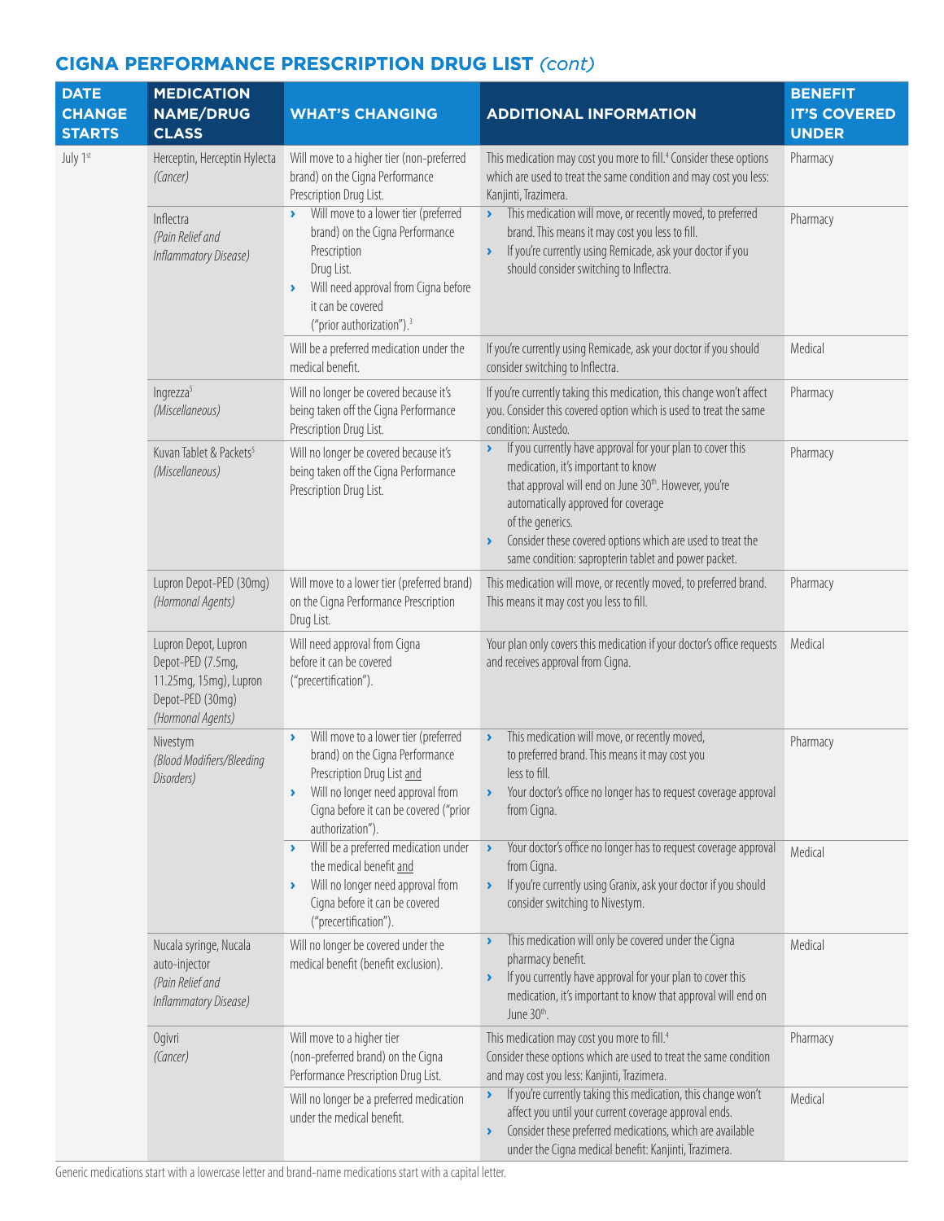## CIGNA PERFORMANCE PRESCRIPTION DRUG LIST *(cont)*

| DATE CHANGE STARTS | MEDICATION NAME/DRUG CLASS | WHAT'S CHANGING | ADDITIONAL INFORMATION | BENEFIT IT'S COVERED UNDER |
|---|---|---|---|---|
| July 1st | Herceptin, Herceptin Hylecta *(Cancer)* | Will move to a higher tier (non-preferred brand) on the Cigna Performance Prescription Drug List. | This medication may cost you more to fill.[4] Consider these options which are used to treat the same condition and may cost you less: Kanjinti, Trazimera. | Pharmacy |
| | Inflectra *(Pain Relief and Inflammatory Disease)* | › Will move to a lower tier (preferred brand) on the Cigna Performance Prescription Drug List. › Will need approval from Cigna before it can be covered ("prior authorization").[3] | › This medication will move, or recently moved, to preferred brand. This means it may cost you less to fill. › If you're currently using Remicade, ask your doctor if you should consider switching to Inflectra. | Pharmacy |
| | | Will be a preferred medication under the medical benefit. | If you're currently using Remicade, ask your doctor if you should consider switching to Inflectra. | Medical |
| | Ingrezza[5] *(Miscellaneous)* | Will no longer be covered because it's being taken off the Cigna Performance Prescription Drug List. | If you're currently taking this medication, this change won't affect you. Consider this covered option which is used to treat the same condition: Austedo. | Pharmacy |
| | Kuvan Tablet & Packets[5] *(Miscellaneous)* | Will no longer be covered because it's being taken off the Cigna Performance Prescription Drug List. | › If you currently have approval for your plan to cover this medication, it's important to know that approval will end on June 30th. However, you're automatically approved for coverage of the generics. › Consider these covered options which are used to treat the same condition: sapropterin tablet and power packet. | Pharmacy |
| | Lupron Depot-PED (30mg) *(Hormonal Agents)* | Will move to a lower tier (preferred brand) on the Cigna Performance Prescription Drug List. | This medication will move, or recently moved, to preferred brand. This means it may cost you less to fill. | Pharmacy |
| | Lupron Depot, Lupron Depot-PED (7.5mg, 11.25mg, 15mg), Lupron Depot-PED (30mg) *(Hormonal Agents)* | Will need approval from Cigna before it can be covered ("precertification"). | Your plan only covers this medication if your doctor's office requests and receives approval from Cigna. | Medical |
| | Nivestym *(Blood Modifiers/Bleeding Disorders)* | › Will move to a lower tier (preferred brand) on the Cigna Performance Prescription Drug List and › Will no longer need approval from Cigna before it can be covered ("prior authorization"). | › This medication will move, or recently moved, to preferred brand. This means it may cost you less to fill. › Your doctor's office no longer has to request coverage approval from Cigna. | Pharmacy |
| | | › Will be a preferred medication under the medical benefit and › Will no longer need approval from Cigna before it can be covered ("precertification"). | › Your doctor's office no longer has to request coverage approval from Cigna. › If you're currently using Granix, ask your doctor if you should consider switching to Nivestym. | Medical |
| | Nucala syringe, Nucala auto-injector *(Pain Relief and Inflammatory Disease)* | Will no longer be covered under the medical benefit (benefit exclusion). | › This medication will only be covered under the Cigna pharmacy benefit. › If you currently have approval for your plan to cover this medication, it's important to know that approval will end on June 30th. | Medical |
| | Ogivri *(Cancer)* | Will move to a higher tier (non-preferred brand) on the Cigna Performance Prescription Drug List. | This medication may cost you more to fill.[4] Consider these options which are used to treat the same condition and may cost you less: Kanjinti, Trazimera. | Pharmacy |
| | | Will no longer be a preferred medication under the medical benefit. | › If you're currently taking this medication, this change won't affect you until your current coverage approval ends. › Consider these preferred medications, which are available under the Cigna medical benefit: Kanjinti, Trazimera. | Medical |

Generic medications start with a lowercase letter and brand-name medications start with a capital letter.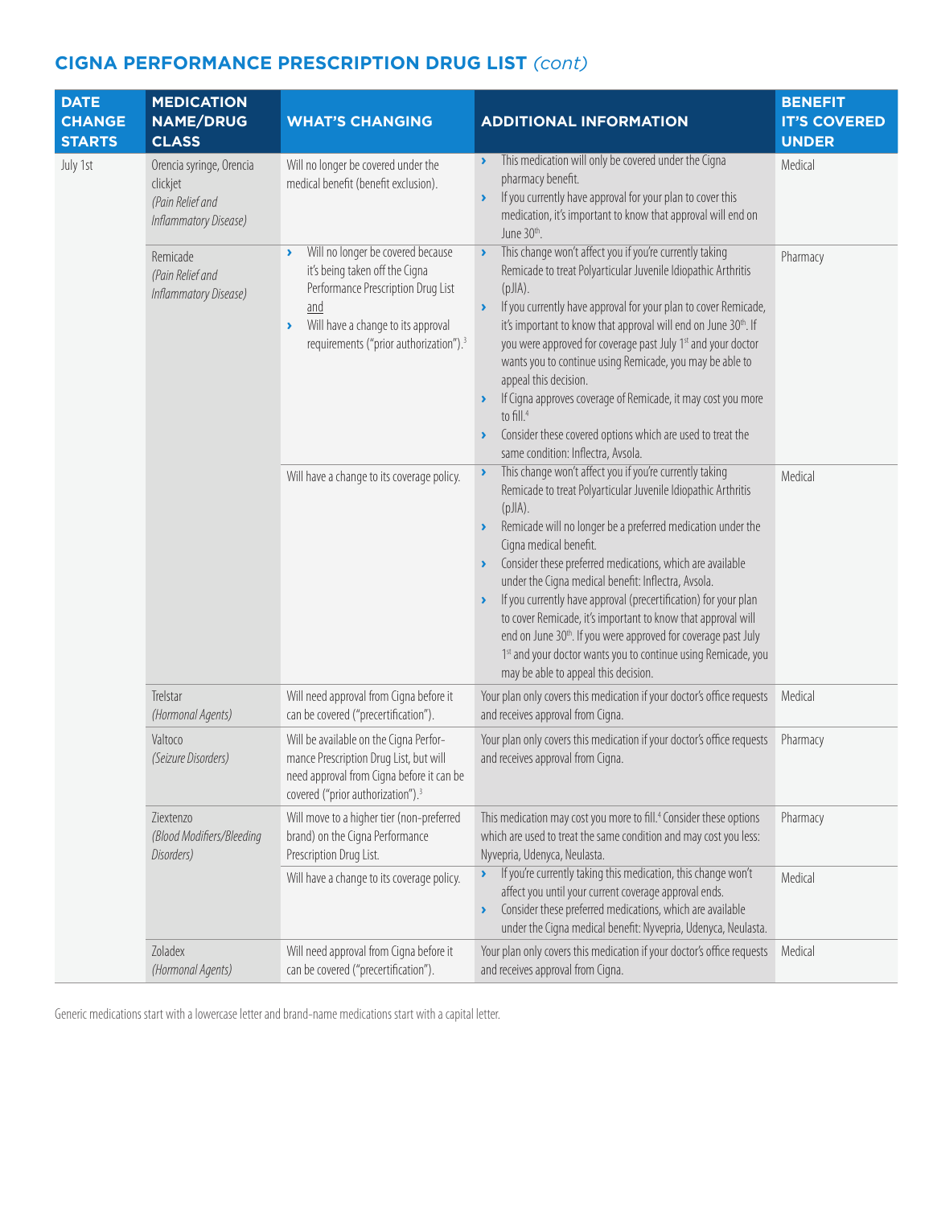## CIGNA PERFORMANCE PRESCRIPTION DRUG LIST *(cont)*

| DATE CHANGE STARTS | MEDICATION NAME/DRUG CLASS | WHAT'S CHANGING | ADDITIONAL INFORMATION | BENEFIT IT'S COVERED UNDER |
|---|---|---|---|---|
| July 1st | Orencia syringe, Orencia clickjet *(Pain Relief and Inflammatory Disease)* | Will no longer be covered under the medical benefit (benefit exclusion). | › This medication will only be covered under the Cigna pharmacy benefit. › If you currently have approval for your plan to cover this medication, it's important to know that approval will end on June 30th. | Medical |
| | Remicade *(Pain Relief and Inflammatory Disease)* | › Will no longer be covered because it's being taken off the Cigna Performance Prescription Drug List and › Will have a change to its approval requirements ("prior authorization").[3] | › This change won't affect you if you're currently taking Remicade to treat Polyarticular Juvenile Idiopathic Arthritis (pJIA). › If you currently have approval for your plan to cover Remicade, it's important to know that approval will end on June 30th. If you were approved for coverage past July 1st and your doctor wants you to continue using Remicade, you may be able to appeal this decision. › If Cigna approves coverage of Remicade, it may cost you more to fill.[4] › Consider these covered options which are used to treat the same condition: Inflectra, Avsola. | Pharmacy |
| | | Will have a change to its coverage policy. | › This change won't affect you if you're currently taking Remicade to treat Polyarticular Juvenile Idiopathic Arthritis (pJIA). › Remicade will no longer be a preferred medication under the Cigna medical benefit. › Consider these preferred medications, which are available under the Cigna medical benefit: Inflectra, Avsola. › If you currently have approval (precertification) for your plan to cover Remicade, it's important to know that approval will end on June 30th. If you were approved for coverage past July 1st and your doctor wants you to continue using Remicade, you may be able to appeal this decision. | Medical |
| | Trelstar *(Hormonal Agents)* | Will need approval from Cigna before it can be covered ("precertification"). | Your plan only covers this medication if your doctor's office requests and receives approval from Cigna. | Medical |
| | Valtoco *(Seizure Disorders)* | Will be available on the Cigna Performance Prescription Drug List, but will need approval from Cigna before it can be covered ("prior authorization").[3] | Your plan only covers this medication if your doctor's office requests and receives approval from Cigna. | Pharmacy |
| | Ziextenzo *(Blood Modifiers/Bleeding Disorders)* | Will move to a higher tier (non-preferred brand) on the Cigna Performance Prescription Drug List. | This medication may cost you more to fill.[4] Consider these options which are used to treat the same condition and may cost you less: Nyvepria, Udenyca, Neulasta. | Pharmacy |
| | | Will have a change to its coverage policy. | › If you're currently taking this medication, this change won't affect you until your current coverage approval ends. › Consider these preferred medications, which are available under the Cigna medical benefit: Nyvepria, Udenyca, Neulasta. | Medical |
| | Zoladex *(Hormonal Agents)* | Will need approval from Cigna before it can be covered ("precertification"). | Your plan only covers this medication if your doctor's office requests and receives approval from Cigna. | Medical |

Generic medications start with a lowercase letter and brand-name medications start with a capital letter.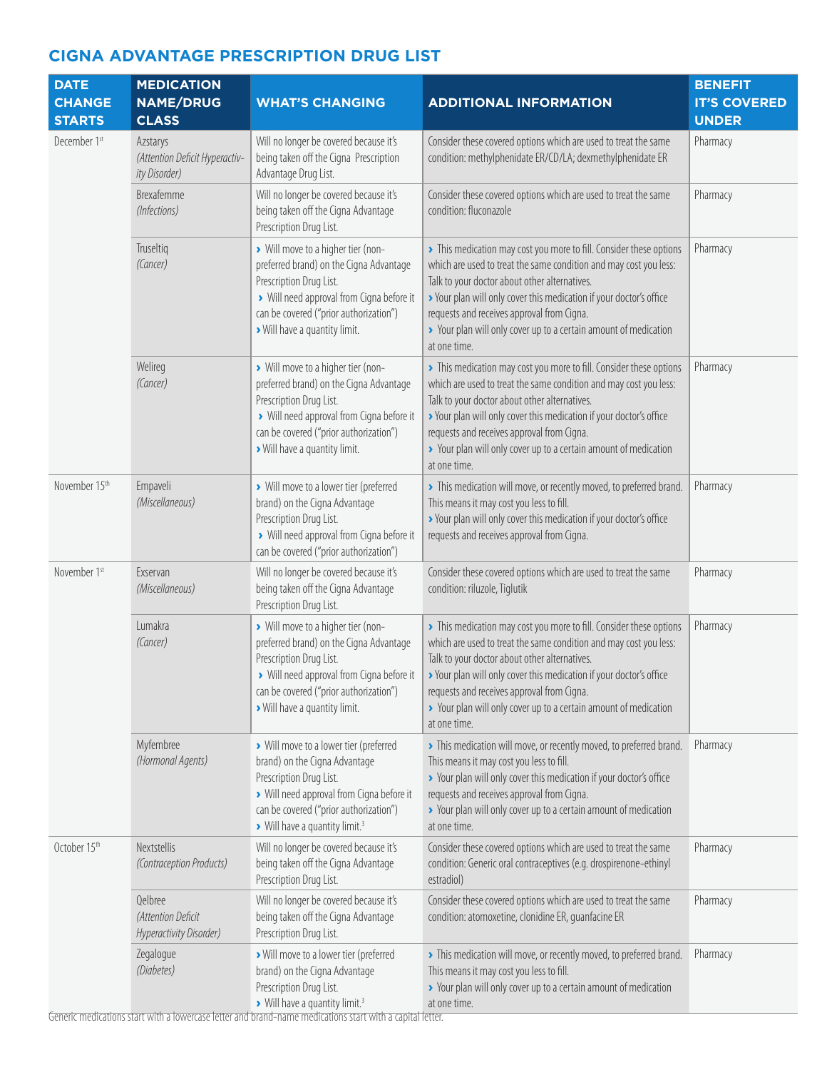## CIGNA ADVANTAGE PRESCRIPTION DRUG LIST

| DATE CHANGE STARTS | MEDICATION NAME/DRUG CLASS | WHAT'S CHANGING | ADDITIONAL INFORMATION | BENEFIT IT'S COVERED UNDER |
|---|---|---|---|---|
| December 1st | Azstarys *(Attention Deficit Hyperactivity Disorder)* | Will no longer be covered because it's being taken off the Cigna Prescription Advantage Drug List. | Consider these covered options which are used to treat the same condition: methylphenidate ER/CD/LA; dexmethylphenidate ER | Pharmacy |
| | Brexafemme *(Infections)* | Will no longer be covered because it's being taken off the Cigna Advantage Prescription Drug List. | Consider these covered options which are used to treat the same condition: fluconazole | Pharmacy |
| | Truseltiq *(Cancer)* | › Will move to a higher tier (non-preferred brand) on the Cigna Advantage Prescription Drug List. › Will need approval from Cigna before it can be covered ("prior authorization") › Will have a quantity limit. | › This medication may cost you more to fill. Consider these options which are used to treat the same condition and may cost you less: Talk to your doctor about other alternatives. › Your plan will only cover this medication if your doctor's office requests and receives approval from Cigna. › Your plan will only cover up to a certain amount of medication at one time. | Pharmacy |
| | Welireg *(Cancer)* | › Will move to a higher tier (non-preferred brand) on the Cigna Advantage Prescription Drug List. › Will need approval from Cigna before it can be covered ("prior authorization") › Will have a quantity limit. | › This medication may cost you more to fill. Consider these options which are used to treat the same condition and may cost you less: Talk to your doctor about other alternatives. › Your plan will only cover this medication if your doctor's office requests and receives approval from Cigna. › Your plan will only cover up to a certain amount of medication at one time. | Pharmacy |
| November 15th | Empaveli *(Miscellaneous)* | › Will move to a lower tier (preferred brand) on the Cigna Advantage Prescription Drug List. › Will need approval from Cigna before it can be covered ("prior authorization") | › This medication will move, or recently moved, to preferred brand. This means it may cost you less to fill. › Your plan will only cover this medication if your doctor's office requests and receives approval from Cigna. | Pharmacy |
| November 1st | Exservan *(Miscellaneous)* | Will no longer be covered because it's being taken off the Cigna Advantage Prescription Drug List. | Consider these covered options which are used to treat the same condition: riluzole, Tiglutik | Pharmacy |
| | Lumakra *(Cancer)* | › Will move to a higher tier (non-preferred brand) on the Cigna Advantage Prescription Drug List. › Will need approval from Cigna before it can be covered ("prior authorization") › Will have a quantity limit. | › This medication may cost you more to fill. Consider these options which are used to treat the same condition and may cost you less: Talk to your doctor about other alternatives. › Your plan will only cover this medication if your doctor's office requests and receives approval from Cigna. › Your plan will only cover up to a certain amount of medication at one time. | Pharmacy |
| | Myfembree *(Hormonal Agents)* | › Will move to a lower tier (preferred brand) on the Cigna Advantage Prescription Drug List. › Will need approval from Cigna before it can be covered ("prior authorization") › Will have a quantity limit.[3] | › This medication will move, or recently moved, to preferred brand. This means it may cost you less to fill. › Your plan will only cover this medication if your doctor's office requests and receives approval from Cigna. › Your plan will only cover up to a certain amount of medication at one time. | Pharmacy |
| October 15th | Nextstellis *(Contraception Products)* | Will no longer be covered because it's being taken off the Cigna Advantage Prescription Drug List. | Consider these covered options which are used to treat the same condition: Generic oral contraceptives (e.g. drospirenone-ethinyl estradiol) | Pharmacy |
| | Qelbree *(Attention Deficit Hyperactivity Disorder)* | Will no longer be covered because it's being taken off the Cigna Advantage Prescription Drug List. | Consider these covered options which are used to treat the same condition: atomoxetine, clonidine ER, guanfacine ER | Pharmacy |
| | Zegalogue *(Diabetes)* | › Will move to a lower tier (preferred brand) on the Cigna Advantage Prescription Drug List. › Will have a quantity limit.[3] | › This medication will move, or recently moved, to preferred brand. This means it may cost you less to fill. › Your plan will only cover up to a certain amount of medication at one time. | Pharmacy |

Generic medications start with a lowercase letter and brand-name medications start with a capital letter.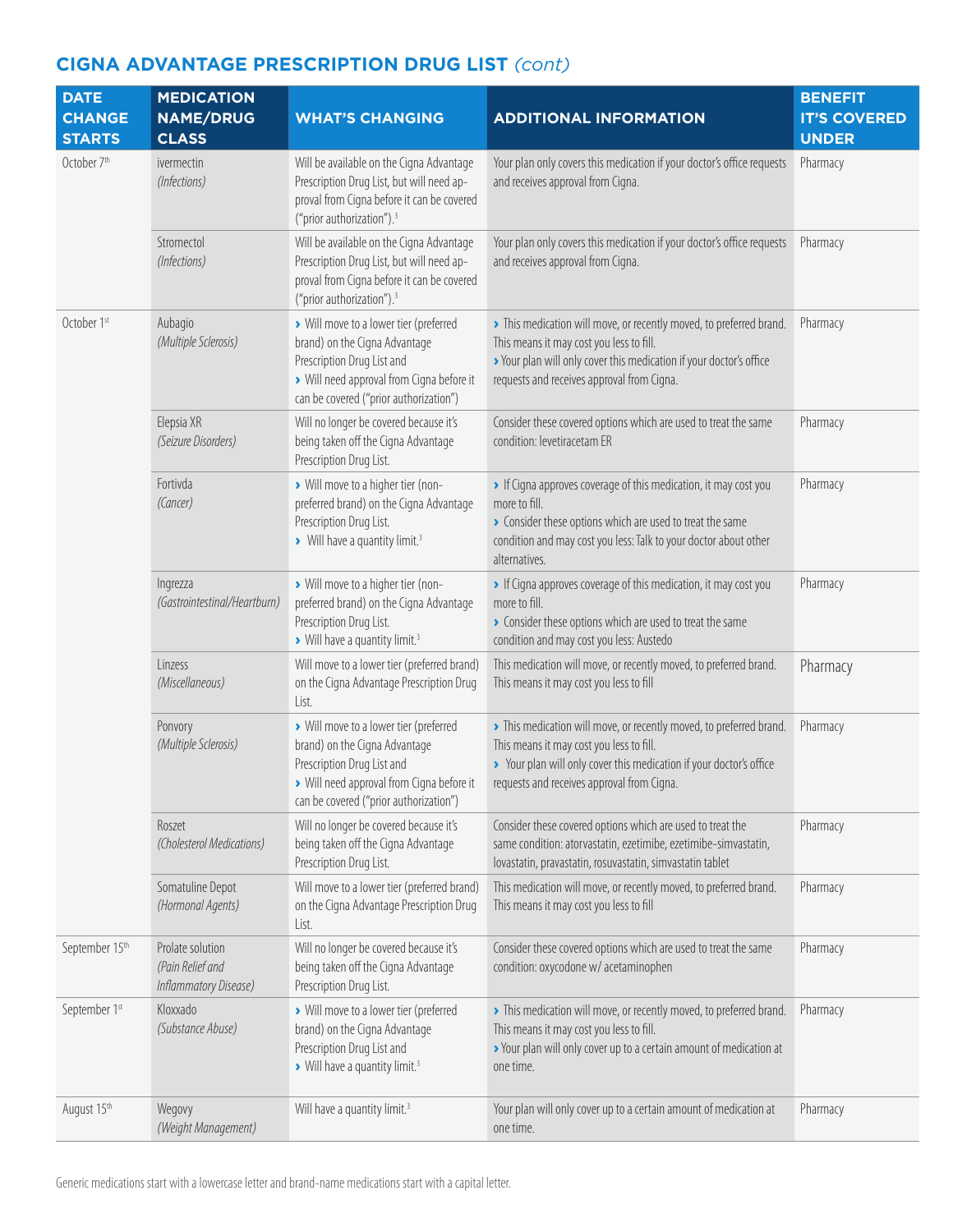## CIGNA ADVANTAGE PRESCRIPTION DRUG LIST *(cont)*

| DATE CHANGE STARTS | MEDICATION NAME/DRUG CLASS | WHAT'S CHANGING | ADDITIONAL INFORMATION | BENEFIT IT'S COVERED UNDER |
|---|---|---|---|---|
| October 7th | ivermectin *(Infections)* | Will be available on the Cigna Advantage Prescription Drug List, but will need approval from Cigna before it can be covered ("prior authorization").[3] | Your plan only covers this medication if your doctor's office requests and receives approval from Cigna. | Pharmacy |
| | Stromectol *(Infections)* | Will be available on the Cigna Advantage Prescription Drug List, but will need approval from Cigna before it can be covered ("prior authorization").[3] | Your plan only covers this medication if your doctor's office requests and receives approval from Cigna. | Pharmacy |
| October 1st | Aubagio *(Multiple Sclerosis)* | › Will move to a lower tier (preferred brand) on the Cigna Advantage Prescription Drug List and › Will need approval from Cigna before it can be covered ("prior authorization") | › This medication will move, or recently moved, to preferred brand. This means it may cost you less to fill. › Your plan will only cover this medication if your doctor's office requests and receives approval from Cigna. | Pharmacy |
| | Elepsia XR *(Seizure Disorders)* | Will no longer be covered because it's being taken off the Cigna Advantage Prescription Drug List. | Consider these covered options which are used to treat the same condition: levetiracetam ER | Pharmacy |
| | Fortivda *(Cancer)* | › Will move to a higher tier (non-preferred brand) on the Cigna Advantage Prescription Drug List. › Will have a quantity limit.[3] | › If Cigna approves coverage of this medication, it may cost you more to fill. › Consider these options which are used to treat the same condition and may cost you less: Talk to your doctor about other alternatives. | Pharmacy |
| | Ingrezza *(Gastrointestinal/Heartburn)* | › Will move to a higher tier (non-preferred brand) on the Cigna Advantage Prescription Drug List. › Will have a quantity limit.[3] | › If Cigna approves coverage of this medication, it may cost you more to fill. › Consider these options which are used to treat the same condition and may cost you less: Austedo | Pharmacy |
| | Linzess *(Miscellaneous)* | Will move to a lower tier (preferred brand) on the Cigna Advantage Prescription Drug List. | This medication will move, or recently moved, to preferred brand. This means it may cost you less to fill | Pharmacy |
| | Ponvory *(Multiple Sclerosis)* | › Will move to a lower tier (preferred brand) on the Cigna Advantage Prescription Drug List and › Will need approval from Cigna before it can be covered ("prior authorization") | › This medication will move, or recently moved, to preferred brand. This means it may cost you less to fill. › Your plan will only cover this medication if your doctor's office requests and receives approval from Cigna. | Pharmacy |
| | Roszet *(Cholesterol Medications)* | Will no longer be covered because it's being taken off the Cigna Advantage Prescription Drug List. | Consider these covered options which are used to treat the same condition: atorvastatin, ezetimibe, ezetimibe-simvastatin, lovastatin, pravastatin, rosuvastatin, simvastatin tablet | Pharmacy |
| | Somatuline Depot *(Hormonal Agents)* | Will move to a lower tier (preferred brand) on the Cigna Advantage Prescription Drug List. | This medication will move, or recently moved, to preferred brand. This means it may cost you less to fill | Pharmacy |
| September 15th | Prolate solution *(Pain Relief and Inflammatory Disease)* | Will no longer be covered because it's being taken off the Cigna Advantage Prescription Drug List. | Consider these covered options which are used to treat the same condition: oxycodone w/ acetaminophen | Pharmacy |
| September 1st | Kloxxado *(Substance Abuse)* | › Will move to a lower tier (preferred brand) on the Cigna Advantage Prescription Drug List and › Will have a quantity limit.[3] | › This medication will move, or recently moved, to preferred brand. This means it may cost you less to fill. › Your plan will only cover up to a certain amount of medication at one time. | Pharmacy |
| August 15th | Wegovy *(Weight Management)* | Will have a quantity limit.[3] | Your plan will only cover up to a certain amount of medication at one time. | Pharmacy |

Generic medications start with a lowercase letter and brand-name medications start with a capital letter.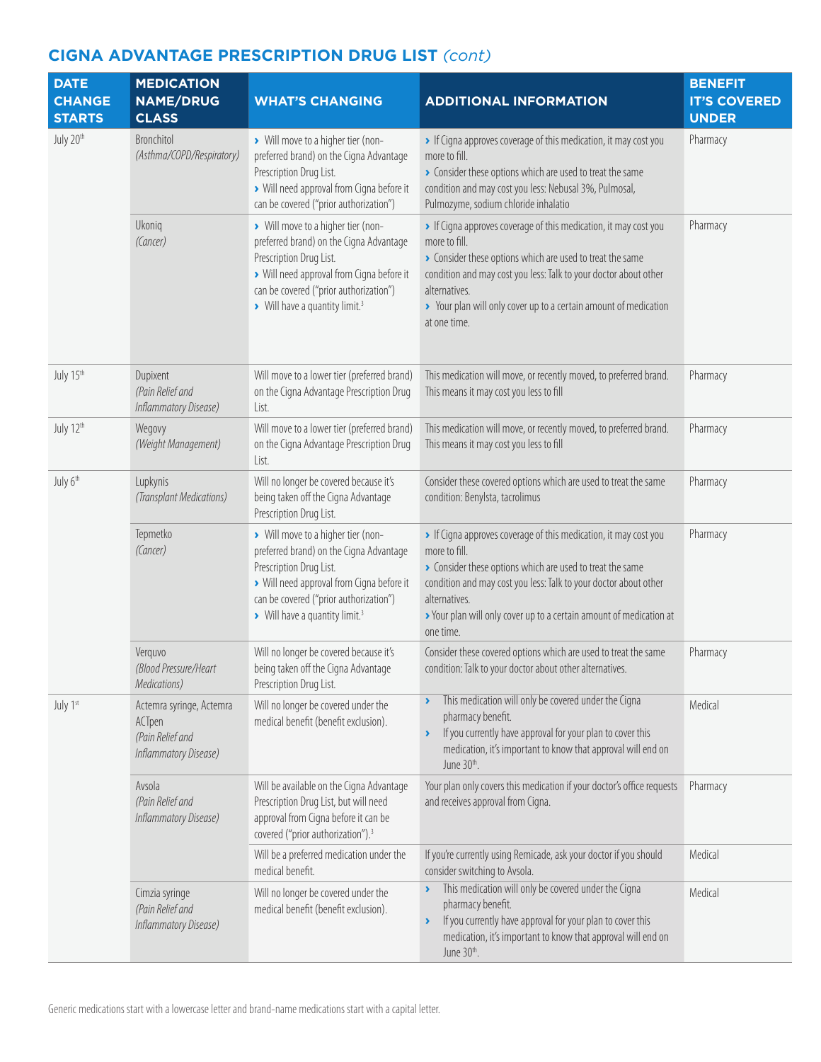## CIGNA ADVANTAGE PRESCRIPTION DRUG LIST *(cont)*

| DATE CHANGE STARTS | MEDICATION NAME/DRUG CLASS | WHAT'S CHANGING | ADDITIONAL INFORMATION | BENEFIT IT'S COVERED UNDER |
|---|---|---|---|---|
| July 20th | Bronchitol *(Asthma/COPD/Respiratory)* | › Will move to a higher tier (non-preferred brand) on the Cigna Advantage Prescription Drug List. › Will need approval from Cigna before it can be covered ("prior authorization") | › If Cigna approves coverage of this medication, it may cost you more to fill. › Consider these options which are used to treat the same condition and may cost you less: Nebusal 3%, Pulmosal, Pulmozyme, sodium chloride inhalatio | Pharmacy |
| | Ukoniq *(Cancer)* | › Will move to a higher tier (non-preferred brand) on the Cigna Advantage Prescription Drug List. › Will need approval from Cigna before it can be covered ("prior authorization") › Will have a quantity limit.[3] | › If Cigna approves coverage of this medication, it may cost you more to fill. › Consider these options which are used to treat the same condition and may cost you less: Talk to your doctor about other alternatives. › Your plan will only cover up to a certain amount of medication at one time. | Pharmacy |
| July 15th | Dupixent *(Pain Relief and Inflammatory Disease)* | Will move to a lower tier (preferred brand) on the Cigna Advantage Prescription Drug List. | This medication will move, or recently moved, to preferred brand. This means it may cost you less to fill | Pharmacy |
| July 12th | Wegovy *(Weight Management)* | Will move to a lower tier (preferred brand) on the Cigna Advantage Prescription Drug List. | This medication will move, or recently moved, to preferred brand. This means it may cost you less to fill | Pharmacy |
| July 6th | Lupkynis *(Transplant Medications)* | Will no longer be covered because it's being taken off the Cigna Advantage Prescription Drug List. | Consider these covered options which are used to treat the same condition: Benylsta, tacrolimus | Pharmacy |
| | Tepmetko *(Cancer)* | › Will move to a higher tier (non-preferred brand) on the Cigna Advantage Prescription Drug List. › Will need approval from Cigna before it can be covered ("prior authorization") › Will have a quantity limit.[3] | › If Cigna approves coverage of this medication, it may cost you more to fill. › Consider these options which are used to treat the same condition and may cost you less: Talk to your doctor about other alternatives. › Your plan will only cover up to a certain amount of medication at one time. | Pharmacy |
| | Verquvo *(Blood Pressure/Heart Medications)* | Will no longer be covered because it's being taken off the Cigna Advantage Prescription Drug List. | Consider these covered options which are used to treat the same condition: Talk to your doctor about other alternatives. | Pharmacy |
| July 1st | Actemra syringe, Actemra ACTpen *(Pain Relief and Inflammatory Disease)* | Will no longer be covered under the medical benefit (benefit exclusion). | › This medication will only be covered under the Cigna pharmacy benefit. › If you currently have approval for your plan to cover this medication, it's important to know that approval will end on June 30th. | Medical |
| | Avsola *(Pain Relief and Inflammatory Disease)* | Will be available on the Cigna Advantage Prescription Drug List, but will need approval from Cigna before it can be covered ("prior authorization").[3] | Your plan only covers this medication if your doctor's office requests and receives approval from Cigna. | Pharmacy |
| | | Will be a preferred medication under the medical benefit. | If you're currently using Remicade, ask your doctor if you should consider switching to Avsola. | Medical |
| | Cimzia syringe *(Pain Relief and Inflammatory Disease)* | Will no longer be covered under the medical benefit (benefit exclusion). | › This medication will only be covered under the Cigna pharmacy benefit. › If you currently have approval for your plan to cover this medication, it's important to know that approval will end on June 30th. | Medical |

Generic medications start with a lowercase letter and brand-name medications start with a capital letter.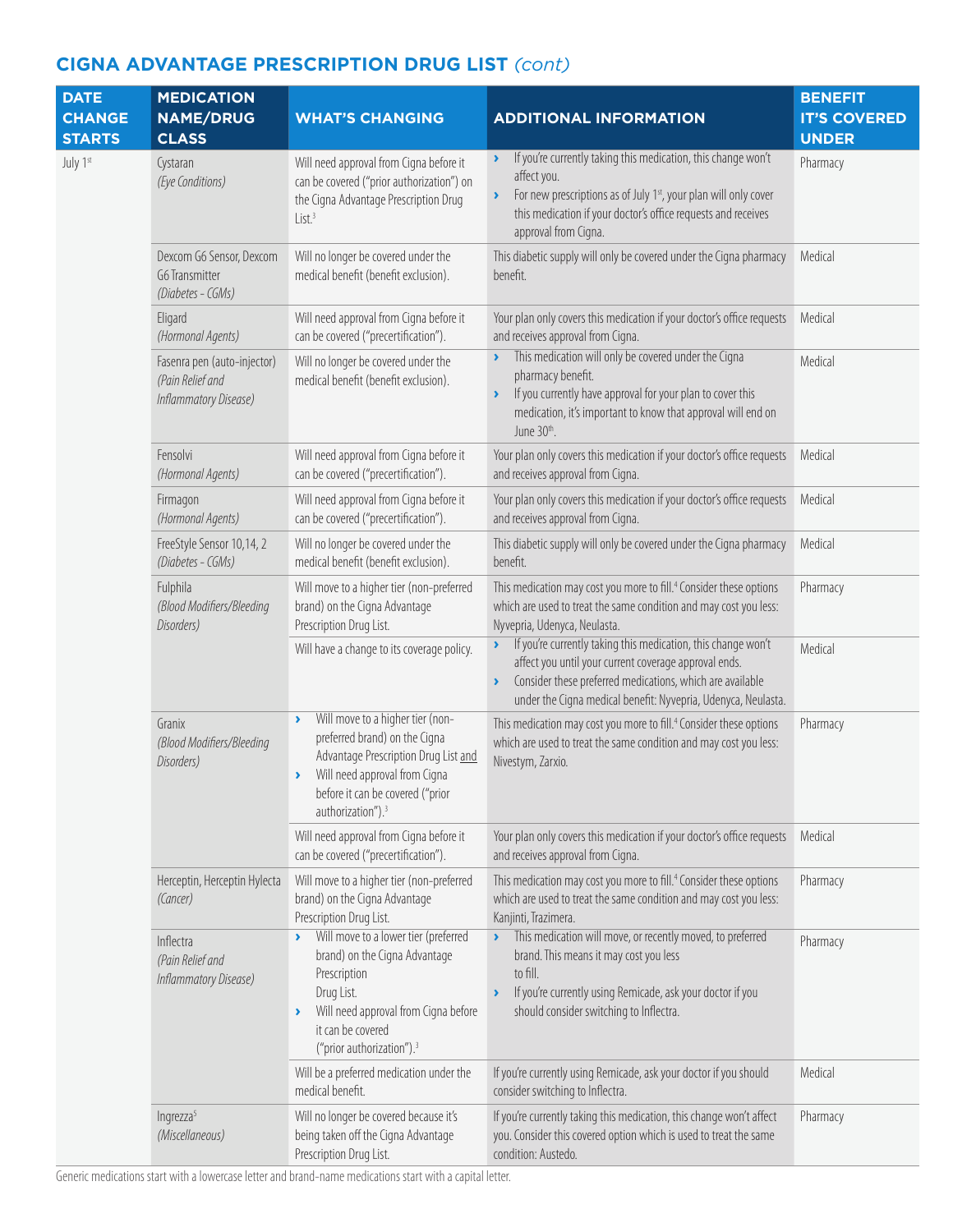## CIGNA ADVANTAGE PRESCRIPTION DRUG LIST *(cont)*

| DATE CHANGE STARTS | MEDICATION NAME/DRUG CLASS | WHAT'S CHANGING | ADDITIONAL INFORMATION | BENEFIT IT'S COVERED UNDER |
|---|---|---|---|---|
| July 1st | Cystaran *(Eye Conditions)* | Will need approval from Cigna before it can be covered ("prior authorization") on the Cigna Advantage Prescription Drug List.[3] | › If you're currently taking this medication, this change won't affect you. › For new prescriptions as of July 1st, your plan will only cover this medication if your doctor's office requests and receives approval from Cigna. | Pharmacy |
| | Dexcom G6 Sensor, Dexcom G6 Transmitter *(Diabetes - CGMs)* | Will no longer be covered under the medical benefit (benefit exclusion). | This diabetic supply will only be covered under the Cigna pharmacy benefit. | Medical |
| | Eligard *(Hormonal Agents)* | Will need approval from Cigna before it can be covered ("precertification"). | Your plan only covers this medication if your doctor's office requests and receives approval from Cigna. | Medical |
| | Fasenra pen (auto-injector) *(Pain Relief and Inflammatory Disease)* | Will no longer be covered under the medical benefit (benefit exclusion). | › This medication will only be covered under the Cigna pharmacy benefit. › If you currently have approval for your plan to cover this medication, it's important to know that approval will end on June 30th. | Medical |
| | Fensolvi *(Hormonal Agents)* | Will need approval from Cigna before it can be covered ("precertification"). | Your plan only covers this medication if your doctor's office requests and receives approval from Cigna. | Medical |
| | Firmagon *(Hormonal Agents)* | Will need approval from Cigna before it can be covered ("precertification"). | Your plan only covers this medication if your doctor's office requests and receives approval from Cigna. | Medical |
| | FreeStyle Sensor 10,14, 2 *(Diabetes - CGMs)* | Will no longer be covered under the medical benefit (benefit exclusion). | This diabetic supply will only be covered under the Cigna pharmacy benefit. | Medical |
| | Fulphila *(Blood Modifiers/Bleeding Disorders)* | Will move to a higher tier (non-preferred brand) on the Cigna Advantage Prescription Drug List. | This medication may cost you more to fill.[4] Consider these options which are used to treat the same condition and may cost you less: Nyvepria, Udenyca, Neulasta. | Pharmacy |
| | | Will have a change to its coverage policy. | › If you're currently taking this medication, this change won't affect you until your current coverage approval ends. › Consider these preferred medications, which are available under the Cigna medical benefit: Nyvepria, Udenyca, Neulasta. | Medical |
| | Granix *(Blood Modifiers/Bleeding Disorders)* | › Will move to a higher tier (non-preferred brand) on the Cigna Advantage Prescription Drug List and › Will need approval from Cigna before it can be covered ("prior authorization").[3] | This medication may cost you more to fill.[4] Consider these options which are used to treat the same condition and may cost you less: Nivestym, Zarxio. | Pharmacy |
| | | Will need approval from Cigna before it can be covered ("precertification"). | Your plan only covers this medication if your doctor's office requests and receives approval from Cigna. | Medical |
| | Herceptin, Herceptin Hylecta *(Cancer)* | Will move to a higher tier (non-preferred brand) on the Cigna Advantage Prescription Drug List. | This medication may cost you more to fill.[4] Consider these options which are used to treat the same condition and may cost you less: Kanjinti, Trazimera. | Pharmacy |
| | Inflectra *(Pain Relief and Inflammatory Disease)* | › Will move to a lower tier (preferred brand) on the Cigna Advantage Prescription Drug List. › Will need approval from Cigna before it can be covered ("prior authorization").[3] | › This medication will move, or recently moved, to preferred brand. This means it may cost you less to fill. › If you're currently using Remicade, ask your doctor if you should consider switching to Inflectra. | Pharmacy |
| | | Will be a preferred medication under the medical benefit. | If you're currently using Remicade, ask your doctor if you should consider switching to Inflectra. | Medical |
| | Ingrezza[5] *(Miscellaneous)* | Will no longer be covered because it's being taken off the Cigna Advantage Prescription Drug List. | If you're currently taking this medication, this change won't affect you. Consider this covered option which is used to treat the same condition: Austedo. | Pharmacy |

Generic medications start with a lowercase letter and brand-name medications start with a capital letter.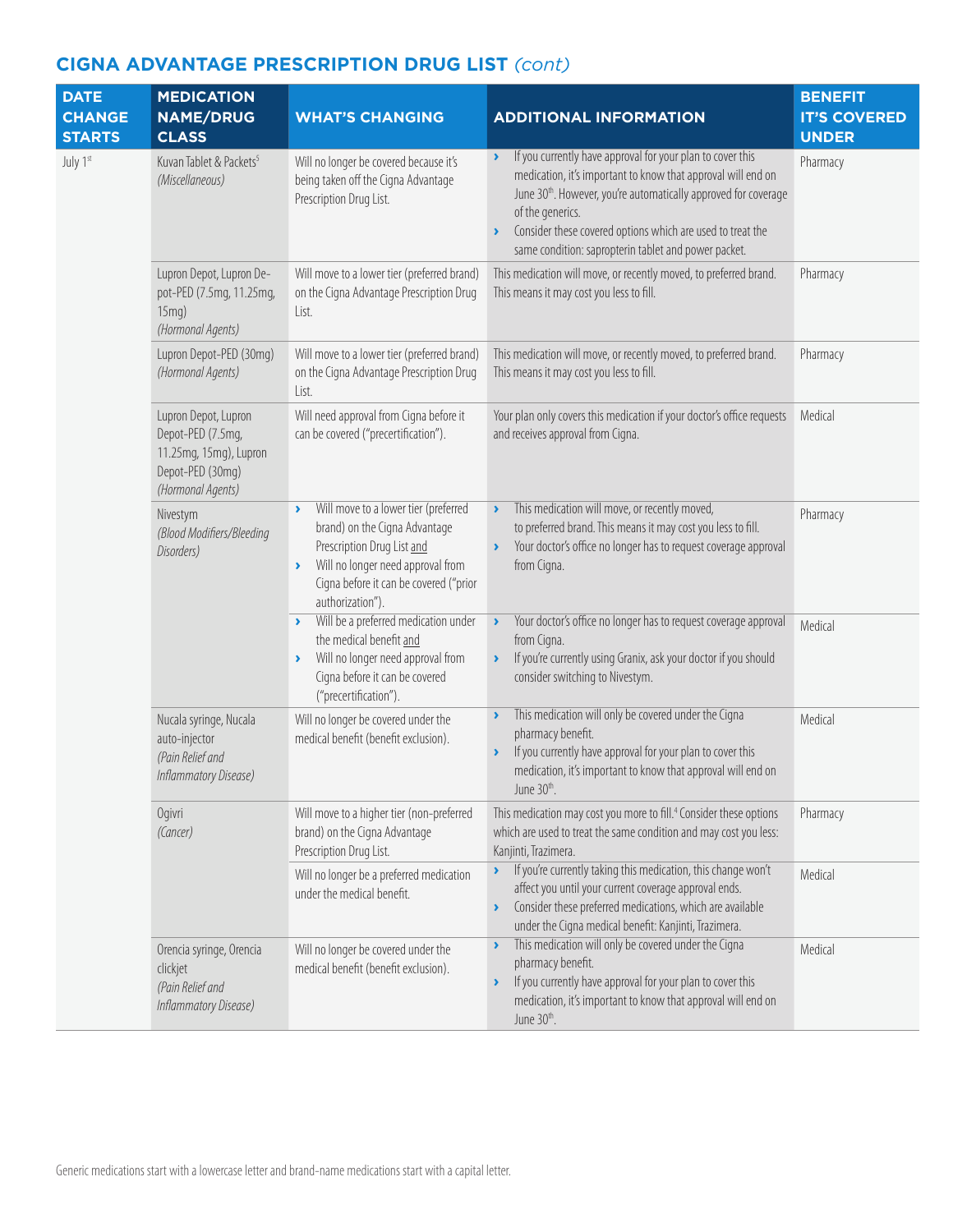## CIGNA ADVANTAGE PRESCRIPTION DRUG LIST *(cont)*

| DATE CHANGE STARTS | MEDICATION NAME/DRUG CLASS | WHAT'S CHANGING | ADDITIONAL INFORMATION | BENEFIT IT'S COVERED UNDER |
|---|---|---|---|---|
| July 1st | Kuvan Tablet & Packets[5] *(Miscellaneous)* | Will no longer be covered because it's being taken off the Cigna Advantage Prescription Drug List. | › If you currently have approval for your plan to cover this medication, it's important to know that approval will end on June 30th. However, you're automatically approved for coverage of the generics. › Consider these covered options which are used to treat the same condition: sapropterin tablet and power packet. | Pharmacy |
| | Lupron Depot, Lupron Depot-PED (7.5mg, 11.25mg, 15mg) *(Hormonal Agents)* | Will move to a lower tier (preferred brand) on the Cigna Advantage Prescription Drug List. | This medication will move, or recently moved, to preferred brand. This means it may cost you less to fill. | Pharmacy |
| | Lupron Depot-PED (30mg) *(Hormonal Agents)* | Will move to a lower tier (preferred brand) on the Cigna Advantage Prescription Drug List. | This medication will move, or recently moved, to preferred brand. This means it may cost you less to fill. | Pharmacy |
| | Lupron Depot, Lupron Depot-PED (7.5mg, 11.25mg, 15mg), Lupron Depot-PED (30mg) *(Hormonal Agents)* | Will need approval from Cigna before it can be covered ("precertification"). | Your plan only covers this medication if your doctor's office requests and receives approval from Cigna. | Medical |
| | Nivestym *(Blood Modifiers/Bleeding Disorders)* | › Will move to a lower tier (preferred brand) on the Cigna Advantage Prescription Drug List and › Will no longer need approval from Cigna before it can be covered ("prior authorization"). | › This medication will move, or recently moved, to preferred brand. This means it may cost you less to fill. › Your doctor's office no longer has to request coverage approval from Cigna. | Pharmacy |
| | | › Will be a preferred medication under the medical benefit and › Will no longer need approval from Cigna before it can be covered ("precertification"). | › Your doctor's office no longer has to request coverage approval from Cigna. › If you're currently using Granix, ask your doctor if you should consider switching to Nivestym. | Medical |
| | Nucala syringe, Nucala auto-injector *(Pain Relief and Inflammatory Disease)* | Will no longer be covered under the medical benefit (benefit exclusion). | › This medication will only be covered under the Cigna pharmacy benefit. › If you currently have approval for your plan to cover this medication, it's important to know that approval will end on June 30th. | Medical |
| | Ogivri *(Cancer)* | Will move to a higher tier (non-preferred brand) on the Cigna Advantage Prescription Drug List. | This medication may cost you more to fill.[4] Consider these options which are used to treat the same condition and may cost you less: Kanjinti, Trazimera. | Pharmacy |
| | | Will no longer be a preferred medication under the medical benefit. | › If you're currently taking this medication, this change won't affect you until your current coverage approval ends. › Consider these preferred medications, which are available under the Cigna medical benefit: Kanjinti, Trazimera. | Medical |
| | Orencia syringe, Orencia clickjet *(Pain Relief and Inflammatory Disease)* | Will no longer be covered under the medical benefit (benefit exclusion). | › This medication will only be covered under the Cigna pharmacy benefit. › If you currently have approval for your plan to cover this medication, it's important to know that approval will end on June 30th. | Medical |

Generic medications start with a lowercase letter and brand-name medications start with a capital letter.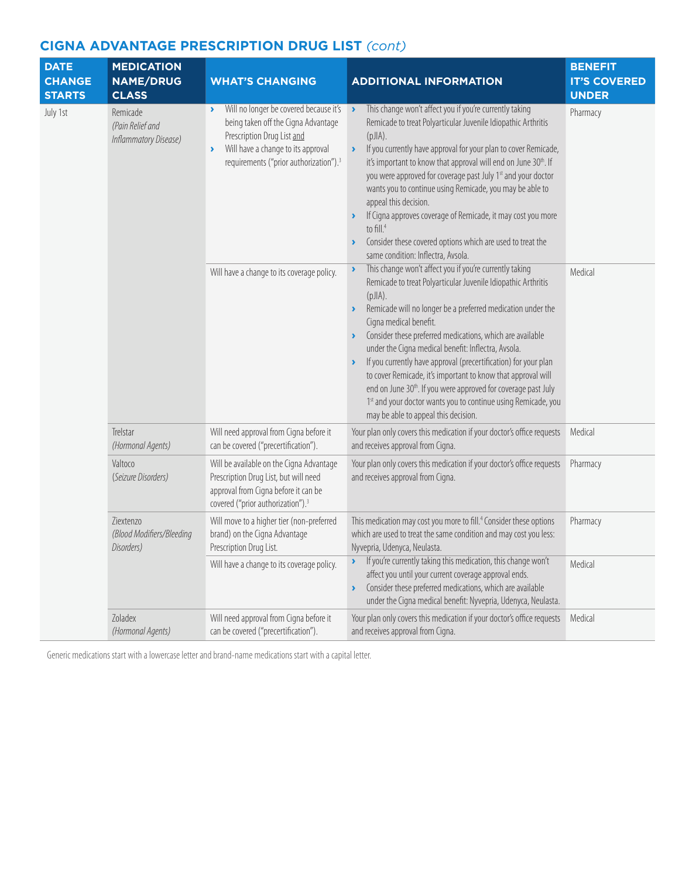## CIGNA ADVANTAGE PRESCRIPTION DRUG LIST *(cont)*

| DATE CHANGE STARTS | MEDICATION NAME/DRUG CLASS | WHAT'S CHANGING | ADDITIONAL INFORMATION | BENEFIT IT'S COVERED UNDER |
|---|---|---|---|---|
| July 1st | Remicade *(Pain Relief and Inflammatory Disease)* | › Will no longer be covered because it's being taken off the Cigna Advantage Prescription Drug List and<br>› Will have a change to its approval requirements ("prior authorization").[3] | › This change won't affect you if you're currently taking Remicade to treat Polyarticular Juvenile Idiopathic Arthritis (pJIA).<br>› If you currently have approval for your plan to cover Remicade, it's important to know that approval will end on June 30th. If you were approved for coverage past July 1st and your doctor wants you to continue using Remicade, you may be able to appeal this decision.<br>› If Cigna approves coverage of Remicade, it may cost you more to fill.[4]<br>› Consider these covered options which are used to treat the same condition: Inflectra, Avsola. | Pharmacy |
| | | Will have a change to its coverage policy. | › This change won't affect you if you're currently taking Remicade to treat Polyarticular Juvenile Idiopathic Arthritis (pJIA).<br>› Remicade will no longer be a preferred medication under the Cigna medical benefit.<br>› Consider these preferred medications, which are available under the Cigna medical benefit: Inflectra, Avsola.<br>› If you currently have approval (precertification) for your plan to cover Remicade, it's important to know that approval will end on June 30th. If you were approved for coverage past July 1st and your doctor wants you to continue using Remicade, you may be able to appeal this decision. | Medical |
| | Trelstar *(Hormonal Agents)* | Will need approval from Cigna before it can be covered ("precertification"). | Your plan only covers this medication if your doctor's office requests and receives approval from Cigna. | Medical |
| | Valtoco *(Seizure Disorders)* | Will be available on the Cigna Advantage Prescription Drug List, but will need approval from Cigna before it can be covered ("prior authorization").[3] | Your plan only covers this medication if your doctor's office requests and receives approval from Cigna. | Pharmacy |
| | Ziextenzo *(Blood Modifiers/Bleeding Disorders)* | Will move to a higher tier (non-preferred brand) on the Cigna Advantage Prescription Drug List. | This medication may cost you more to fill.[4] Consider these options which are used to treat the same condition and may cost you less: Nyvepria, Udenyca, Neulasta. | Pharmacy |
| | | Will have a change to its coverage policy. | › If you're currently taking this medication, this change won't affect you until your current coverage approval ends.<br>› Consider these preferred medications, which are available under the Cigna medical benefit: Nyvepria, Udenyca, Neulasta. | Medical |
| | Zoladex *(Hormonal Agents)* | Will need approval from Cigna before it can be covered ("precertification"). | Your plan only covers this medication if your doctor's office requests and receives approval from Cigna. | Medical |

Generic medications start with a lowercase letter and brand-name medications start with a capital letter.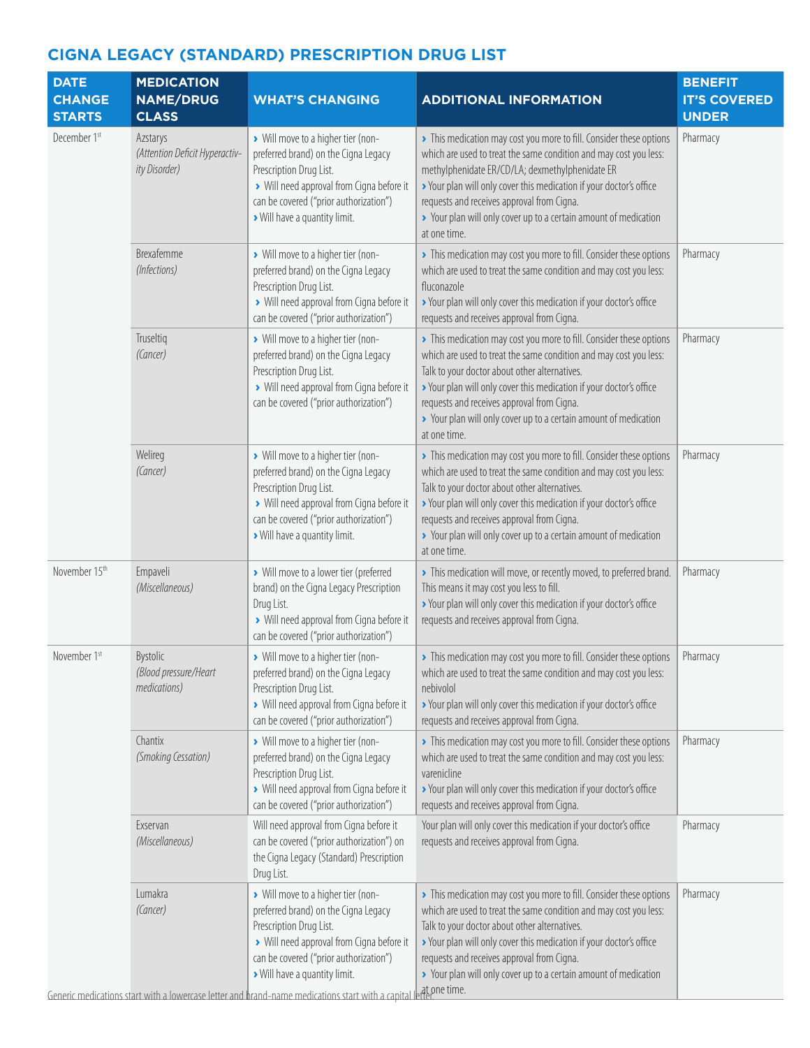## CIGNA LEGACY (STANDARD) PRESCRIPTION DRUG LIST

| DATE CHANGE STARTS | MEDICATION NAME/DRUG CLASS | WHAT'S CHANGING | ADDITIONAL INFORMATION | BENEFIT IT'S COVERED UNDER |
|---|---|---|---|---|
| December 1st | Azstarys *(Attention Deficit Hyperactivity Disorder)* | › Will move to a higher tier (non-preferred brand) on the Cigna Legacy Prescription Drug List. › Will need approval from Cigna before it can be covered ("prior authorization") › Will have a quantity limit. | › This medication may cost you more to fill. Consider these options which are used to treat the same condition and may cost you less: methylphenidate ER/CD/LA; dexmethylphenidate ER › Your plan will only cover this medication if your doctor's office requests and receives approval from Cigna. › Your plan will only cover up to a certain amount of medication at one time. | Pharmacy |
| | Brexafemme *(Infections)* | › Will move to a higher tier (non-preferred brand) on the Cigna Legacy Prescription Drug List. › Will need approval from Cigna before it can be covered ("prior authorization") | › This medication may cost you more to fill. Consider these options which are used to treat the same condition and may cost you less: fluconazole › Your plan will only cover this medication if your doctor's office requests and receives approval from Cigna. | Pharmacy |
| | Truseltiq *(Cancer)* | › Will move to a higher tier (non-preferred brand) on the Cigna Legacy Prescription Drug List. › Will need approval from Cigna before it can be covered ("prior authorization") | › This medication may cost you more to fill. Consider these options which are used to treat the same condition and may cost you less: Talk to your doctor about other alternatives. › Your plan will only cover this medication if your doctor's office requests and receives approval from Cigna. › Your plan will only cover up to a certain amount of medication at one time. | Pharmacy |
| | Welireg *(Cancer)* | › Will move to a higher tier (non-preferred brand) on the Cigna Legacy Prescription Drug List. › Will need approval from Cigna before it can be covered ("prior authorization") › Will have a quantity limit. | › This medication may cost you more to fill. Consider these options which are used to treat the same condition and may cost you less: Talk to your doctor about other alternatives. › Your plan will only cover this medication if your doctor's office requests and receives approval from Cigna. › Your plan will only cover up to a certain amount of medication at one time. | Pharmacy |
| November 15th | Empaveli *(Miscellaneous)* | › Will move to a lower tier (preferred brand) on the Cigna Legacy Prescription Drug List. › Will need approval from Cigna before it can be covered ("prior authorization") | › This medication will move, or recently moved, to preferred brand. This means it may cost you less to fill. › Your plan will only cover this medication if your doctor's office requests and receives approval from Cigna. | Pharmacy |
| November 1st | Bystolic *(Blood pressure/Heart medications)* | › Will move to a higher tier (non-preferred brand) on the Cigna Legacy Prescription Drug List. › Will need approval from Cigna before it can be covered ("prior authorization") | › This medication may cost you more to fill. Consider these options which are used to treat the same condition and may cost you less: nebivolol › Your plan will only cover this medication if your doctor's office requests and receives approval from Cigna. | Pharmacy |
| | Chantix *(Smoking Cessation)* | › Will move to a higher tier (non-preferred brand) on the Cigna Legacy Prescription Drug List. › Will need approval from Cigna before it can be covered ("prior authorization") | › This medication may cost you more to fill. Consider these options which are used to treat the same condition and may cost you less: varenicline › Your plan will only cover this medication if your doctor's office requests and receives approval from Cigna. | Pharmacy |
| | Exservan *(Miscellaneous)* | Will need approval from Cigna before it can be covered ("prior authorization") on the Cigna Legacy (Standard) Prescription Drug List. | Your plan will only cover this medication if your doctor's office requests and receives approval from Cigna. | Pharmacy |
| | Lumakra *(Cancer)* | › Will move to a higher tier (non-preferred brand) on the Cigna Legacy Prescription Drug List. › Will need approval from Cigna before it can be covered ("prior authorization") › Will have a quantity limit. | › This medication may cost you more to fill. Consider these options which are used to treat the same condition and may cost you less: Talk to your doctor about other alternatives. › Your plan will only cover this medication if your doctor's office requests and receives approval from Cigna. › Your plan will only cover up to a certain amount of medication at one time. | Pharmacy |

Generic medications start with a lowercase letter and brand-name medications start with a capital letter.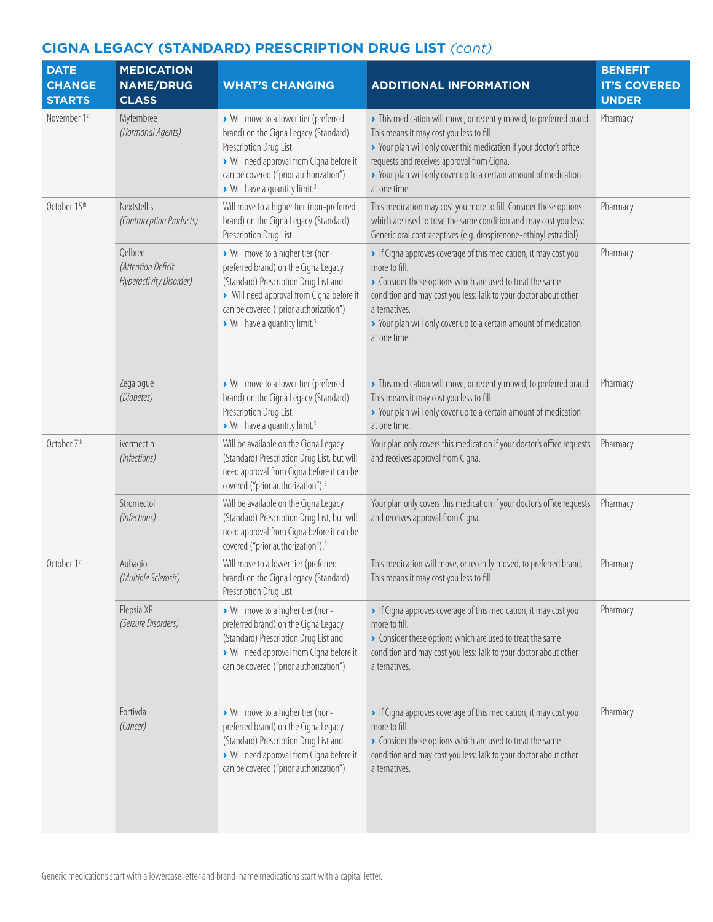## CIGNA LEGACY (STANDARD) PRESCRIPTION DRUG LIST *(cont)*

| DATE CHANGE STARTS | MEDICATION NAME/DRUG CLASS | WHAT'S CHANGING | ADDITIONAL INFORMATION | BENEFIT IT'S COVERED UNDER |
|---|---|---|---|---|
| November 1st | Myfembree *(Hormonal Agents)* | › Will move to a lower tier (preferred brand) on the Cigna Legacy (Standard) Prescription Drug List. › Will need approval from Cigna before it can be covered ("prior authorization") › Will have a quantity limit.[3] | › This medication will move, or recently moved, to preferred brand. This means it may cost you less to fill. › Your plan will only cover this medication if your doctor's office requests and receives approval from Cigna. › Your plan will only cover up to a certain amount of medication at one time. | Pharmacy |
| October 15th | Nextstellis *(Contraception Products)* | Will move to a higher tier (non-preferred brand) on the Cigna Legacy (Standard) Prescription Drug List. | This medication may cost you more to fill. Consider these options which are used to treat the same condition and may cost you less: Generic oral contraceptives (e.g. drospirenone-ethinyl estradiol) | Pharmacy |
| | Qelbree *(Attention Deficit Hyperactivity Disorder)* | › Will move to a higher tier (non-preferred brand) on the Cigna Legacy (Standard) Prescription Drug List and › Will need approval from Cigna before it can be covered ("prior authorization") › Will have a quantity limit.[3] | › If Cigna approves coverage of this medication, it may cost you more to fill. › Consider these options which are used to treat the same condition and may cost you less: Talk to your doctor about other alternatives. › Your plan will only cover up to a certain amount of medication at one time. | Pharmacy |
| | Zegalogue *(Diabetes)* | › Will move to a lower tier (preferred brand) on the Cigna Legacy (Standard) Prescription Drug List. › Will have a quantity limit.[3] | › This medication will move, or recently moved, to preferred brand. This means it may cost you less to fill. › Your plan will only cover up to a certain amount of medication at one time. | Pharmacy |
| October 7th | ivermectin *(Infections)* | Will be available on the Cigna Legacy (Standard) Prescription Drug List, but will need approval from Cigna before it can be covered ("prior authorization").[3] | Your plan only covers this medication if your doctor's office requests and receives approval from Cigna. | Pharmacy |
| | Stromectol *(Infections)* | Will be available on the Cigna Legacy (Standard) Prescription Drug List, but will need approval from Cigna before it can be covered ("prior authorization").[3] | Your plan only covers this medication if your doctor's office requests and receives approval from Cigna. | Pharmacy |
| October 1st | Aubagio *(Multiple Sclerosis)* | Will move to a lower tier (preferred brand) on the Cigna Legacy (Standard) Prescription Drug List. | This medication will move, or recently moved, to preferred brand. This means it may cost you less to fill | Pharmacy |
| | Elepsia XR *(Seizure Disorders)* | › Will move to a higher tier (non-preferred brand) on the Cigna Legacy (Standard) Prescription Drug List and › Will need approval from Cigna before it can be covered ("prior authorization") | › If Cigna approves coverage of this medication, it may cost you more to fill. › Consider these options which are used to treat the same condition and may cost you less: Talk to your doctor about other alternatives. | Pharmacy |
| | Fortivda *(Cancer)* | › Will move to a higher tier (non-preferred brand) on the Cigna Legacy (Standard) Prescription Drug List and › Will need approval from Cigna before it can be covered ("prior authorization") | › If Cigna approves coverage of this medication, it may cost you more to fill. › Consider these options which are used to treat the same condition and may cost you less: Talk to your doctor about other alternatives. | Pharmacy |

Generic medications start with a lowercase letter and brand-name medications start with a capital letter.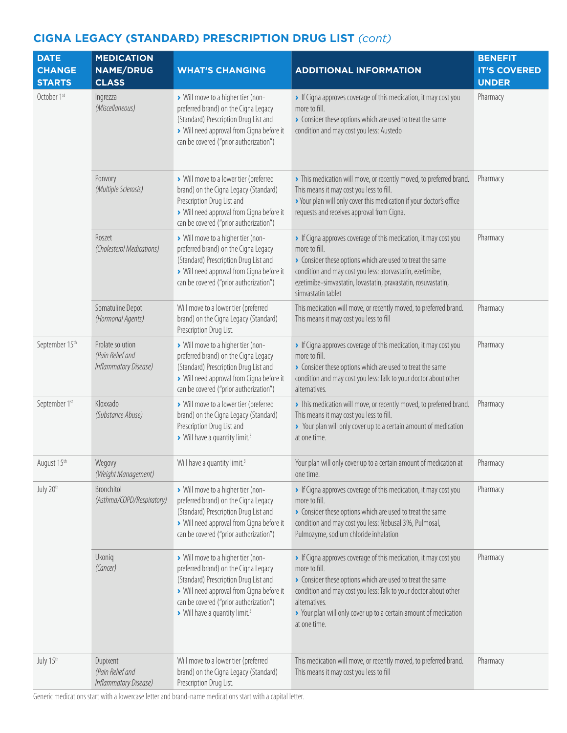## CIGNA LEGACY (STANDARD) PRESCRIPTION DRUG LIST *(cont)*

| DATE CHANGE STARTS | MEDICATION NAME/DRUG CLASS | WHAT'S CHANGING | ADDITIONAL INFORMATION | BENEFIT IT'S COVERED UNDER |
|---|---|---|---|---|
| October 1st | Ingrezza *(Miscellaneous)* | › Will move to a higher tier (non-preferred brand) on the Cigna Legacy (Standard) Prescription Drug List and › Will need approval from Cigna before it can be covered ("prior authorization") | › If Cigna approves coverage of this medication, it may cost you more to fill. › Consider these options which are used to treat the same condition and may cost you less: Austedo | Pharmacy |
| | Ponvory *(Multiple Sclerosis)* | › Will move to a lower tier (preferred brand) on the Cigna Legacy (Standard) Prescription Drug List and › Will need approval from Cigna before it can be covered ("prior authorization") | › This medication will move, or recently moved, to preferred brand. This means it may cost you less to fill. › Your plan will only cover this medication if your doctor's office requests and receives approval from Cigna. | Pharmacy |
| | Roszet *(Cholesterol Medications)* | › Will move to a higher tier (non-preferred brand) on the Cigna Legacy (Standard) Prescription Drug List and › Will need approval from Cigna before it can be covered ("prior authorization") | › If Cigna approves coverage of this medication, it may cost you more to fill. › Consider these options which are used to treat the same condition and may cost you less: atorvastatin, ezetimibe, ezetimibe-simvastatin, lovastatin, pravastatin, rosuvastatin, simvastatin tablet | Pharmacy |
| | Somatuline Depot *(Hormonal Agents)* | Will move to a lower tier (preferred brand) on the Cigna Legacy (Standard) Prescription Drug List. | This medication will move, or recently moved, to preferred brand. This means it may cost you less to fill | Pharmacy |
| September 15th | Prolate solution *(Pain Relief and Inflammatory Disease)* | › Will move to a higher tier (non-preferred brand) on the Cigna Legacy (Standard) Prescription Drug List and › Will need approval from Cigna before it can be covered ("prior authorization") | › If Cigna approves coverage of this medication, it may cost you more to fill. › Consider these options which are used to treat the same condition and may cost you less: Talk to your doctor about other alternatives. | Pharmacy |
| September 1st | Kloxxado *(Substance Abuse)* | › Will move to a lower tier (preferred brand) on the Cigna Legacy (Standard) Prescription Drug List and › Will have a quantity limit.[3] | › This medication will move, or recently moved, to preferred brand. This means it may cost you less to fill. › Your plan will only cover up to a certain amount of medication at one time. | Pharmacy |
| August 15th | Wegovy *(Weight Management)* | Will have a quantity limit.[3] | Your plan will only cover up to a certain amount of medication at one time. | Pharmacy |
| July 20th | Bronchitol *(Asthma/COPD/Respiratory)* | › Will move to a higher tier (non-preferred brand) on the Cigna Legacy (Standard) Prescription Drug List and › Will need approval from Cigna before it can be covered ("prior authorization") | › If Cigna approves coverage of this medication, it may cost you more to fill. › Consider these options which are used to treat the same condition and may cost you less: Nebusal 3%, Pulmosal, Pulmozyme, sodium chloride inhalation | Pharmacy |
| | Ukoniq *(Cancer)* | › Will move to a higher tier (non-preferred brand) on the Cigna Legacy (Standard) Prescription Drug List and › Will need approval from Cigna before it can be covered ("prior authorization") › Will have a quantity limit.[3] | › If Cigna approves coverage of this medication, it may cost you more to fill. › Consider these options which are used to treat the same condition and may cost you less: Talk to your doctor about other alternatives. › Your plan will only cover up to a certain amount of medication at one time. | Pharmacy |
| July 15th | Dupixent *(Pain Relief and Inflammatory Disease)* | Will move to a lower tier (preferred brand) on the Cigna Legacy (Standard) Prescription Drug List. | This medication will move, or recently moved, to preferred brand. This means it may cost you less to fill | Pharmacy |

Generic medications start with a lowercase letter and brand-name medications start with a capital letter.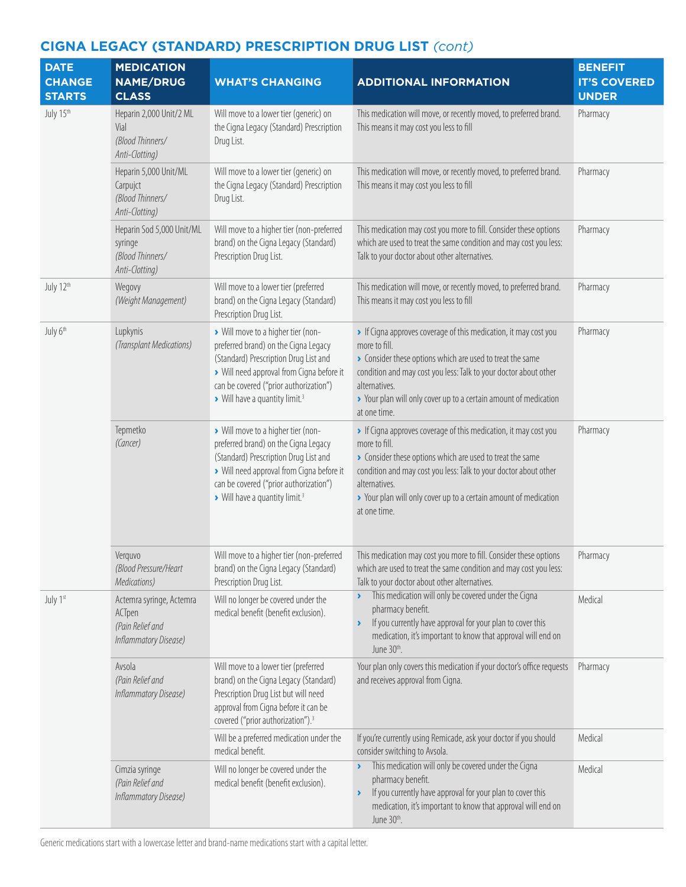## CIGNA LEGACY (STANDARD) PRESCRIPTION DRUG LIST *(cont)*

| DATE CHANGE STARTS | MEDICATION NAME/DRUG CLASS | WHAT'S CHANGING | ADDITIONAL INFORMATION | BENEFIT IT'S COVERED UNDER |
|---|---|---|---|---|
| July 15th | Heparin 2,000 Unit/2 ML Vial *(Blood Thinners/ Anti-Clotting)* | Will move to a lower tier (generic) on the Cigna Legacy (Standard) Prescription Drug List. | This medication will move, or recently moved, to preferred brand. This means it may cost you less to fill | Pharmacy |
| | Heparin 5,000 Unit/ML Carpujct *(Blood Thinners/ Anti-Clotting)* | Will move to a lower tier (generic) on the Cigna Legacy (Standard) Prescription Drug List. | This medication will move, or recently moved, to preferred brand. This means it may cost you less to fill | Pharmacy |
| | Heparin Sod 5,000 Unit/ML syringe *(Blood Thinners/ Anti-Clotting)* | Will move to a higher tier (non-preferred brand) on the Cigna Legacy (Standard) Prescription Drug List. | This medication may cost you more to fill. Consider these options which are used to treat the same condition and may cost you less: Talk to your doctor about other alternatives. | Pharmacy |
| July 12th | Wegovy *(Weight Management)* | Will move to a lower tier (preferred brand) on the Cigna Legacy (Standard) Prescription Drug List. | This medication will move, or recently moved, to preferred brand. This means it may cost you less to fill | Pharmacy |
| July 6th | Lupkynis *(Transplant Medications)* | › Will move to a higher tier (non-preferred brand) on the Cigna Legacy (Standard) Prescription Drug List and<br>› Will need approval from Cigna before it can be covered ("prior authorization")<br>› Will have a quantity limit.[3] | › If Cigna approves coverage of this medication, it may cost you more to fill.<br>› Consider these options which are used to treat the same condition and may cost you less: Talk to your doctor about other alternatives.<br>› Your plan will only cover up to a certain amount of medication at one time. | Pharmacy |
| | Tepmetko *(Cancer)* | › Will move to a higher tier (non-preferred brand) on the Cigna Legacy (Standard) Prescription Drug List and<br>› Will need approval from Cigna before it can be covered ("prior authorization")<br>› Will have a quantity limit.[3] | › If Cigna approves coverage of this medication, it may cost you more to fill.<br>› Consider these options which are used to treat the same condition and may cost you less: Talk to your doctor about other alternatives.<br>› Your plan will only cover up to a certain amount of medication at one time. | Pharmacy |
| | Verquvo *(Blood Pressure/Heart Medications)* | Will move to a higher tier (non-preferred brand) on the Cigna Legacy (Standard) Prescription Drug List. | This medication may cost you more to fill. Consider these options which are used to treat the same condition and may cost you less: Talk to your doctor about other alternatives. | Pharmacy |
| July 1st | Actemra syringe, Actemra ACTpen *(Pain Relief and Inflammatory Disease)* | Will no longer be covered under the medical benefit (benefit exclusion). | › This medication will only be covered under the Cigna pharmacy benefit.<br>› If you currently have approval for your plan to cover this medication, it's important to know that approval will end on June 30th. | Medical |
| | Avsola *(Pain Relief and Inflammatory Disease)* | Will move to a lower tier (preferred brand) on the Cigna Legacy (Standard) Prescription Drug List but will need approval from Cigna before it can be covered ("prior authorization").[3] | Your plan only covers this medication if your doctor's office requests and receives approval from Cigna. | Pharmacy |
| | | Will be a preferred medication under the medical benefit. | If you're currently using Remicade, ask your doctor if you should consider switching to Avsola. | Medical |
| | Cimzia syringe *(Pain Relief and Inflammatory Disease)* | Will no longer be covered under the medical benefit (benefit exclusion). | › This medication will only be covered under the Cigna pharmacy benefit.<br>› If you currently have approval for your plan to cover this medication, it's important to know that approval will end on June 30th. | Medical |

Generic medications start with a lowercase letter and brand-name medications start with a capital letter.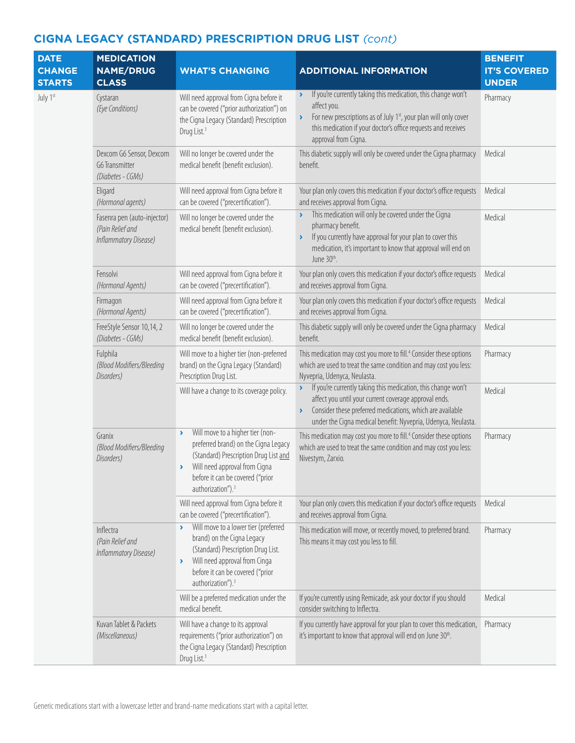## CIGNA LEGACY (STANDARD) PRESCRIPTION DRUG LIST *(cont)*

| DATE CHANGE STARTS | MEDICATION NAME/DRUG CLASS | WHAT'S CHANGING | ADDITIONAL INFORMATION | BENEFIT IT'S COVERED UNDER |
|---|---|---|---|---|
| July 1st | Cystaran *(Eye Conditions)* | Will need approval from Cigna before it can be covered ("prior authorization") on the Cigna Legacy (Standard) Prescription Drug List.[3] | › If you're currently taking this medication, this change won't affect you. › For new prescriptions as of July 1st, your plan will only cover this medication if your doctor's office requests and receives approval from Cigna. | Pharmacy |
| | Dexcom G6 Sensor, Dexcom G6 Transmitter *(Diabetes - CGMs)* | Will no longer be covered under the medical benefit (benefit exclusion). | This diabetic supply will only be covered under the Cigna pharmacy benefit. | Medical |
| | Eligard *(Hormonal agents)* | Will need approval from Cigna before it can be covered ("precertification"). | Your plan only covers this medication if your doctor's office requests and receives approval from Cigna. | Medical |
| | Fasenra pen (auto-injector) *(Pain Relief and Inflammatory Disease)* | Will no longer be covered under the medical benefit (benefit exclusion). | › This medication will only be covered under the Cigna pharmacy benefit. › If you currently have approval for your plan to cover this medication, it's important to know that approval will end on June 30th. | Medical |
| | Fensolvi *(Hormonal Agents)* | Will need approval from Cigna before it can be covered ("precertification"). | Your plan only covers this medication if your doctor's office requests and receives approval from Cigna. | Medical |
| | Firmagon *(Hormonal Agents)* | Will need approval from Cigna before it can be covered ("precertification"). | Your plan only covers this medication if your doctor's office requests and receives approval from Cigna. | Medical |
| | FreeStyle Sensor 10,14, 2 *(Diabetes - CGMs)* | Will no longer be covered under the medical benefit (benefit exclusion). | This diabetic supply will only be covered under the Cigna pharmacy benefit. | Medical |
| | Fulphila *(Blood Modifiers/Bleeding Disorders)* | Will move to a higher tier (non-preferred brand) on the Cigna Legacy (Standard) Prescription Drug List. | This medication may cost you more to fill.[4] Consider these options which are used to treat the same condition and may cost you less: Nyvepria, Udenyca, Neulasta. | Pharmacy |
| | | Will have a change to its coverage policy. | › If you're currently taking this medication, this change won't affect you until your current coverage approval ends. › Consider these preferred medications, which are available under the Cigna medical benefit: Nyvepria, Udenyca, Neulasta. | Medical |
| | Granix *(Blood Modifiers/Bleeding Disorders)* | › Will move to a higher tier (non-preferred brand) on the Cigna Legacy (Standard) Prescription Drug List and › Will need approval from Cigna before it can be covered ("prior authorization").[3] | This medication may cost you more to fill.[4] Consider these options which are used to treat the same condition and may cost you less: Nivestym, Zarxio. | Pharmacy |
| | | Will need approval from Cigna before it can be covered ("precertification"). | Your plan only covers this medication if your doctor's office requests and receives approval from Cigna. | Medical |
| | Inflectra *(Pain Relief and Inflammatory Disease)* | › Will move to a lower tier (preferred brand) on the Cigna Legacy (Standard) Prescription Drug List. › Will need approval from Cinga before it can be covered ("prior authorization").[3] | This medication will move, or recently moved, to preferred brand. This means it may cost you less to fill. | Pharmacy |
| | | Will be a preferred medication under the medical benefit. | If you're currently using Remicade, ask your doctor if you should consider switching to Inflectra. | Medical |
| | Kuvan Tablet & Packets *(Miscellaneous)* | Will have a change to its approval requirements ("prior authorization") on the Cigna Legacy (Standard) Prescription Drug List.[3] | If you currently have approval for your plan to cover this medication, it's important to know that approval will end on June 30th. | Pharmacy |

Generic medications start with a lowercase letter and brand-name medications start with a capital letter.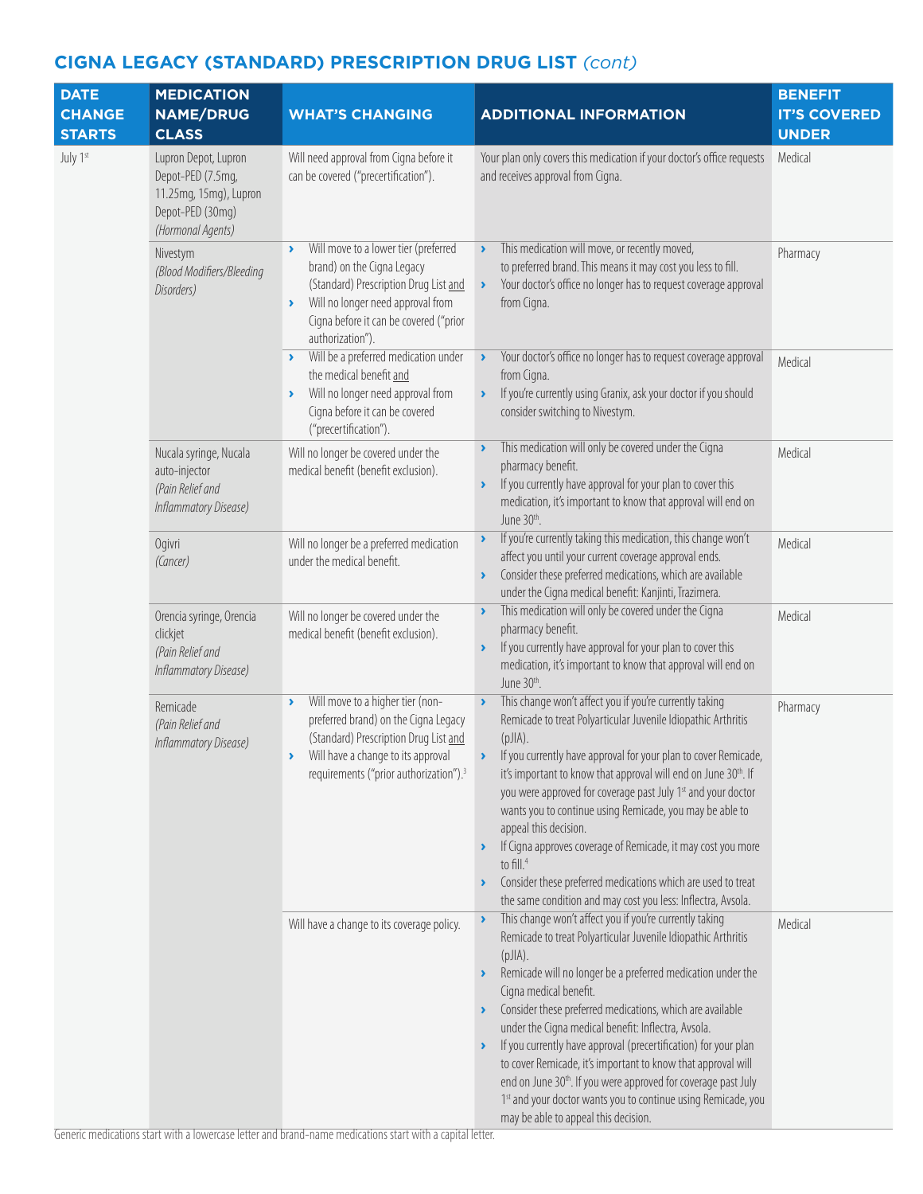## CIGNA LEGACY (STANDARD) PRESCRIPTION DRUG LIST *(cont)*

| DATE CHANGE STARTS | MEDICATION NAME/DRUG CLASS | WHAT'S CHANGING | ADDITIONAL INFORMATION | BENEFIT IT'S COVERED UNDER |
|---|---|---|---|---|
| July 1st | Lupron Depot, Lupron Depot-PED (7.5mg, 11.25mg, 15mg), Lupron Depot-PED (30mg) *(Hormonal Agents)* | Will need approval from Cigna before it can be covered ("precertification"). | Your plan only covers this medication if your doctor's office requests and receives approval from Cigna. | Medical |
| | Nivestym *(Blood Modifiers/Bleeding Disorders)* | › Will move to a lower tier (preferred brand) on the Cigna Legacy (Standard) Prescription Drug List and<br>› Will no longer need approval from Cigna before it can be covered ("prior authorization"). | › This medication will move, or recently moved, to preferred brand. This means it may cost you less to fill.<br>› Your doctor's office no longer has to request coverage approval from Cigna. | Pharmacy |
| | | › Will be a preferred medication under the medical benefit and<br>› Will no longer need approval from Cigna before it can be covered ("precertification"). | › Your doctor's office no longer has to request coverage approval from Cigna.<br>› If you're currently using Granix, ask your doctor if you should consider switching to Nivestym. | Medical |
| | Nucala syringe, Nucala auto-injector *(Pain Relief and Inflammatory Disease)* | Will no longer be covered under the medical benefit (benefit exclusion). | › This medication will only be covered under the Cigna pharmacy benefit.<br>› If you currently have approval for your plan to cover this medication, it's important to know that approval will end on June 30th. | Medical |
| | Ogivri *(Cancer)* | Will no longer be a preferred medication under the medical benefit. | › If you're currently taking this medication, this change won't affect you until your current coverage approval ends.<br>› Consider these preferred medications, which are available under the Cigna medical benefit: Kanjinti, Trazimera. | Medical |
| | Orencia syringe, Orencia clickjet *(Pain Relief and Inflammatory Disease)* | Will no longer be covered under the medical benefit (benefit exclusion). | › This medication will only be covered under the Cigna pharmacy benefit.<br>› If you currently have approval for your plan to cover this medication, it's important to know that approval will end on June 30th. | Medical |
| | Remicade *(Pain Relief and Inflammatory Disease)* | › Will move to a higher tier (non-preferred brand) on the Cigna Legacy (Standard) Prescription Drug List and<br>› Will have a change to its approval requirements ("prior authorization").[3] | › This change won't affect you if you're currently taking Remicade to treat Polyarticular Juvenile Idiopathic Arthritis (pJIA).<br>› If you currently have approval for your plan to cover Remicade, it's important to know that approval will end on June 30th. If you were approved for coverage past July 1st and your doctor wants you to continue using Remicade, you may be able to appeal this decision.<br>› If Cigna approves coverage of Remicade, it may cost you more to fill.[4]<br>› Consider these preferred medications which are used to treat the same condition and may cost you less: Inflectra, Avsola. | Pharmacy |
| | | Will have a change to its coverage policy. | › This change won't affect you if you're currently taking Remicade to treat Polyarticular Juvenile Idiopathic Arthritis (pJIA).<br>› Remicade will no longer be a preferred medication under the Cigna medical benefit.<br>› Consider these preferred medications, which are available under the Cigna medical benefit: Inflectra, Avsola.<br>› If you currently have approval (precertification) for your plan to cover Remicade, it's important to know that approval will end on June 30th. If you were approved for coverage past July 1st and your doctor wants you to continue using Remicade, you may be able to appeal this decision. | Medical |

Generic medications start with a lowercase letter and brand-name medications start with a capital letter.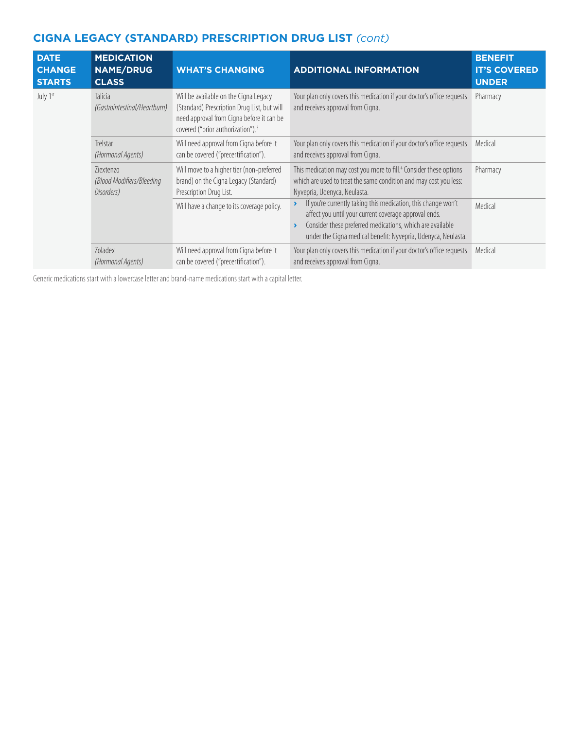## CIGNA LEGACY (STANDARD) PRESCRIPTION DRUG LIST *(cont)*

| DATE CHANGE STARTS | MEDICATION NAME/DRUG CLASS | WHAT'S CHANGING | ADDITIONAL INFORMATION | BENEFIT IT'S COVERED UNDER |
|---|---|---|---|---|
| July 1st | Talicia *(Gastrointestinal/Heartburn)* | Will be available on the Cigna Legacy (Standard) Prescription Drug List, but will need approval from Cigna before it can be covered ("prior authorization").[3] | Your plan only covers this medication if your doctor's office requests and receives approval from Cigna. | Pharmacy |
| | Trelstar *(Hormonal Agents)* | Will need approval from Cigna before it can be covered ("precertification"). | Your plan only covers this medication if your doctor's office requests and receives approval from Cigna. | Medical |
| | Ziextenzo *(Blood Modifiers/Bleeding Disorders)* | Will move to a higher tier (non-preferred brand) on the Cigna Legacy (Standard) Prescription Drug List. | This medication may cost you more to fill.[4] Consider these options which are used to treat the same condition and may cost you less: Nyvepria, Udenyca, Neulasta. | Pharmacy |
| | | Will have a change to its coverage policy. | › If you're currently taking this medication, this change won't affect you until your current coverage approval ends.<br>› Consider these preferred medications, which are available under the Cigna medical benefit: Nyvepria, Udenyca, Neulasta. | Medical |
| | Zoladex *(Hormonal Agents)* | Will need approval from Cigna before it can be covered ("precertification"). | Your plan only covers this medication if your doctor's office requests and receives approval from Cigna. | Medical |

Generic medications start with a lowercase letter and brand-name medications start with a capital letter.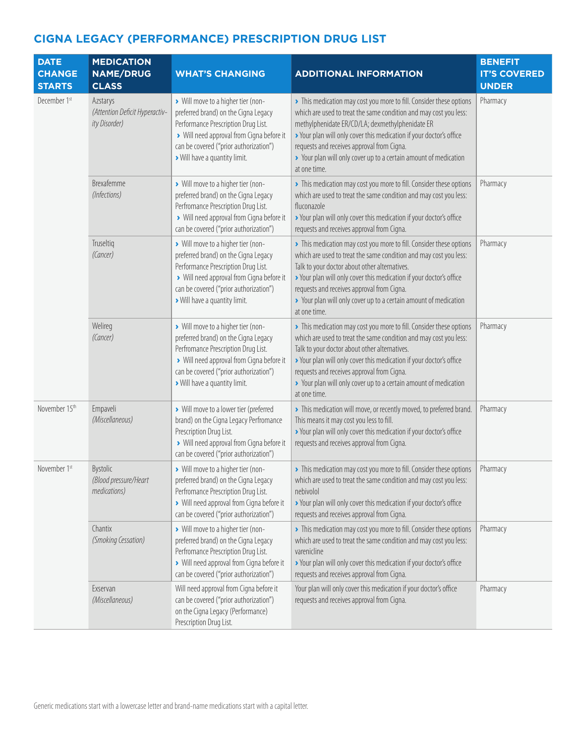## CIGNA LEGACY (PERFORMANCE) PRESCRIPTION DRUG LIST

| DATE CHANGE STARTS | MEDICATION NAME/DRUG CLASS | WHAT'S CHANGING | ADDITIONAL INFORMATION | BENEFIT IT'S COVERED UNDER |
|---|---|---|---|---|
| December 1st | Azstarys *(Attention Deficit Hyperactivity Disorder)* | › Will move to a higher tier (non-preferred brand) on the Cigna Legacy Performance Prescription Drug List. › Will need approval from Cigna before it can be covered ("prior authorization") › Will have a quantity limit. | › This medication may cost you more to fill. Consider these options which are used to treat the same condition and may cost you less: methylphenidate ER/CD/LA; dexmethylphenidate ER › Your plan will only cover this medication if your doctor's office requests and receives approval from Cigna. › Your plan will only cover up to a certain amount of medication at one time. | Pharmacy |
| | Brexafemme *(Infections)* | › Will move to a higher tier (non-preferred brand) on the Cigna Legacy Perfromance Prescription Drug List. › Will need approval from Cigna before it can be covered ("prior authorization") | › This medication may cost you more to fill. Consider these options which are used to treat the same condition and may cost you less: fluconazole › Your plan will only cover this medication if your doctor's office requests and receives approval from Cigna. | Pharmacy |
| | Truseltiq *(Cancer)* | › Will move to a higher tier (non-preferred brand) on the Cigna Legacy Performance Prescription Drug List. › Will need approval from Cigna before it can be covered ("prior authorization") › Will have a quantity limit. | › This medication may cost you more to fill. Consider these options which are used to treat the same condition and may cost you less: Talk to your doctor about other alternatives. › Your plan will only cover this medication if your doctor's office requests and receives approval from Cigna. › Your plan will only cover up to a certain amount of medication at one time. | Pharmacy |
| | Welireg *(Cancer)* | › Will move to a higher tier (non-preferred brand) on the Cigna Legacy Perfromance Prescription Drug List. › Will need approval from Cigna before it can be covered ("prior authorization") › Will have a quantity limit. | › This medication may cost you more to fill. Consider these options which are used to treat the same condition and may cost you less: Talk to your doctor about other alternatives. › Your plan will only cover this medication if your doctor's office requests and receives approval from Cigna. › Your plan will only cover up to a certain amount of medication at one time. | Pharmacy |
| November 15th | Empaveli *(Miscellaneous)* | › Will move to a lower tier (preferred brand) on the Cigna Legacy Perfromance Prescription Drug List. › Will need approval from Cigna before it can be covered ("prior authorization") | › This medication will move, or recently moved, to preferred brand. This means it may cost you less to fill. › Your plan will only cover this medication if your doctor's office requests and receives approval from Cigna. | Pharmacy |
| November 1st | Bystolic *(Blood pressure/Heart medications)* | › Will move to a higher tier (non-preferred brand) on the Cigna Legacy Performance Prescription Drug List. › Will need approval from Cigna before it can be covered ("prior authorization") | › This medication may cost you more to fill. Consider these options which are used to treat the same condition and may cost you less: nebivolol › Your plan will only cover this medication if your doctor's office requests and receives approval from Cigna. | Pharmacy |
| | Chantix *(Smoking Cessation)* | › Will move to a higher tier (non-preferred brand) on the Cigna Legacy Perfromance Prescription Drug List. › Will need approval from Cigna before it can be covered ("prior authorization") | › This medication may cost you more to fill. Consider these options which are used to treat the same condition and may cost you less: varenicline › Your plan will only cover this medication if your doctor's office requests and receives approval from Cigna. | Pharmacy |
| | Exservan *(Miscellaneous)* | Will need approval from Cigna before it can be covered ("prior authorization") on the Cigna Legacy (Performance) Prescription Drug List. | Your plan will only cover this medication if your doctor's office requests and receives approval from Cigna. | Pharmacy |

Generic medications start with a lowercase letter and brand-name medications start with a capital letter.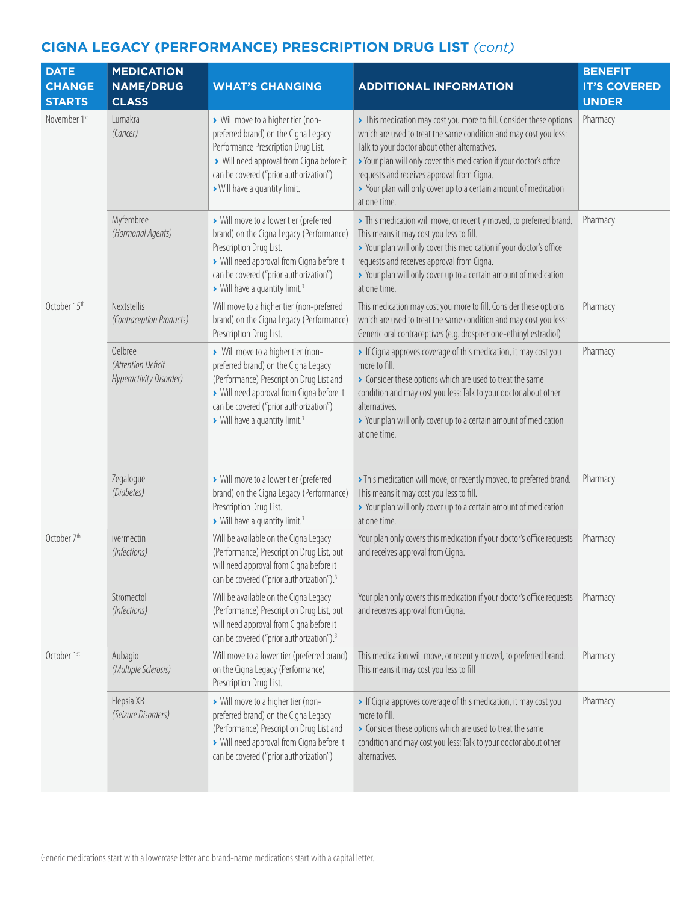## CIGNA LEGACY (PERFORMANCE) PRESCRIPTION DRUG LIST *(cont)*

| DATE CHANGE STARTS | MEDICATION NAME/DRUG CLASS | WHAT'S CHANGING | ADDITIONAL INFORMATION | BENEFIT IT'S COVERED UNDER |
|---|---|---|---|---|
| November 1st | Lumakra *(Cancer)* | › Will move to a higher tier (non-preferred brand) on the Cigna Legacy Performance Prescription Drug List. › Will need approval from Cigna before it can be covered ("prior authorization") › Will have a quantity limit. | › This medication may cost you more to fill. Consider these options which are used to treat the same condition and may cost you less: Talk to your doctor about other alternatives. › Your plan will only cover this medication if your doctor's office requests and receives approval from Cigna. › Your plan will only cover up to a certain amount of medication at one time. | Pharmacy |
| | Myfembree *(Hormonal Agents)* | › Will move to a lower tier (preferred brand) on the Cigna Legacy (Performance) Prescription Drug List. › Will need approval from Cigna before it can be covered ("prior authorization") › Will have a quantity limit.[3] | › This medication will move, or recently moved, to preferred brand. This means it may cost you less to fill. › Your plan will only cover this medication if your doctor's office requests and receives approval from Cigna. › Your plan will only cover up to a certain amount of medication at one time. | Pharmacy |
| October 15th | Nextstellis *(Contraception Products)* | Will move to a higher tier (non-preferred brand) on the Cigna Legacy (Performance) Prescription Drug List. | This medication may cost you more to fill. Consider these options which are used to treat the same condition and may cost you less: Generic oral contraceptives (e.g. drospirenone-ethinyl estradiol) | Pharmacy |
| | Qelbree *(Attention Deficit Hyperactivity Disorder)* | › Will move to a higher tier (non-preferred brand) on the Cigna Legacy (Performance) Prescription Drug List and › Will need approval from Cigna before it can be covered ("prior authorization") › Will have a quantity limit.[3] | › If Cigna approves coverage of this medication, it may cost you more to fill. › Consider these options which are used to treat the same condition and may cost you less: Talk to your doctor about other alternatives. › Your plan will only cover up to a certain amount of medication at one time. | Pharmacy |
| | Zegalogue *(Diabetes)* | › Will move to a lower tier (preferred brand) on the Cigna Legacy (Performance) Prescription Drug List. › Will have a quantity limit.[3] | › This medication will move, or recently moved, to preferred brand. This means it may cost you less to fill. › Your plan will only cover up to a certain amount of medication at one time. | Pharmacy |
| October 7th | ivermectin *(Infections)* | Will be available on the Cigna Legacy (Performance) Prescription Drug List, but will need approval from Cigna before it can be covered ("prior authorization").[3] | Your plan only covers this medication if your doctor's office requests and receives approval from Cigna. | Pharmacy |
| | Stromectol *(Infections)* | Will be available on the Cigna Legacy (Performance) Prescription Drug List, but will need approval from Cigna before it can be covered ("prior authorization").[3] | Your plan only covers this medication if your doctor's office requests and receives approval from Cigna. | Pharmacy |
| October 1st | Aubagio *(Multiple Sclerosis)* | Will move to a lower tier (preferred brand) on the Cigna Legacy (Performance) Prescription Drug List. | This medication will move, or recently moved, to preferred brand. This means it may cost you less to fill | Pharmacy |
| | Elepsia XR *(Seizure Disorders)* | › Will move to a higher tier (non-preferred brand) on the Cigna Legacy (Performance) Prescription Drug List and › Will need approval from Cigna before it can be covered ("prior authorization") | › If Cigna approves coverage of this medication, it may cost you more to fill. › Consider these options which are used to treat the same condition and may cost you less: Talk to your doctor about other alternatives. | Pharmacy |

Generic medications start with a lowercase letter and brand-name medications start with a capital letter.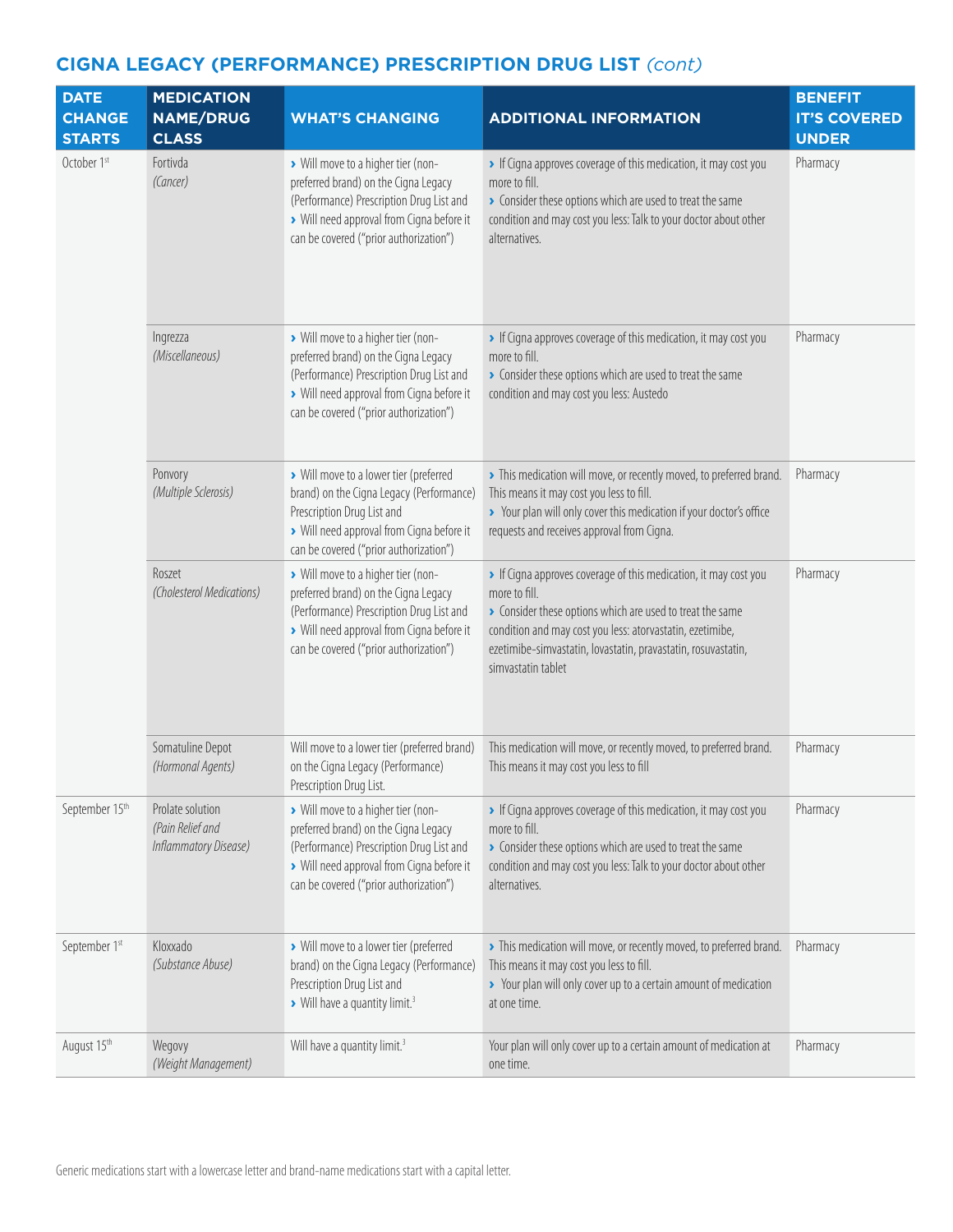## CIGNA LEGACY (PERFORMANCE) PRESCRIPTION DRUG LIST *(cont)*

| DATE CHANGE STARTS | MEDICATION NAME/DRUG CLASS | WHAT'S CHANGING | ADDITIONAL INFORMATION | BENEFIT IT'S COVERED UNDER |
|---|---|---|---|---|
| October 1st | Fortivda *(Cancer)* | › Will move to a higher tier (non-preferred brand) on the Cigna Legacy (Performance) Prescription Drug List and › Will need approval from Cigna before it can be covered ("prior authorization") | › If Cigna approves coverage of this medication, it may cost you more to fill. › Consider these options which are used to treat the same condition and may cost you less: Talk to your doctor about other alternatives. | Pharmacy |
| | Ingrezza *(Miscellaneous)* | › Will move to a higher tier (non-preferred brand) on the Cigna Legacy (Performance) Prescription Drug List and › Will need approval from Cigna before it can be covered ("prior authorization") | › If Cigna approves coverage of this medication, it may cost you more to fill. › Consider these options which are used to treat the same condition and may cost you less: Austedo | Pharmacy |
| | Ponvory *(Multiple Sclerosis)* | › Will move to a lower tier (preferred brand) on the Cigna Legacy (Performance) Prescription Drug List and › Will need approval from Cigna before it can be covered ("prior authorization") | › This medication will move, or recently moved, to preferred brand. This means it may cost you less to fill. › Your plan will only cover this medication if your doctor's office requests and receives approval from Cigna. | Pharmacy |
| | Roszet *(Cholesterol Medications)* | › Will move to a higher tier (non-preferred brand) on the Cigna Legacy (Performance) Prescription Drug List and › Will need approval from Cigna before it can be covered ("prior authorization") | › If Cigna approves coverage of this medication, it may cost you more to fill. › Consider these options which are used to treat the same condition and may cost you less: atorvastatin, ezetimibe, ezetimibe-simvastatin, lovastatin, pravastatin, rosuvastatin, simvastatin tablet | Pharmacy |
| | Somatuline Depot *(Hormonal Agents)* | Will move to a lower tier (preferred brand) on the Cigna Legacy (Performance) Prescription Drug List. | This medication will move, or recently moved, to preferred brand. This means it may cost you less to fill | Pharmacy |
| September 15th | Prolate solution *(Pain Relief and Inflammatory Disease)* | › Will move to a higher tier (non-preferred brand) on the Cigna Legacy (Performance) Prescription Drug List and › Will need approval from Cigna before it can be covered ("prior authorization") | › If Cigna approves coverage of this medication, it may cost you more to fill. › Consider these options which are used to treat the same condition and may cost you less: Talk to your doctor about other alternatives. | Pharmacy |
| September 1st | Kloxxado *(Substance Abuse)* | › Will move to a lower tier (preferred brand) on the Cigna Legacy (Performance) Prescription Drug List and › Will have a quantity limit.[3] | › This medication will move, or recently moved, to preferred brand. This means it may cost you less to fill. › Your plan will only cover up to a certain amount of medication at one time. | Pharmacy |
| August 15th | Wegovy *(Weight Management)* | Will have a quantity limit.[3] | Your plan will only cover up to a certain amount of medication at one time. | Pharmacy |

Generic medications start with a lowercase letter and brand-name medications start with a capital letter.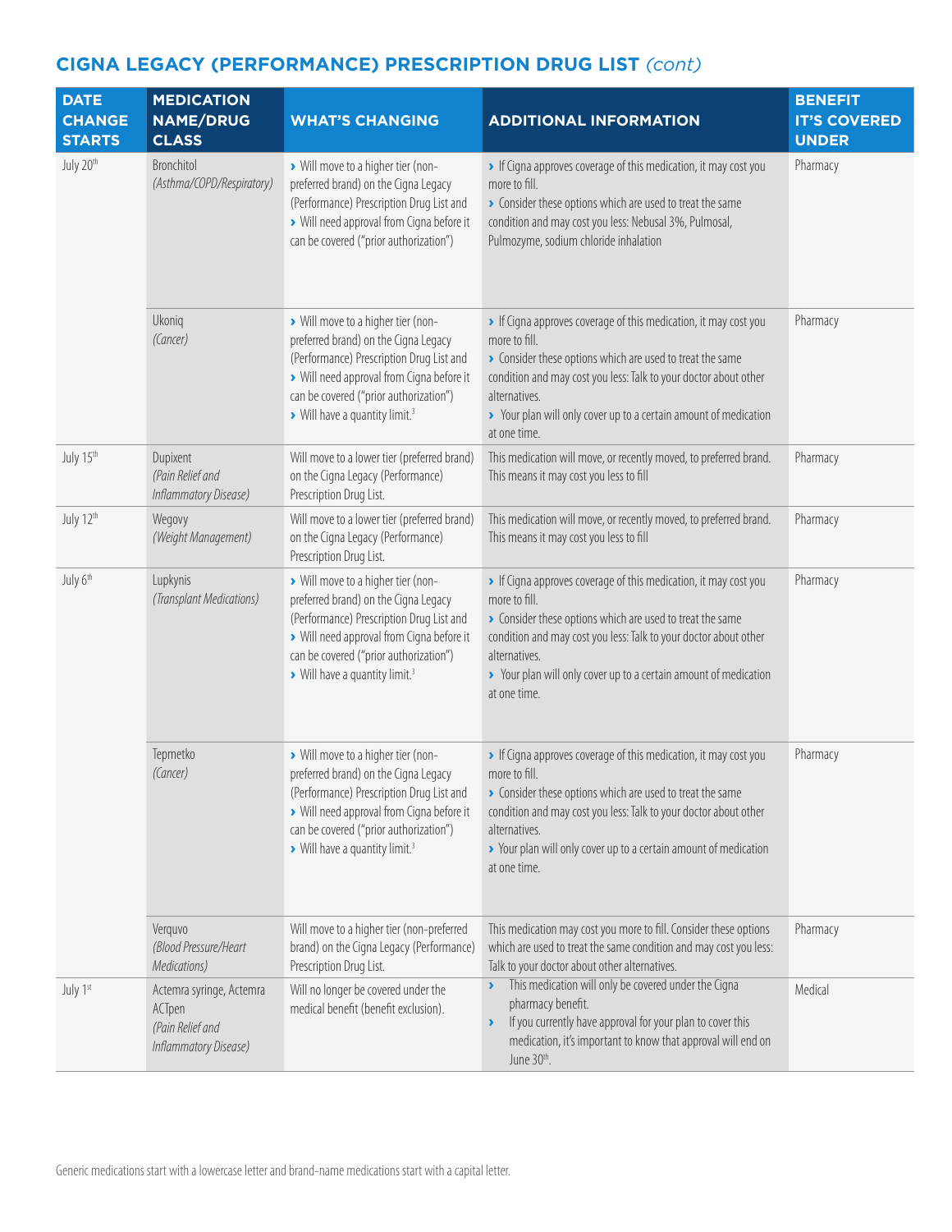## CIGNA LEGACY (PERFORMANCE) PRESCRIPTION DRUG LIST *(cont)*

| DATE CHANGE STARTS | MEDICATION NAME/DRUG CLASS | WHAT'S CHANGING | ADDITIONAL INFORMATION | BENEFIT IT'S COVERED UNDER |
|---|---|---|---|---|
| July 20th | Bronchitol *(Asthma/COPD/Respiratory)* | › Will move to a higher tier (non-preferred brand) on the Cigna Legacy (Performance) Prescription Drug List and<br>› Will need approval from Cigna before it can be covered ("prior authorization") | › If Cigna approves coverage of this medication, it may cost you more to fill.<br>› Consider these options which are used to treat the same condition and may cost you less: Nebusal 3%, Pulmosal, Pulmozyme, sodium chloride inhalation | Pharmacy |
| | Ukoniq *(Cancer)* | › Will move to a higher tier (non-preferred brand) on the Cigna Legacy (Performance) Prescription Drug List and<br>› Will need approval from Cigna before it can be covered ("prior authorization")<br>› Will have a quantity limit.[3] | › If Cigna approves coverage of this medication, it may cost you more to fill.<br>› Consider these options which are used to treat the same condition and may cost you less: Talk to your doctor about other alternatives.<br>› Your plan will only cover up to a certain amount of medication at one time. | Pharmacy |
| July 15th | Dupixent *(Pain Relief and Inflammatory Disease)* | Will move to a lower tier (preferred brand) on the Cigna Legacy (Performance) Prescription Drug List. | This medication will move, or recently moved, to preferred brand. This means it may cost you less to fill | Pharmacy |
| July 12th | Wegovy *(Weight Management)* | Will move to a lower tier (preferred brand) on the Cigna Legacy (Performance) Prescription Drug List. | This medication will move, or recently moved, to preferred brand. This means it may cost you less to fill | Pharmacy |
| July 6th | Lupkynis *(Transplant Medications)* | › Will move to a higher tier (non-preferred brand) on the Cigna Legacy (Performance) Prescription Drug List and<br>› Will need approval from Cigna before it can be covered ("prior authorization")<br>› Will have a quantity limit.[3] | › If Cigna approves coverage of this medication, it may cost you more to fill.<br>› Consider these options which are used to treat the same condition and may cost you less: Talk to your doctor about other alternatives.<br>› Your plan will only cover up to a certain amount of medication at one time. | Pharmacy |
| | Tepmetko *(Cancer)* | › Will move to a higher tier (non-preferred brand) on the Cigna Legacy (Performance) Prescription Drug List and<br>› Will need approval from Cigna before it can be covered ("prior authorization")<br>› Will have a quantity limit.[3] | › If Cigna approves coverage of this medication, it may cost you more to fill.<br>› Consider these options which are used to treat the same condition and may cost you less: Talk to your doctor about other alternatives.<br>› Your plan will only cover up to a certain amount of medication at one time. | Pharmacy |
| | Verquvo *(Blood Pressure/Heart Medications)* | Will move to a higher tier (non-preferred brand) on the Cigna Legacy (Performance) Prescription Drug List. | This medication may cost you more to fill. Consider these options which are used to treat the same condition and may cost you less: Talk to your doctor about other alternatives. | Pharmacy |
| July 1st | Actemra syringe, Actemra ACTpen *(Pain Relief and Inflammatory Disease)* | Will no longer be covered under the medical benefit (benefit exclusion). | › This medication will only be covered under the Cigna pharmacy benefit.<br>› If you currently have approval for your plan to cover this medication, it's important to know that approval will end on June 30th. | Medical |

Generic medications start with a lowercase letter and brand-name medications start with a capital letter.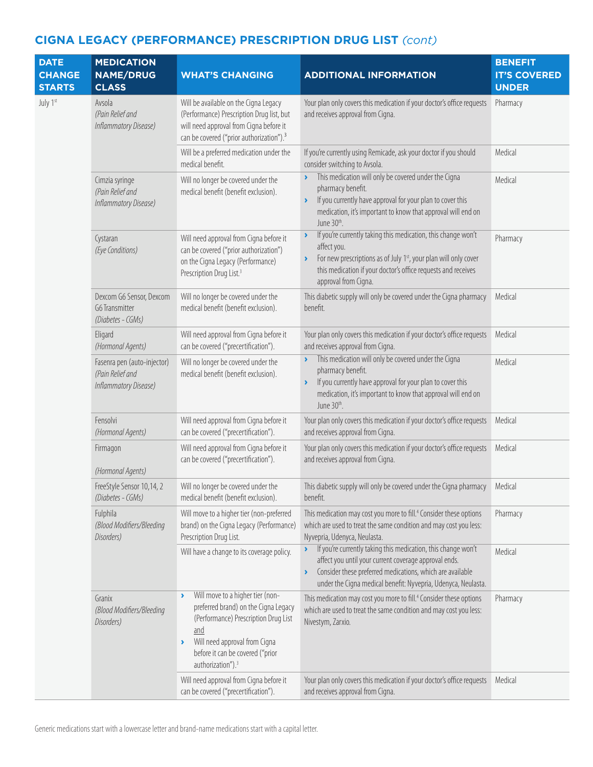## CIGNA LEGACY (PERFORMANCE) PRESCRIPTION DRUG LIST *(cont)*

| DATE CHANGE STARTS | MEDICATION NAME/DRUG CLASS | WHAT'S CHANGING | ADDITIONAL INFORMATION | BENEFIT IT'S COVERED UNDER |
|---|---|---|---|---|
| July 1st | Avsola *(Pain Relief and Inflammatory Disease)* | Will be available on the Cigna Legacy (Performance) Prescription Drug list, but will need approval from Cigna before it can be covered ("prior authorization").[3] | Your plan only covers this medication if your doctor's office requests and receives approval from Cigna. | Pharmacy |
| | | Will be a preferred medication under the medical benefit. | If you're currently using Remicade, ask your doctor if you should consider switching to Avsola. | Medical |
| | Cimzia syringe *(Pain Relief and Inflammatory Disease)* | Will no longer be covered under the medical benefit (benefit exclusion). | › This medication will only be covered under the Cigna pharmacy benefit. › If you currently have approval for your plan to cover this medication, it's important to know that approval will end on June 30th. | Medical |
| | Cystaran *(Eye Conditions)* | Will need approval from Cigna before it can be covered ("prior authorization") on the Cigna Legacy (Performance) Prescription Drug List.[3] | › If you're currently taking this medication, this change won't affect you. › For new prescriptions as of July 1st, your plan will only cover this medication if your doctor's office requests and receives approval from Cigna. | Pharmacy |
| | Dexcom G6 Sensor, Dexcom G6 Transmitter *(Diabetes - CGMs)* | Will no longer be covered under the medical benefit (benefit exclusion). | This diabetic supply will only be covered under the Cigna pharmacy benefit. | Medical |
| | Eligard *(Hormonal Agents)* | Will need approval from Cigna before it can be covered ("precertification"). | Your plan only covers this medication if your doctor's office requests and receives approval from Cigna. | Medical |
| | Fasenra pen (auto-injector) *(Pain Relief and Inflammatory Disease)* | Will no longer be covered under the medical benefit (benefit exclusion). | › This medication will only be covered under the Cigna pharmacy benefit. › If you currently have approval for your plan to cover this medication, it's important to know that approval will end on June 30th. | Medical |
| | Fensolvi *(Hormonal Agents)* | Will need approval from Cigna before it can be covered ("precertification"). | Your plan only covers this medication if your doctor's office requests and receives approval from Cigna. | Medical |
| | Firmagon *(Hormonal Agents)* | Will need approval from Cigna before it can be covered ("precertification"). | Your plan only covers this medication if your doctor's office requests and receives approval from Cigna. | Medical |
| | FreeStyle Sensor 10,14, 2 *(Diabetes - CGMs)* | Will no longer be covered under the medical benefit (benefit exclusion). | This diabetic supply will only be covered under the Cigna pharmacy benefit. | Medical |
| | Fulphila *(Blood Modifiers/Bleeding Disorders)* | Will move to a higher tier (non-preferred brand) on the Cigna Legacy (Performance) Prescription Drug List. | This medication may cost you more to fill.[4] Consider these options which are used to treat the same condition and may cost you less: Nyvepria, Udenyca, Neulasta. | Pharmacy |
| | | Will have a change to its coverage policy. | › If you're currently taking this medication, this change won't affect you until your current coverage approval ends. › Consider these preferred medications, which are available under the Cigna medical benefit: Nyvepria, Udenyca, Neulasta. | Medical |
| | Granix *(Blood Modifiers/Bleeding Disorders)* | › Will move to a higher tier (non-preferred brand) on the Cigna Legacy (Performance) Prescription Drug List and › Will need approval from Cigna before it can be covered ("prior authorization").[3] | This medication may cost you more to fill.[4] Consider these options which are used to treat the same condition and may cost you less: Nivestym, Zarxio. | Pharmacy |
| | | Will need approval from Cigna before it can be covered ("precertification"). | Your plan only covers this medication if your doctor's office requests and receives approval from Cigna. | Medical |

Generic medications start with a lowercase letter and brand-name medications start with a capital letter.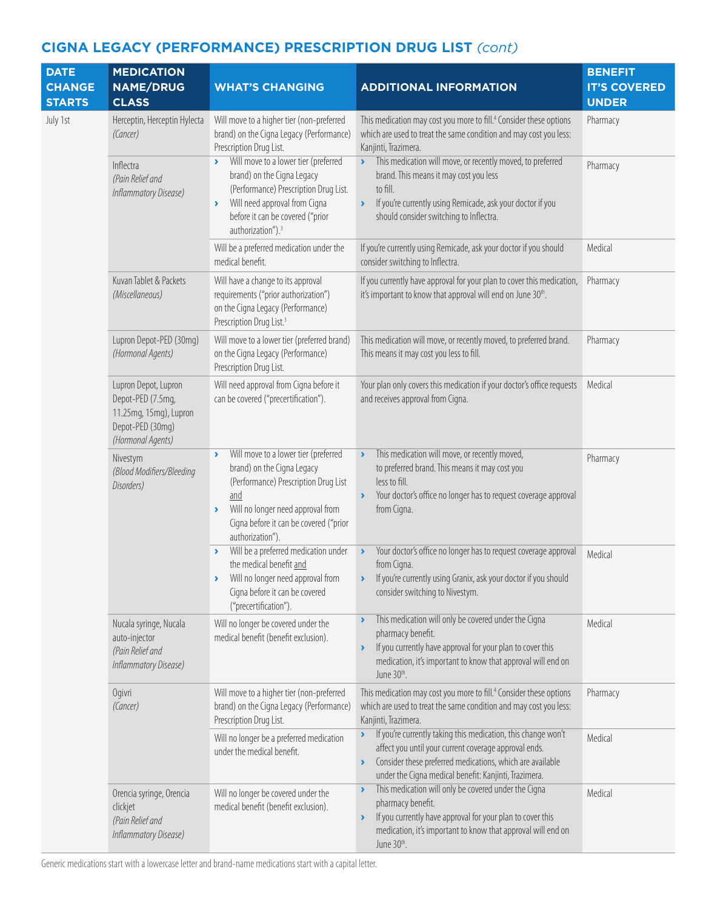## CIGNA LEGACY (PERFORMANCE) PRESCRIPTION DRUG LIST *(cont)*

| DATE CHANGE STARTS | MEDICATION NAME/DRUG CLASS | WHAT'S CHANGING | ADDITIONAL INFORMATION | BENEFIT IT'S COVERED UNDER |
|---|---|---|---|---|
| July 1st | Herceptin, Herceptin Hylecta *(Cancer)* | Will move to a higher tier (non-preferred brand) on the Cigna Legacy (Performance) Prescription Drug List. | This medication may cost you more to fill.[4] Consider these options which are used to treat the same condition and may cost you less: Kanjinti, Trazimera. | Pharmacy |
| | Inflectra *(Pain Relief and Inflammatory Disease)* | › Will move to a lower tier (preferred brand) on the Cigna Legacy (Performance) Prescription Drug List. › Will need approval from Cigna before it can be covered ("prior authorization").[3] | › This medication will move, or recently moved, to preferred brand. This means it may cost you less to fill. › If you're currently using Remicade, ask your doctor if you should consider switching to Inflectra. | Pharmacy |
| | | Will be a preferred medication under the medical benefit. | If you're currently using Remicade, ask your doctor if you should consider switching to Inflectra. | Medical |
| | Kuvan Tablet & Packets *(Miscellaneous)* | Will have a change to its approval requirements ("prior authorization") on the Cigna Legacy (Performance) Prescription Drug List.[3] | If you currently have approval for your plan to cover this medication, it's important to know that approval will end on June 30th. | Pharmacy |
| | Lupron Depot-PED (30mg) *(Hormonal Agents)* | Will move to a lower tier (preferred brand) on the Cigna Legacy (Performance) Prescription Drug List. | This medication will move, or recently moved, to preferred brand. This means it may cost you less to fill. | Pharmacy |
| | Lupron Depot, Lupron Depot-PED (7.5mg, 11.25mg, 15mg), Lupron Depot-PED (30mg) *(Hormonal Agents)* | Will need approval from Cigna before it can be covered ("precertification"). | Your plan only covers this medication if your doctor's office requests and receives approval from Cigna. | Medical |
| | Nivestym *(Blood Modifiers/Bleeding Disorders)* | › Will move to a lower tier (preferred brand) on the Cigna Legacy (Performance) Prescription Drug List and › Will no longer need approval from Cigna before it can be covered ("prior authorization"). | › This medication will move, or recently moved, to preferred brand. This means it may cost you less to fill. › Your doctor's office no longer has to request coverage approval from Cigna. | Pharmacy |
| | | › Will be a preferred medication under the medical benefit and › Will no longer need approval from Cigna before it can be covered ("precertification"). | › Your doctor's office no longer has to request coverage approval from Cigna. › If you're currently using Granix, ask your doctor if you should consider switching to Nivestym. | Medical |
| | Nucala syringe, Nucala auto-injector *(Pain Relief and Inflammatory Disease)* | Will no longer be covered under the medical benefit (benefit exclusion). | › This medication will only be covered under the Cigna pharmacy benefit. › If you currently have approval for your plan to cover this medication, it's important to know that approval will end on June 30th. | Medical |
| | Ogivri *(Cancer)* | Will move to a higher tier (non-preferred brand) on the Cigna Legacy (Performance) Prescription Drug List. | This medication may cost you more to fill.[4] Consider these options which are used to treat the same condition and may cost you less: Kanjinti, Trazimera. | Pharmacy |
| | | Will no longer be a preferred medication under the medical benefit. | › If you're currently taking this medication, this change won't affect you until your current coverage approval ends. › Consider these preferred medications, which are available under the Cigna medical benefit: Kanjinti, Trazimera. | Medical |
| | Orencia syringe, Orencia clickjet *(Pain Relief and Inflammatory Disease)* | Will no longer be covered under the medical benefit (benefit exclusion). | › This medication will only be covered under the Cigna pharmacy benefit. › If you currently have approval for your plan to cover this medication, it's important to know that approval will end on June 30th. | Medical |

Generic medications start with a lowercase letter and brand-name medications start with a capital letter.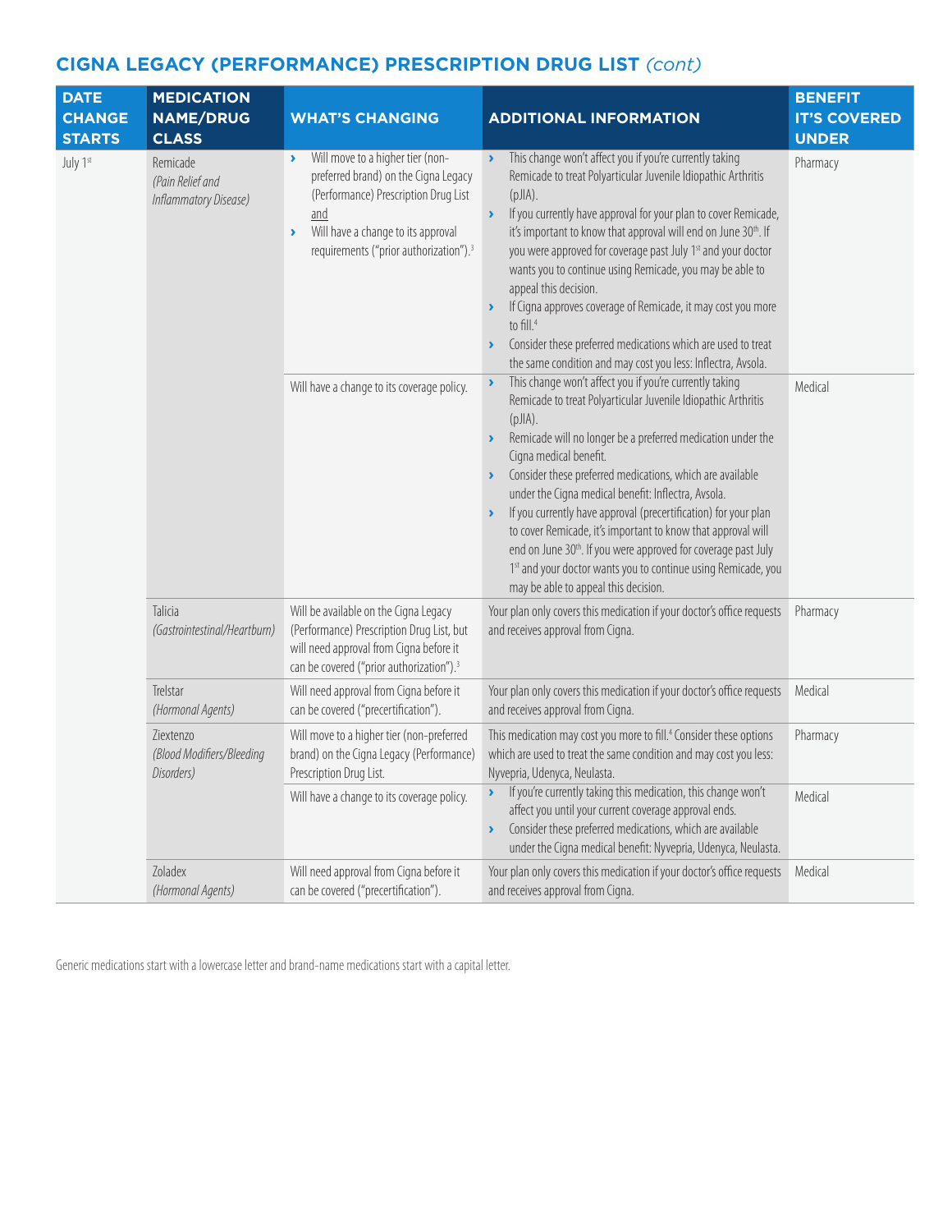## CIGNA LEGACY (PERFORMANCE) PRESCRIPTION DRUG LIST *(cont)*

| DATE CHANGE STARTS | MEDICATION NAME/DRUG CLASS | WHAT'S CHANGING | ADDITIONAL INFORMATION | BENEFIT IT'S COVERED UNDER |
|---|---|---|---|---|
| July 1st | Remicade *(Pain Relief and Inflammatory Disease)* | › Will move to a higher tier (non-preferred brand) on the Cigna Legacy (Performance) Prescription Drug List and<br>› Will have a change to its approval requirements ("prior authorization").[3] | › This change won't affect you if you're currently taking Remicade to treat Polyarticular Juvenile Idiopathic Arthritis (pJIA).<br>› If you currently have approval for your plan to cover Remicade, it's important to know that approval will end on June 30th. If you were approved for coverage past July 1st and your doctor wants you to continue using Remicade, you may be able to appeal this decision.<br>› If Cigna approves coverage of Remicade, it may cost you more to fill.[4]<br>› Consider these preferred medications which are used to treat the same condition and may cost you less: Inflectra, Avsola. | Pharmacy |
| | | Will have a change to its coverage policy. | › This change won't affect you if you're currently taking Remicade to treat Polyarticular Juvenile Idiopathic Arthritis (pJIA).<br>› Remicade will no longer be a preferred medication under the Cigna medical benefit.<br>› Consider these preferred medications, which are available under the Cigna medical benefit: Inflectra, Avsola.<br>› If you currently have approval (precertification) for your plan to cover Remicade, it's important to know that approval will end on June 30th. If you were approved for coverage past July 1st and your doctor wants you to continue using Remicade, you may be able to appeal this decision. | Medical |
| | Talicia *(Gastrointestinal/Heartburn)* | Will be available on the Cigna Legacy (Performance) Prescription Drug List, but will need approval from Cigna before it can be covered ("prior authorization").[3] | Your plan only covers this medication if your doctor's office requests and receives approval from Cigna. | Pharmacy |
| | Trelstar *(Hormonal Agents)* | Will need approval from Cigna before it can be covered ("precertification"). | Your plan only covers this medication if your doctor's office requests and receives approval from Cigna. | Medical |
| | Ziextenzo *(Blood Modifiers/Bleeding Disorders)* | Will move to a higher tier (non-preferred brand) on the Cigna Legacy (Performance) Prescription Drug List. | This medication may cost you more to fill.[4] Consider these options which are used to treat the same condition and may cost you less: Nyvepria, Udenyca, Neulasta. | Pharmacy |
| | | Will have a change to its coverage policy. | › If you're currently taking this medication, this change won't affect you until your current coverage approval ends.<br>› Consider these preferred medications, which are available under the Cigna medical benefit: Nyvepria, Udenyca, Neulasta. | Medical |
| | Zoladex *(Hormonal Agents)* | Will need approval from Cigna before it can be covered ("precertification"). | Your plan only covers this medication if your doctor's office requests and receives approval from Cigna. | Medical |

Generic medications start with a lowercase letter and brand-name medications start with a capital letter.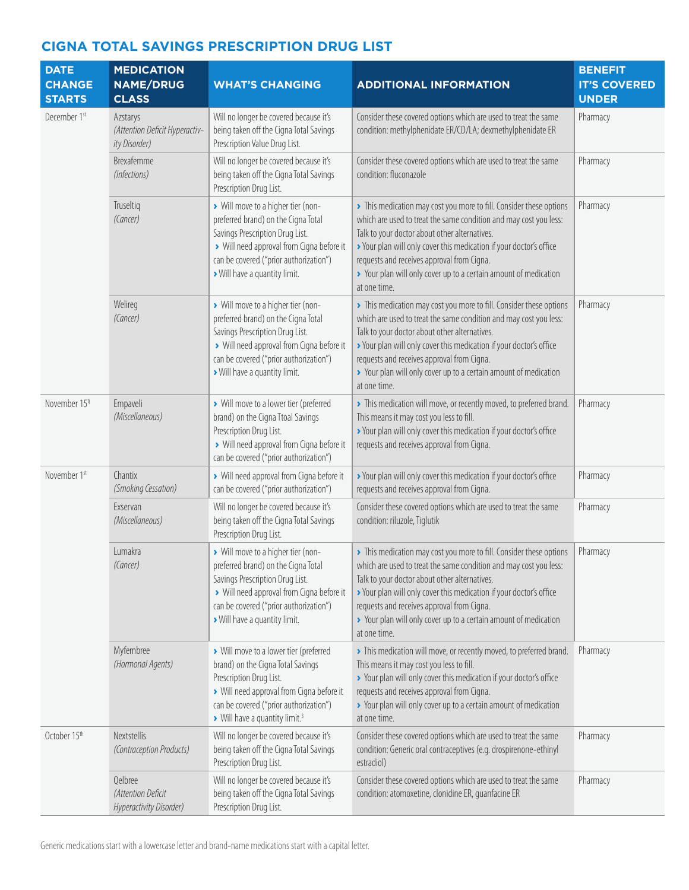## CIGNA TOTAL SAVINGS PRESCRIPTION DRUG LIST

| DATE CHANGE STARTS | MEDICATION NAME/DRUG CLASS | WHAT'S CHANGING | ADDITIONAL INFORMATION | BENEFIT IT'S COVERED UNDER |
|---|---|---|---|---|
| December 1st | Azstarys *(Attention Deficit Hyperactivity Disorder)* | Will no longer be covered because it's being taken off the Cigna Total Savings Prescription Value Drug List. | Consider these covered options which are used to treat the same condition: methylphenidate ER/CD/LA; dexmethylphenidate ER | Pharmacy |
| | Brexafemme *(Infections)* | Will no longer be covered because it's being taken off the Cigna Total Savings Prescription Drug List. | Consider these covered options which are used to treat the same condition: fluconazole | Pharmacy |
| | Truseltiq *(Cancer)* | › Will move to a higher tier (non-preferred brand) on the Cigna Total Savings Prescription Drug List. › Will need approval from Cigna before it can be covered ("prior authorization") › Will have a quantity limit. | › This medication may cost you more to fill. Consider these options which are used to treat the same condition and may cost you less: Talk to your doctor about other alternatives. › Your plan will only cover this medication if your doctor's office requests and receives approval from Cigna. › Your plan will only cover up to a certain amount of medication at one time. | Pharmacy |
| | Welireg *(Cancer)* | › Will move to a higher tier (non-preferred brand) on the Cigna Total Savings Prescription Drug List. › Will need approval from Cigna before it can be covered ("prior authorization") › Will have a quantity limit. | › This medication may cost you more to fill. Consider these options which are used to treat the same condition and may cost you less: Talk to your doctor about other alternatives. › Your plan will only cover this medication if your doctor's office requests and receives approval from Cigna. › Your plan will only cover up to a certain amount of medication at one time. | Pharmacy |
| November 15th | Empaveli *(Miscellaneous)* | › Will move to a lower tier (preferred brand) on the Cigna Ttoal Savings Prescription Drug List. › Will need approval from Cigna before it can be covered ("prior authorization") | › This medication will move, or recently moved, to preferred brand. This means it may cost you less to fill. › Your plan will only cover this medication if your doctor's office requests and receives approval from Cigna. | Pharmacy |
| November 1st | Chantix *(Smoking Cessation)* | › Will need approval from Cigna before it can be covered ("prior authorization") | › Your plan will only cover this medication if your doctor's office requests and receives approval from Cigna. | Pharmacy |
| | Exservan *(Miscellaneous)* | Will no longer be covered because it's being taken off the Cigna Total Savings Prescription Drug List. | Consider these covered options which are used to treat the same condition: riluzole, Tiglutik | Pharmacy |
| | Lumakra *(Cancer)* | › Will move to a higher tier (non-preferred brand) on the Cigna Total Savings Prescription Drug List. › Will need approval from Cigna before it can be covered ("prior authorization") › Will have a quantity limit. | › This medication may cost you more to fill. Consider these options which are used to treat the same condition and may cost you less: Talk to your doctor about other alternatives. › Your plan will only cover this medication if your doctor's office requests and receives approval from Cigna. › Your plan will only cover up to a certain amount of medication at one time. | Pharmacy |
| | Myfembree *(Hormonal Agents)* | › Will move to a lower tier (preferred brand) on the Cigna Total Savings Prescription Drug List. › Will need approval from Cigna before it can be covered ("prior authorization") › Will have a quantity limit.[3] | › This medication will move, or recently moved, to preferred brand. This means it may cost you less to fill. › Your plan will only cover this medication if your doctor's office requests and receives approval from Cigna. › Your plan will only cover up to a certain amount of medication at one time. | Pharmacy |
| October 15th | Nextstellis *(Contraception Products)* | Will no longer be covered because it's being taken off the Cigna Total Savings Prescription Drug List. | Consider these covered options which are used to treat the same condition: Generic oral contraceptives (e.g. drospirenone-ethinyl estradiol) | Pharmacy |
| | Qelbree *(Attention Deficit Hyperactivity Disorder)* | Will no longer be covered because it's being taken off the Cigna Total Savings Prescription Drug List. | Consider these covered options which are used to treat the same condition: atomoxetine, clonidine ER, guanfacine ER | Pharmacy |

Generic medications start with a lowercase letter and brand-name medications start with a capital letter.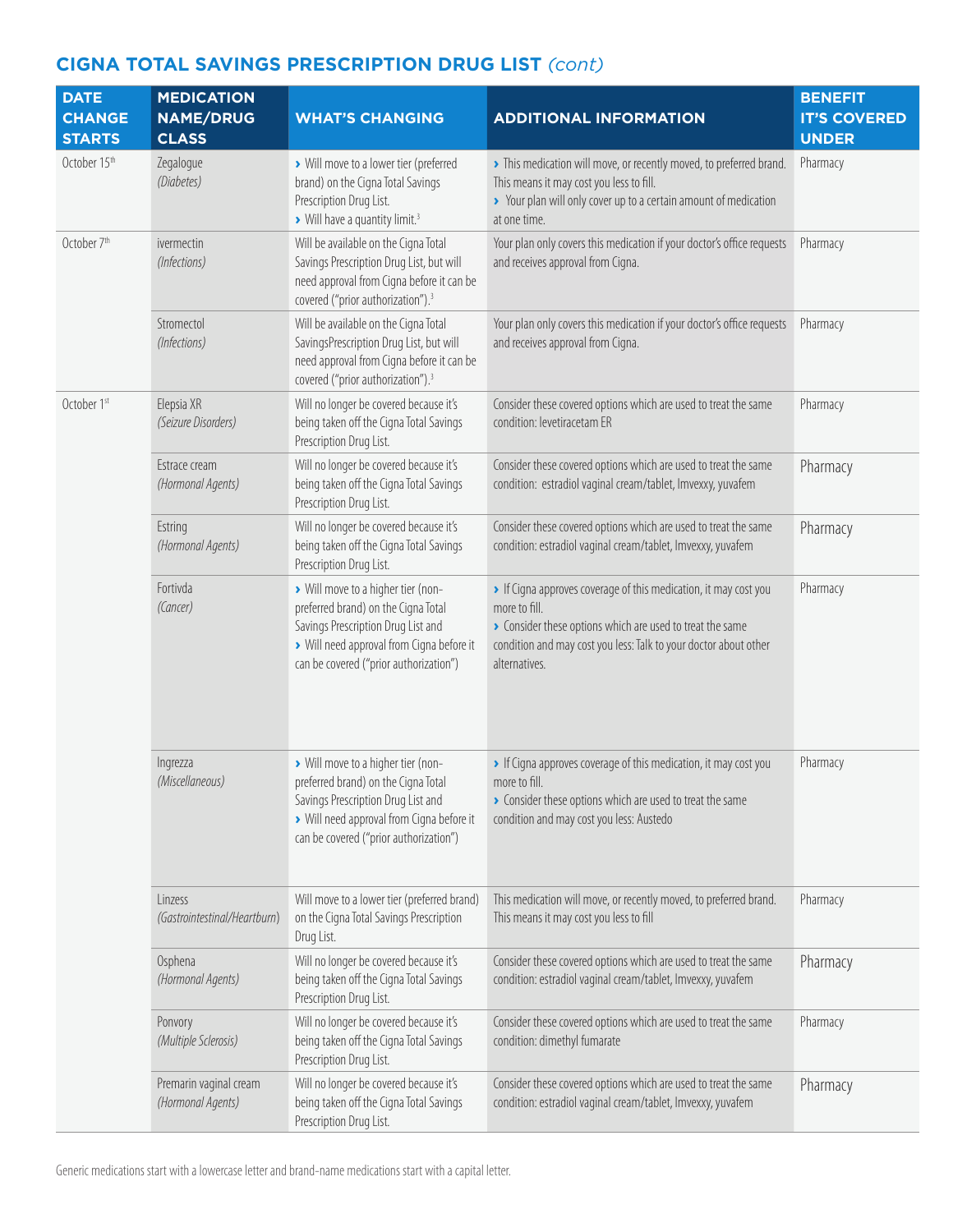## CIGNA TOTAL SAVINGS PRESCRIPTION DRUG LIST *(cont)*

| DATE CHANGE STARTS | MEDICATION NAME/DRUG CLASS | WHAT'S CHANGING | ADDITIONAL INFORMATION | BENEFIT IT'S COVERED UNDER |
|---|---|---|---|---|
| October 15th | Zegalogue *(Diabetes)* | › Will move to a lower tier (preferred brand) on the Cigna Total Savings Prescription Drug List. › Will have a quantity limit.[3] | › This medication will move, or recently moved, to preferred brand. This means it may cost you less to fill. › Your plan will only cover up to a certain amount of medication at one time. | Pharmacy |
| October 7th | ivermectin *(Infections)* | Will be available on the Cigna Total Savings Prescription Drug List, but will need approval from Cigna before it can be covered ("prior authorization").[3] | Your plan only covers this medication if your doctor's office requests and receives approval from Cigna. | Pharmacy |
| | Stromectol *(Infections)* | Will be available on the Cigna Total SavingsPrescription Drug List, but will need approval from Cigna before it can be covered ("prior authorization").[3] | Your plan only covers this medication if your doctor's office requests and receives approval from Cigna. | Pharmacy |
| October 1st | Elepsia XR *(Seizure Disorders)* | Will no longer be covered because it's being taken off the Cigna Total Savings Prescription Drug List. | Consider these covered options which are used to treat the same condition: levetiracetam ER | Pharmacy |
| | Estrace cream *(Hormonal Agents)* | Will no longer be covered because it's being taken off the Cigna Total Savings Prescription Drug List. | Consider these covered options which are used to treat the same condition: estradiol vaginal cream/tablet, Imvexxy, yuvafem | Pharmacy |
| | Estring *(Hormonal Agents)* | Will no longer be covered because it's being taken off the Cigna Total Savings Prescription Drug List. | Consider these covered options which are used to treat the same condition: estradiol vaginal cream/tablet, Imvexxy, yuvafem | Pharmacy |
| | Fortivda *(Cancer)* | › Will move to a higher tier (non-preferred brand) on the Cigna Total Savings Prescription Drug List and › Will need approval from Cigna before it can be covered ("prior authorization") | › If Cigna approves coverage of this medication, it may cost you more to fill. › Consider these options which are used to treat the same condition and may cost you less: Talk to your doctor about other alternatives. | Pharmacy |
| | Ingrezza *(Miscellaneous)* | › Will move to a higher tier (non-preferred brand) on the Cigna Total Savings Prescription Drug List and › Will need approval from Cigna before it can be covered ("prior authorization") | › If Cigna approves coverage of this medication, it may cost you more to fill. › Consider these options which are used to treat the same condition and may cost you less: Austedo | Pharmacy |
| | Linzess *(Gastrointestinal/Heartburn)* | Will move to a lower tier (preferred brand) on the Cigna Total Savings Prescription Drug List. | This medication will move, or recently moved, to preferred brand. This means it may cost you less to fill | Pharmacy |
| | Osphena *(Hormonal Agents)* | Will no longer be covered because it's being taken off the Cigna Total Savings Prescription Drug List. | Consider these covered options which are used to treat the same condition: estradiol vaginal cream/tablet, Imvexxy, yuvafem | Pharmacy |
| | Ponvory *(Multiple Sclerosis)* | Will no longer be covered because it's being taken off the Cigna Total Savings Prescription Drug List. | Consider these covered options which are used to treat the same condition: dimethyl fumarate | Pharmacy |
| | Premarin vaginal cream *(Hormonal Agents)* | Will no longer be covered because it's being taken off the Cigna Total Savings Prescription Drug List. | Consider these covered options which are used to treat the same condition: estradiol vaginal cream/tablet, Imvexxy, yuvafem | Pharmacy |

Generic medications start with a lowercase letter and brand-name medications start with a capital letter.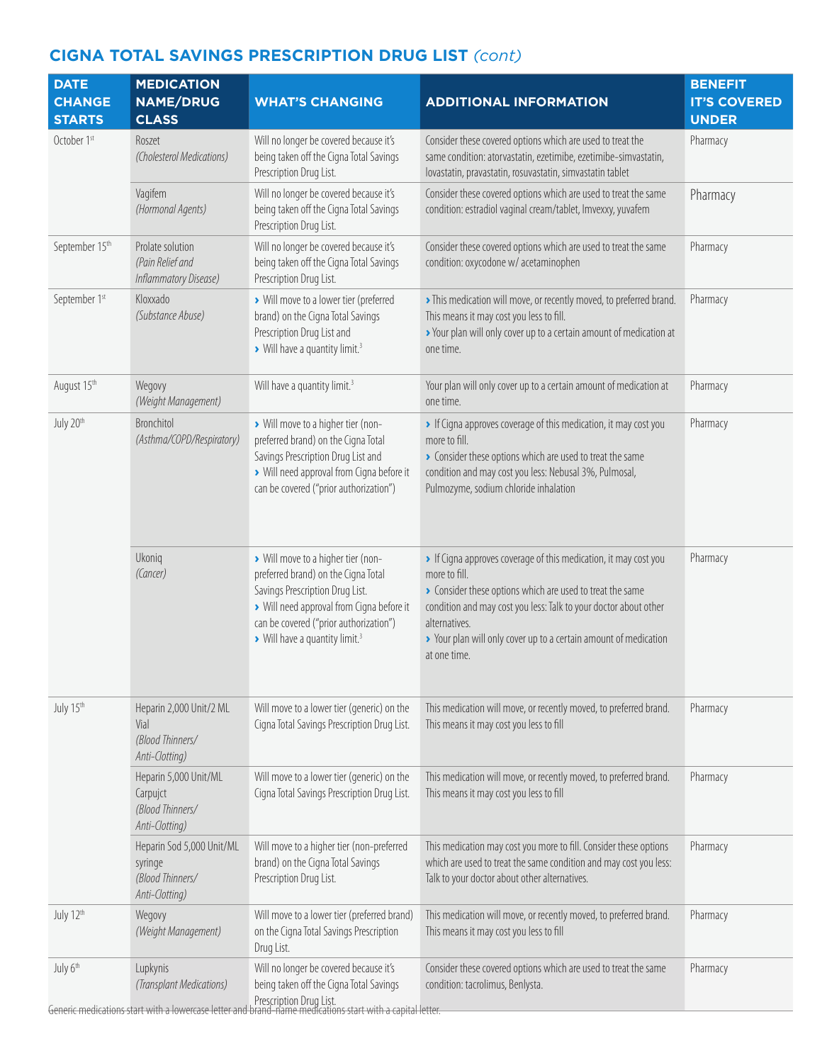## CIGNA TOTAL SAVINGS PRESCRIPTION DRUG LIST *(cont)*

| DATE CHANGE STARTS | MEDICATION NAME/DRUG CLASS | WHAT'S CHANGING | ADDITIONAL INFORMATION | BENEFIT IT'S COVERED UNDER |
|---|---|---|---|---|
| October 1st | Roszet *(Cholesterol Medications)* | Will no longer be covered because it's being taken off the Cigna Total Savings Prescription Drug List. | Consider these covered options which are used to treat the same condition: atorvastatin, ezetimibe, ezetimibe-simvastatin, lovastatin, pravastatin, rosuvastatin, simvastatin tablet | Pharmacy |
| | Vagifem *(Hormonal Agents)* | Will no longer be covered because it's being taken off the Cigna Total Savings Prescription Drug List. | Consider these covered options which are used to treat the same condition: estradiol vaginal cream/tablet, Imvexxy, yuvafem | Pharmacy |
| September 15th | Prolate solution *(Pain Relief and Inflammatory Disease)* | Will no longer be covered because it's being taken off the Cigna Total Savings Prescription Drug List. | Consider these covered options which are used to treat the same condition: oxycodone w/ acetaminophen | Pharmacy |
| September 1st | Kloxxado *(Substance Abuse)* | › Will move to a lower tier (preferred brand) on the Cigna Total Savings Prescription Drug List and › Will have a quantity limit.[3] | › This medication will move, or recently moved, to preferred brand. This means it may cost you less to fill. › Your plan will only cover up to a certain amount of medication at one time. | Pharmacy |
| August 15th | Wegovy *(Weight Management)* | Will have a quantity limit.[3] | Your plan will only cover up to a certain amount of medication at one time. | Pharmacy |
| July 20th | Bronchitol *(Asthma/COPD/Respiratory)* | › Will move to a higher tier (non-preferred brand) on the Cigna Total Savings Prescription Drug List and › Will need approval from Cigna before it can be covered ("prior authorization") | › If Cigna approves coverage of this medication, it may cost you more to fill. › Consider these options which are used to treat the same condition and may cost you less: Nebusal 3%, Pulmosal, Pulmozyme, sodium chloride inhalation | Pharmacy |
| | Ukoniq *(Cancer)* | › Will move to a higher tier (non-preferred brand) on the Cigna Total Savings Prescription Drug List. › Will need approval from Cigna before it can be covered ("prior authorization") › Will have a quantity limit.[3] | › If Cigna approves coverage of this medication, it may cost you more to fill. › Consider these options which are used to treat the same condition and may cost you less: Talk to your doctor about other alternatives. › Your plan will only cover up to a certain amount of medication at one time. | Pharmacy |
| July 15th | Heparin 2,000 Unit/2 ML Vial *(Blood Thinners/ Anti-Clotting)* | Will move to a lower tier (generic) on the Cigna Total Savings Prescription Drug List. | This medication will move, or recently moved, to preferred brand. This means it may cost you less to fill | Pharmacy |
| | Heparin 5,000 Unit/ML Carpujct *(Blood Thinners/ Anti-Clotting)* | Will move to a lower tier (generic) on the Cigna Total Savings Prescription Drug List. | This medication will move, or recently moved, to preferred brand. This means it may cost you less to fill | Pharmacy |
| | Heparin Sod 5,000 Unit/ML syringe *(Blood Thinners/ Anti-Clotting)* | Will move to a higher tier (non-preferred brand) on the Cigna Total Savings Prescription Drug List. | This medication may cost you more to fill. Consider these options which are used to treat the same condition and may cost you less: Talk to your doctor about other alternatives. | Pharmacy |
| July 12th | Wegovy *(Weight Management)* | Will move to a lower tier (preferred brand) on the Cigna Total Savings Prescription Drug List. | This medication will move, or recently moved, to preferred brand. This means it may cost you less to fill | Pharmacy |
| July 6th | Lupkynis *(Transplant Medications)* | Will no longer be covered because it's being taken off the Cigna Total Savings Prescription Drug List. | Consider these covered options which are used to treat the same condition: tacrolimus, Benlysta. | Pharmacy |

Generic medications start with a lowercase letter and brand-name medications start with a capital letter.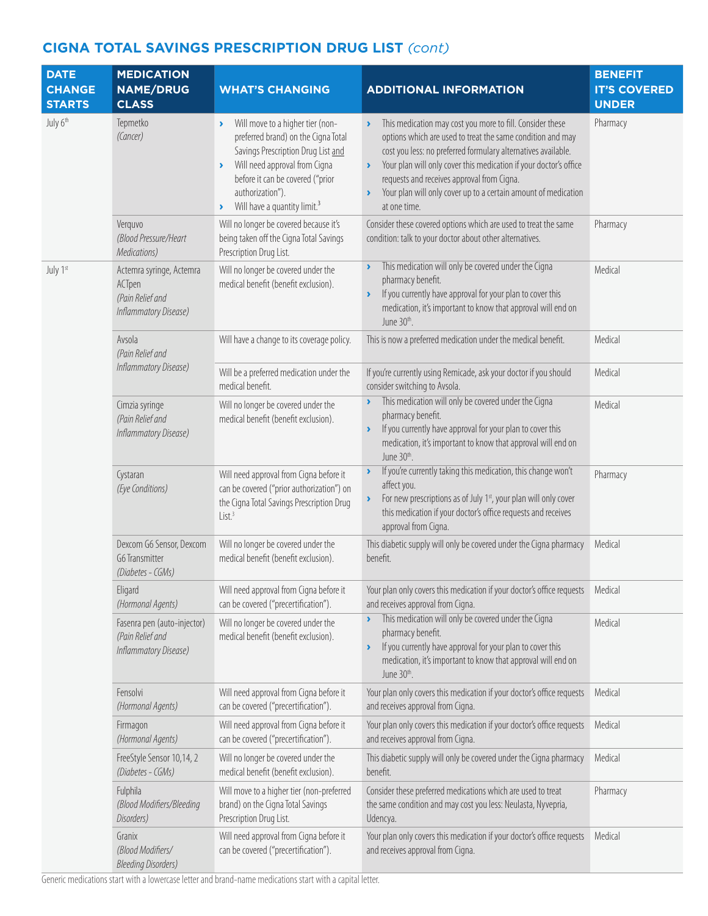## CIGNA TOTAL SAVINGS PRESCRIPTION DRUG LIST *(cont)*

| DATE CHANGE STARTS | MEDICATION NAME/DRUG CLASS | WHAT'S CHANGING | ADDITIONAL INFORMATION | BENEFIT IT'S COVERED UNDER |
|---|---|---|---|---|
| July 6th | Tepmetko *(Cancer)* | › Will move to a higher tier (non-preferred brand) on the Cigna Total Savings Prescription Drug List and<br>› Will need approval from Cigna before it can be covered ("prior authorization").<br>› Will have a quantity limit.[3] | › This medication may cost you more to fill. Consider these options which are used to treat the same condition and may cost you less: no preferred formulary alternatives available.<br>› Your plan will only cover this medication if your doctor's office requests and receives approval from Cigna.<br>› Your plan will only cover up to a certain amount of medication at one time. | Pharmacy |
| | Verquvo *(Blood Pressure/Heart Medications)* | Will no longer be covered because it's being taken off the Cigna Total Savings Prescription Drug List. | Consider these covered options which are used to treat the same condition: talk to your doctor about other alternatives. | Pharmacy |
| July 1st | Actemra syringe, Actemra ACTpen *(Pain Relief and Inflammatory Disease)* | Will no longer be covered under the medical benefit (benefit exclusion). | › This medication will only be covered under the Cigna pharmacy benefit.<br>› If you currently have approval for your plan to cover this medication, it's important to know that approval will end on June 30th. | Medical |
| | Avsola *(Pain Relief and Inflammatory Disease)* | Will have a change to its coverage policy. | This is now a preferred medication under the medical benefit. | Medical |
| | | Will be a preferred medication under the medical benefit. | If you're currently using Remicade, ask your doctor if you should consider switching to Avsola. | Medical |
| | Cimzia syringe *(Pain Relief and Inflammatory Disease)* | Will no longer be covered under the medical benefit (benefit exclusion). | › This medication will only be covered under the Cigna pharmacy benefit.<br>› If you currently have approval for your plan to cover this medication, it's important to know that approval will end on June 30th. | Medical |
| | Cystaran *(Eye Conditions)* | Will need approval from Cigna before it can be covered ("prior authorization") on the Cigna Total Savings Prescription Drug List.[3] | › If you're currently taking this medication, this change won't affect you.<br>› For new prescriptions as of July 1st, your plan will only cover this medication if your doctor's office requests and receives approval from Cigna. | Pharmacy |
| | Dexcom G6 Sensor, Dexcom G6 Transmitter *(Diabetes - CGMs)* | Will no longer be covered under the medical benefit (benefit exclusion). | This diabetic supply will only be covered under the Cigna pharmacy benefit. | Medical |
| | Eligard *(Hormonal Agents)* | Will need approval from Cigna before it can be covered ("precertification"). | Your plan only covers this medication if your doctor's office requests and receives approval from Cigna. | Medical |
| | Fasenra pen (auto-injector) *(Pain Relief and Inflammatory Disease)* | Will no longer be covered under the medical benefit (benefit exclusion). | › This medication will only be covered under the Cigna pharmacy benefit.<br>› If you currently have approval for your plan to cover this medication, it's important to know that approval will end on June 30th. | Medical |
| | Fensolvi *(Hormonal Agents)* | Will need approval from Cigna before it can be covered ("precertification"). | Your plan only covers this medication if your doctor's office requests and receives approval from Cigna. | Medical |
| | Firmagon *(Hormonal Agents)* | Will need approval from Cigna before it can be covered ("precertification"). | Your plan only covers this medication if your doctor's office requests and receives approval from Cigna. | Medical |
| | FreeStyle Sensor 10,14, 2 *(Diabetes - CGMs)* | Will no longer be covered under the medical benefit (benefit exclusion). | This diabetic supply will only be covered under the Cigna pharmacy benefit. | Medical |
| | Fulphila *(Blood Modifiers/Bleeding Disorders)* | Will move to a higher tier (non-preferred brand) on the Cigna Total Savings Prescription Drug List. | Consider these preferred medications which are used to treat the same condition and may cost you less: Neulasta, Nyvepria, Udencya. | Pharmacy |
| | Granix *(Blood Modifiers/ Bleeding Disorders)* | Will need approval from Cigna before it can be covered ("precertification"). | Your plan only covers this medication if your doctor's office requests and receives approval from Cigna. | Medical |

Generic medications start with a lowercase letter and brand-name medications start with a capital letter.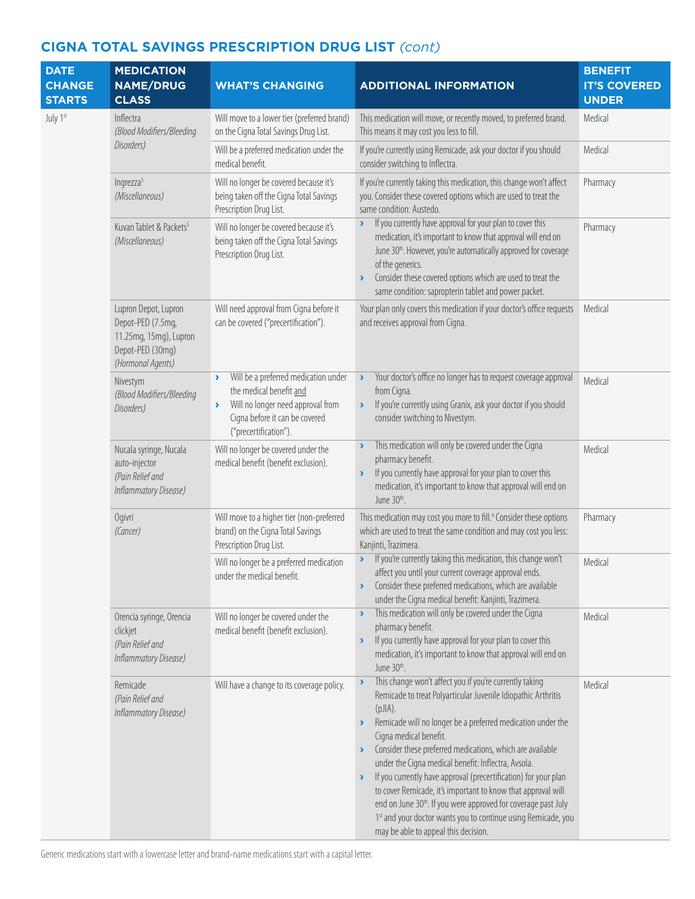## CIGNA TOTAL SAVINGS PRESCRIPTION DRUG LIST *(cont)*

| DATE CHANGE STARTS | MEDICATION NAME/DRUG CLASS | WHAT'S CHANGING | ADDITIONAL INFORMATION | BENEFIT IT'S COVERED UNDER |
|---|---|---|---|---|
| July 1st | Inflectra *(Blood Modifiers/Bleeding Disorders)* | Will move to a lower tier (preferred brand) on the Cigna Total Savings Drug List. | This medication will move, or recently moved, to preferred brand. This means it may cost you less to fill. | Medical |
| | | Will be a preferred medication under the medical benefit. | If you're currently using Remicade, ask your doctor if you should consider switching to Inflectra. | Medical |
| | Ingrezza[5] *(Miscellaneous)* | Will no longer be covered because it's being taken off the Cigna Total Savings Prescription Drug List. | If you're currently taking this medication, this change won't affect you. Consider these covered options which are used to treat the same condition: Austedo. | Pharmacy |
| | Kuvan Tablet & Packets[5] *(Miscellaneous)* | Will no longer be covered because it's being taken off the Cigna Total Savings Prescription Drug List. | › If you currently have approval for your plan to cover this medication, it's important to know that approval will end on June 30th. However, you're automatically approved for coverage of the generics.<br>› Consider these covered options which are used to treat the same condition: sapropterin tablet and power packet. | Pharmacy |
| | Lupron Depot, Lupron Depot-PED (7.5mg, 11.25mg, 15mg), Lupron Depot-PED (30mg) *(Hormonal Agents)* | Will need approval from Cigna before it can be covered ("precertification"). | Your plan only covers this medication if your doctor's office requests and receives approval from Cigna. | Medical |
| | Nivestym *(Blood Modifiers/Bleeding Disorders)* | › Will be a preferred medication under the medical benefit and<br>› Will no longer need approval from Cigna before it can be covered ("precertification"). | › Your doctor's office no longer has to request coverage approval from Cigna.<br>› If you're currently using Granix, ask your doctor if you should consider switching to Nivestym. | Medical |
| | Nucala syringe, Nucala auto-injector *(Pain Relief and Inflammatory Disease)* | Will no longer be covered under the medical benefit (benefit exclusion). | › This medication will only be covered under the Cigna pharmacy benefit.<br>› If you currently have approval for your plan to cover this medication, it's important to know that approval will end on June 30th. | Medical |
| | Ogivri *(Cancer)* | Will move to a higher tier (non-preferred brand) on the Cigna Total Savings Prescription Drug List. | This medication may cost you more to fill.[4] Consider these options which are used to treat the same condition and may cost you less: Kanjinti, Trazimera. | Pharmacy |
| | | Will no longer be a preferred medication under the medical benefit. | › If you're currently taking this medication, this change won't affect you until your current coverage approval ends.<br>› Consider these preferred medications, which are available under the Cigna medical benefit: Kanjinti, Trazimera. | Medical |
| | Orencia syringe, Orencia clickjet *(Pain Relief and Inflammatory Disease)* | Will no longer be covered under the medical benefit (benefit exclusion). | › This medication will only be covered under the Cigna pharmacy benefit.<br>› If you currently have approval for your plan to cover this medication, it's important to know that approval will end on June 30th. | Medical |
| | Remicade *(Pain Relief and Inflammatory Disease)* | Will have a change to its coverage policy. | › This change won't affect you if you're currently taking Remicade to treat Polyarticular Juvenile Idiopathic Arthritis (pJIA).<br>› Remicade will no longer be a preferred medication under the Cigna medical benefit.<br>› Consider these preferred medications, which are available under the Cigna medical benefit: Inflectra, Avsola.<br>› If you currently have approval (precertification) for your plan to cover Remicade, it's important to know that approval will end on June 30th. If you were approved for coverage past July 1st and your doctor wants you to continue using Remicade, you may be able to appeal this decision. | Medical |

Generic medications start with a lowercase letter and brand-name medications start with a capital letter.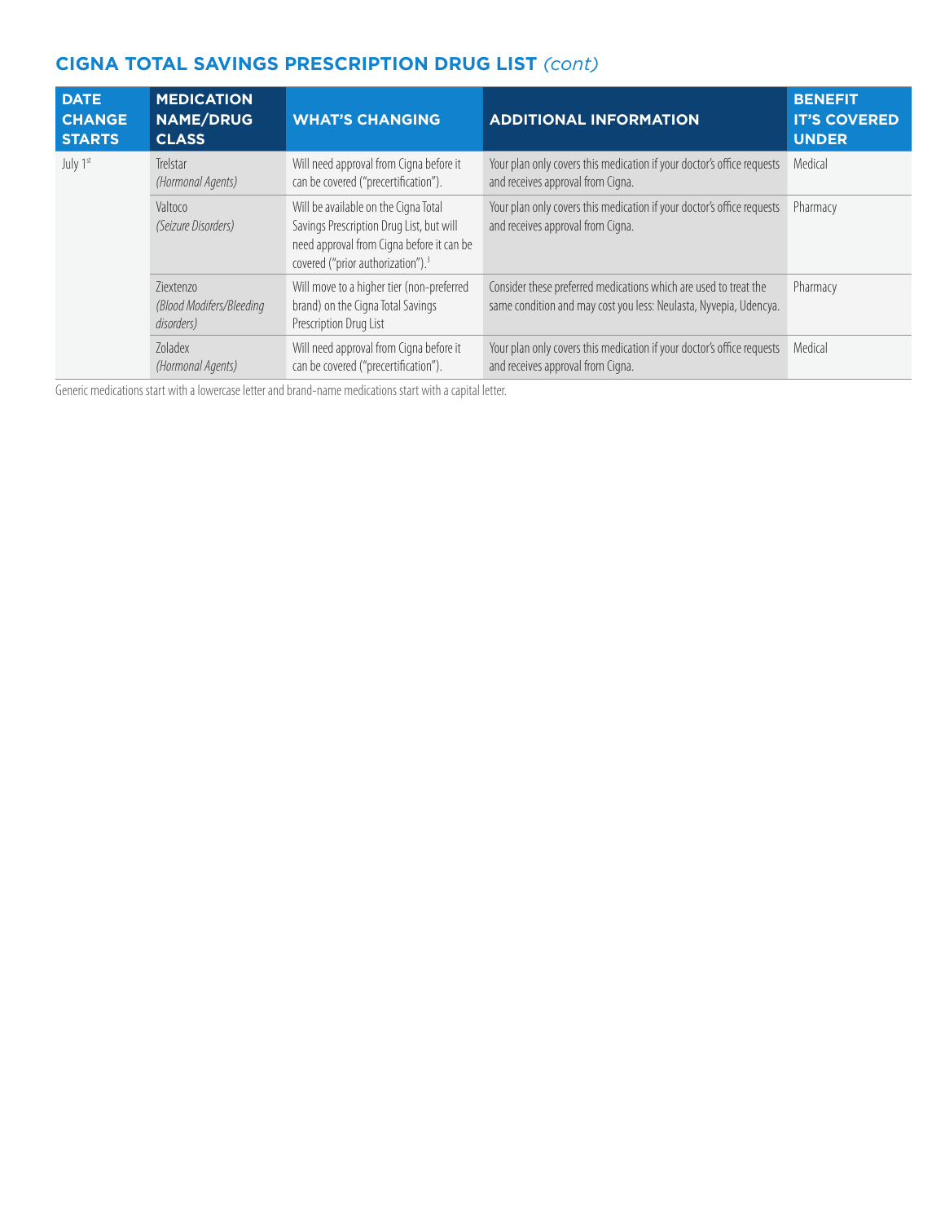## CIGNA TOTAL SAVINGS PRESCRIPTION DRUG LIST *(cont)*

| DATE CHANGE STARTS | MEDICATION NAME/DRUG CLASS | WHAT'S CHANGING | ADDITIONAL INFORMATION | BENEFIT IT'S COVERED UNDER |
|---|---|---|---|---|
| July 1st | Trelstar *(Hormonal Agents)* | Will need approval from Cigna before it can be covered ("precertification"). | Your plan only covers this medication if your doctor's office requests and receives approval from Cigna. | Medical |
| | Valtoco *(Seizure Disorders)* | Will be available on the Cigna Total Savings Prescription Drug List, but will need approval from Cigna before it can be covered ("prior authorization").[3] | Your plan only covers this medication if your doctor's office requests and receives approval from Cigna. | Pharmacy |
| | Ziextenzo *(Blood Modifers/Bleeding disorders)* | Will move to a higher tier (non-preferred brand) on the Cigna Total Savings Prescription Drug List | Consider these preferred medications which are used to treat the same condition and may cost you less: Neulasta, Nyvepia, Udencya. | Pharmacy |
| | Zoladex *(Hormonal Agents)* | Will need approval from Cigna before it can be covered ("precertification"). | Your plan only covers this medication if your doctor's office requests and receives approval from Cigna. | Medical |

Generic medications start with a lowercase letter and brand-name medications start with a capital letter.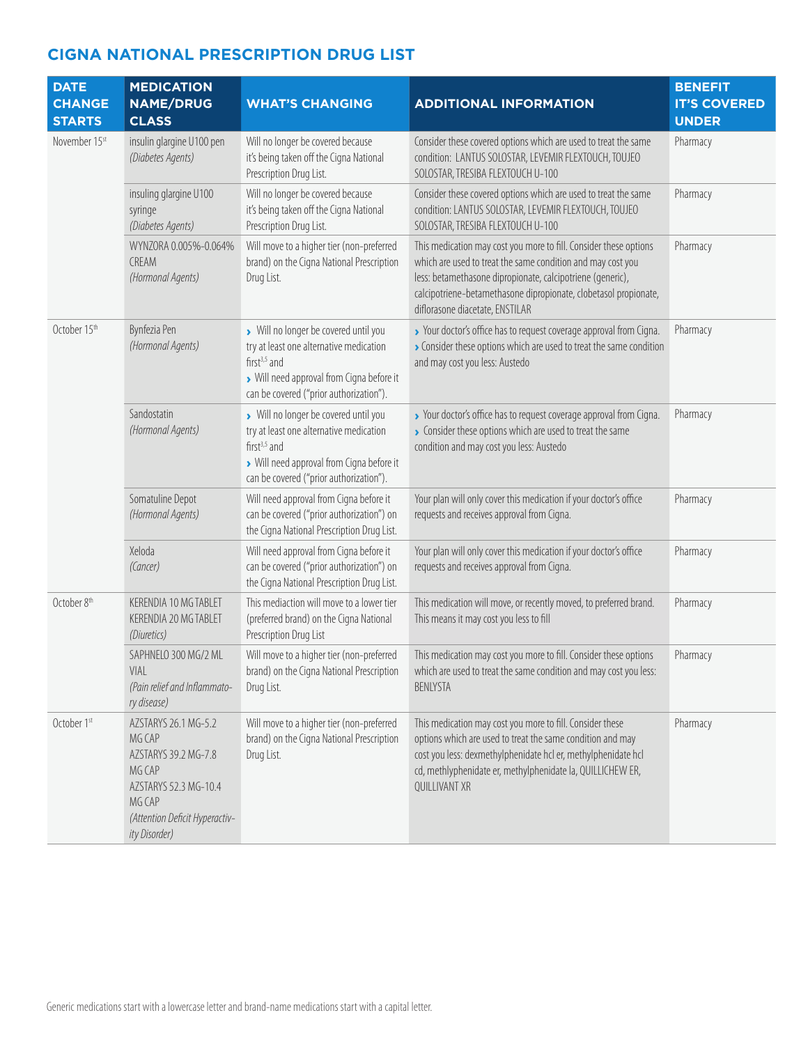## CIGNA NATIONAL PRESCRIPTION DRUG LIST

| DATE CHANGE STARTS | MEDICATION NAME/DRUG CLASS | WHAT'S CHANGING | ADDITIONAL INFORMATION | BENEFIT IT'S COVERED UNDER |
|---|---|---|---|---|
| November 15st | insulin glargine U100 pen *(Diabetes Agents)* | Will no longer be covered because it's being taken off the Cigna National Prescription Drug List. | Consider these covered options which are used to treat the same condition: LANTUS SOLOSTAR, LEVEMIR FLEXTOUCH, TOUJEO SOLOSTAR, TRESIBA FLEXTOUCH U-100 | Pharmacy |
| | insuling glargine U100 syringe *(Diabetes Agents)* | Will no longer be covered because it's being taken off the Cigna National Prescription Drug List. | Consider these covered options which are used to treat the same condition: LANTUS SOLOSTAR, LEVEMIR FLEXTOUCH, TOUJEO SOLOSTAR, TRESIBA FLEXTOUCH U-100 | Pharmacy |
| | WYNZORA 0.005%-0.064% CREAM *(Hormonal Agents)* | Will move to a higher tier (non-preferred brand) on the Cigna National Prescription Drug List. | This medication may cost you more to fill. Consider these options which are used to treat the same condition and may cost you less: betamethasone dipropionate, calcipotriene (generic), calcipotriene-betamethasone dipropionate, clobetasol propionate, diflorasone diacetate, ENSTILAR | Pharmacy |
| October 15th | Bynfezia Pen *(Hormonal Agents)* | › Will no longer be covered until you try at least one alternative medication first[3,5] and › Will need approval from Cigna before it can be covered ("prior authorization"). | › Your doctor's office has to request coverage approval from Cigna. › Consider these options which are used to treat the same condition and may cost you less: Austedo | Pharmacy |
| | Sandostatin *(Hormonal Agents)* | › Will no longer be covered until you try at least one alternative medication first[3,5] and › Will need approval from Cigna before it can be covered ("prior authorization"). | › Your doctor's office has to request coverage approval from Cigna. › Consider these options which are used to treat the same condition and may cost you less: Austedo | Pharmacy |
| | Somatuline Depot *(Hormonal Agents)* | Will need approval from Cigna before it can be covered ("prior authorization") on the Cigna National Prescription Drug List. | Your plan will only cover this medication if your doctor's office requests and receives approval from Cigna. | Pharmacy |
| | Xeloda *(Cancer)* | Will need approval from Cigna before it can be covered ("prior authorization") on the Cigna National Prescription Drug List. | Your plan will only cover this medication if your doctor's office requests and receives approval from Cigna. | Pharmacy |
| October 8th | KERENDIA 10 MG TABLET KERENDIA 20 MG TABLET *(Diuretics)* | This mediaction will move to a lower tier (preferred brand) on the Cigna National Prescription Drug List | This medication will move, or recently moved, to preferred brand. This means it may cost you less to fill | Pharmacy |
| | SAPHNELO 300 MG/2 ML VIAL *(Pain relief and Inflammatory disease)* | Will move to a higher tier (non-preferred brand) on the Cigna National Prescription Drug List. | This medication may cost you more to fill. Consider these options which are used to treat the same condition and may cost you less: BENLYSTA | Pharmacy |
| October 1st | AZSTARYS 26.1 MG-5.2 MG CAP AZSTARYS 39.2 MG-7.8 MG CAP AZSTARYS 52.3 MG-10.4 MG CAP *(Attention Deficit Hyperactivity Disorder)* | Will move to a higher tier (non-preferred brand) on the Cigna National Prescription Drug List. | This medication may cost you more to fill. Consider these options which are used to treat the same condition and may cost you less: dexmethylphenidate hcl er, methylphenidate hcl cd, methlyphenidate er, methylphenidate la, QUILLICHEW ER, QUILLIVANT XR | Pharmacy |

Generic medications start with a lowercase letter and brand-name medications start with a capital letter.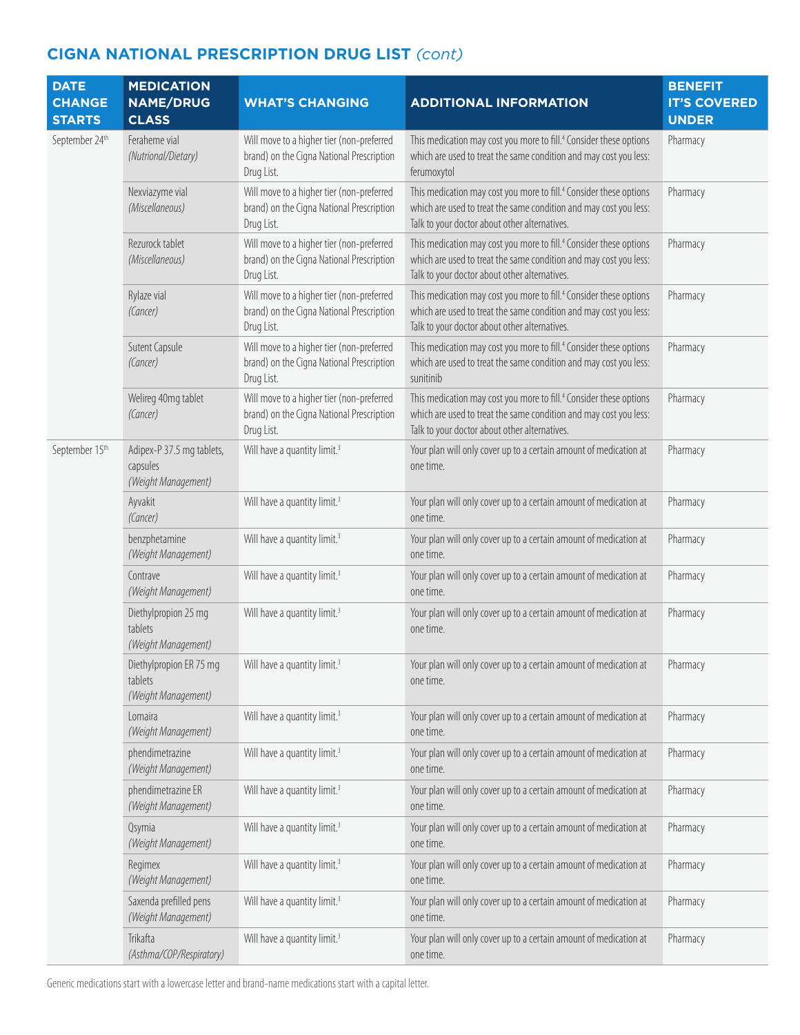## CIGNA NATIONAL PRESCRIPTION DRUG LIST *(cont)*

| DATE CHANGE STARTS | MEDICATION NAME/DRUG CLASS | WHAT'S CHANGING | ADDITIONAL INFORMATION | BENEFIT IT'S COVERED UNDER |
|---|---|---|---|---|
| September 24th | Feraheme vial *(Nutrional/Dietary)* | Will move to a higher tier (non-preferred brand) on the Cigna National Prescription Drug List. | This medication may cost you more to fill.[4] Consider these options which are used to treat the same condition and may cost you less: ferumoxytol | Pharmacy |
| | Nexviazyme vial *(Miscellaneous)* | Will move to a higher tier (non-preferred brand) on the Cigna National Prescription Drug List. | This medication may cost you more to fill.[4] Consider these options which are used to treat the same condition and may cost you less: Talk to your doctor about other alternatives. | Pharmacy |
| | Rezurock tablet *(Miscellaneous)* | Will move to a higher tier (non-preferred brand) on the Cigna National Prescription Drug List. | This medication may cost you more to fill.[4] Consider these options which are used to treat the same condition and may cost you less: Talk to your doctor about other alternatives. | Pharmacy |
| | Rylaze vial *(Cancer)* | Will move to a higher tier (non-preferred brand) on the Cigna National Prescription Drug List. | This medication may cost you more to fill.[4] Consider these options which are used to treat the same condition and may cost you less: Talk to your doctor about other alternatives. | Pharmacy |
| | Sutent Capsule *(Cancer)* | Will move to a higher tier (non-preferred brand) on the Cigna National Prescription Drug List. | This medication may cost you more to fill.[4] Consider these options which are used to treat the same condition and may cost you less: sunitinib | Pharmacy |
| | Welireg 40mg tablet *(Cancer)* | Will move to a higher tier (non-preferred brand) on the Cigna National Prescription Drug List. | This medication may cost you more to fill.[4] Consider these options which are used to treat the same condition and may cost you less: Talk to your doctor about other alternatives. | Pharmacy |
| September 15th | Adipex-P 37.5 mg tablets, capsules *(Weight Management)* | Will have a quantity limit.[3] | Your plan will only cover up to a certain amount of medication at one time. | Pharmacy |
| | Ayvakit *(Cancer)* | Will have a quantity limit.[3] | Your plan will only cover up to a certain amount of medication at one time. | Pharmacy |
| | benzphetamine *(Weight Management)* | Will have a quantity limit.[3] | Your plan will only cover up to a certain amount of medication at one time. | Pharmacy |
| | Contrave *(Weight Management)* | Will have a quantity limit.[3] | Your plan will only cover up to a certain amount of medication at one time. | Pharmacy |
| | Diethylpropion 25 mg tablets *(Weight Management)* | Will have a quantity limit.[3] | Your plan will only cover up to a certain amount of medication at one time. | Pharmacy |
| | Diethylpropion ER 75 mg tablets *(Weight Management)* | Will have a quantity limit.[3] | Your plan will only cover up to a certain amount of medication at one time. | Pharmacy |
| | Lomaira *(Weight Management)* | Will have a quantity limit.[3] | Your plan will only cover up to a certain amount of medication at one time. | Pharmacy |
| | phendimetrazine *(Weight Management)* | Will have a quantity limit.[3] | Your plan will only cover up to a certain amount of medication at one time. | Pharmacy |
| | phendimetrazine ER *(Weight Management)* | Will have a quantity limit.[3] | Your plan will only cover up to a certain amount of medication at one time. | Pharmacy |
| | Qsymia *(Weight Management)* | Will have a quantity limit.[3] | Your plan will only cover up to a certain amount of medication at one time. | Pharmacy |
| | Regimex *(Weight Management)* | Will have a quantity limit.[3] | Your plan will only cover up to a certain amount of medication at one time. | Pharmacy |
| | Saxenda prefilled pens *(Weight Management)* | Will have a quantity limit.[3] | Your plan will only cover up to a certain amount of medication at one time. | Pharmacy |
| | Trikafta *(Asthma/COP/Respiratory)* | Will have a quantity limit.[3] | Your plan will only cover up to a certain amount of medication at one time. | Pharmacy |

Generic medications start with a lowercase letter and brand-name medications start with a capital letter.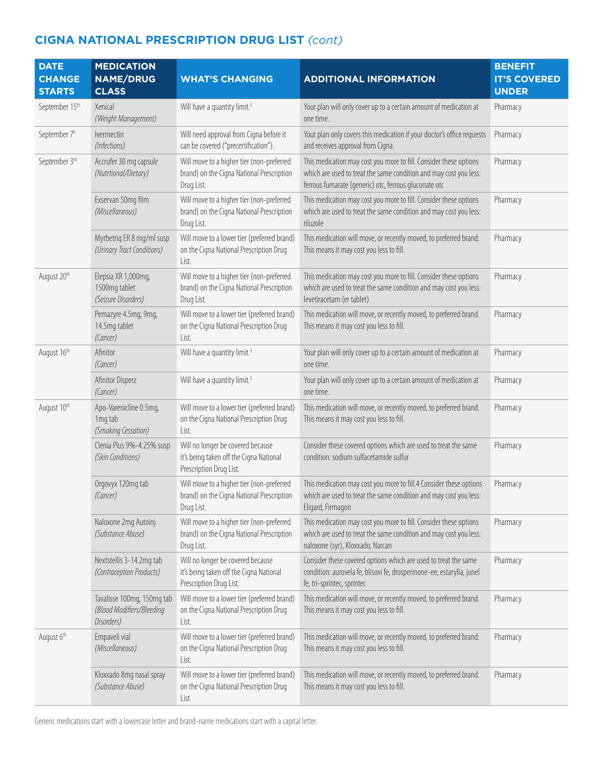## CIGNA NATIONAL PRESCRIPTION DRUG LIST *(cont)*

| DATE CHANGE STARTS | MEDICATION NAME/DRUG CLASS | WHAT'S CHANGING | ADDITIONAL INFORMATION | BENEFIT IT'S COVERED UNDER |
|---|---|---|---|---|
| September 15th | Xenical *(Weight Management)* | Will have a quantity limit.[3] | Your plan will only cover up to a certain amount of medication at one time. | Pharmacy |
| September 7th | Ivermectin *(Infections)* | Will need approval from Cigna before it can be covered ("precertification"). | Your plan only covers this medication if your doctor's office requests and receives approval from Cigna. | Pharmacy |
| September 3rd | Accrufer 30 mg capsule *(Nutrtional/Dietary)* | Will move to a higher tier (non-preferred brand) on the Cigna National Prescription Drug List. | This medication may cost you more to fill. Consider these options which are used to treat the same condition and may cost you less: ferrous fumarate (generic) otc, ferrous gluconate otc | Pharmacy |
| | Exservan 50mg film *(Miscellaneous)* | Will move to a higher tier (non-preferred brand) on the Cigna National Prescription Drug List. | This medication may cost you more to fill. Consider these options which are used to treat the same condition and may cost you less: riluzole | Pharmacy |
| | Myrbetriq ER 8 mg/ml susp *(Urinary Tract Conditions)* | Will move to a lower tier (preferred brand) on the Cigna National Prescription Drug List. | This medication will move, or recently moved, to preferred brand. This means it may cost you less to fill. | Pharmacy |
| August 20th | Elepsia XR 1,000mg, 1500mg tablet *(Seizure Disorders)* | Will move to a higher tier (non-preferred brand) on the Cigna National Prescription Drug List. | This medication may cost you more to fill. Consider these options which are used to treat the same condition and may cost you less: levetiracetam (er tablet) | Pharmacy |
| | Pemazyre 4.5mg, 9mg, 14.5mg tablet *(Cancer)* | Will move to a lower tier (preferred brand) on the Cigna National Prescription Drug List. | This medication will move, or recently moved, to preferred brand. This means it may cost you less to fill. | Pharmacy |
| August 16th | Afinitor *(Cancer)* | Will have a quantity limit.[3] | Your plan will only cover up to a certain amount of medication at one time. | Pharmacy |
| | Afinitor Disperz *(Cancer)* | Will have a quantity limit.[3] | Your plan will only cover up to a certain amount of medication at one time. | Pharmacy |
| August 10th | Apo-Varenicline 0.5mg, 1mg tab *(Smoking Cessation)* | Will move to a lower tier (preferred brand) on the Cigna National Prescription Drug List. | This medication will move, or recently moved, to preferred brand. This means it may cost you less to fill. | Pharmacy |
| | Clenia Plus 9%-4.25% susp *(Skin Conditions)* | Will no longer be covered because it's being taken off the Cigna National Prescription Drug List. | Consider these covered options which are used to treat the same condition: sodium sulfacetamide sulfur | Pharmacy |
| | Orgovyx 120mg tab *(Cancer)* | Will move to a higher tier (non-preferred brand) on the Cigna National Prescription Drug List. | This medication may cost you more to fill.4 Consider these options which are used to treat the same condition and may cost you less: Eligard, Firmagon | Pharmacy |
| | Naloxone 2mg Autoinj *(Substance Abuse)* | Will move to a higher tier (non-preferred brand) on the Cigna National Prescription Drug List. | This medication may cost you more to fill. Consider these options which are used to treat the same condition and may cost you less: naloxone (syr), Kloxxado, Narcan | Pharmacy |
| | Nextstellis 3-14.2mg tab *(Contraception Products)* | Will no longer be covered because it's being taken off the Cigna National Prescription Drug List. | Consider these covered options which are used to treat the same condition: aurovela fe, blisovi fe, drosperinone-ee, estarylla, junel fe, tri-sprintec, sprintec | Pharmacy |
| | Tavalisse 100mg, 150mg tab *(Blood Modifiers/Bleeding Disorders)* | Will move to a lower tier (preferred brand) on the Cigna National Prescription Drug List. | This medication will move, or recently moved, to preferred brand. This means it may cost you less to fill. | Pharmacy |
| August 6th | Empaveli vial *(Miscellaneous)* | Will move to a lower tier (preferred brand) on the Cigna National Prescription Drug List. | This medication will move, or recently moved, to preferred brand. This means it may cost you less to fill. | Pharmacy |
| | Kloxxado 8mg nasal spray *(Substance Abuse)* | Will move to a lower tier (preferred brand) on the Cigna National Prescription Drug List. | This medication will move, or recently moved, to preferred brand. This means it may cost you less to fill. | Pharmacy |

Generic medications start with a lowercase letter and brand-name medications start with a capital letter.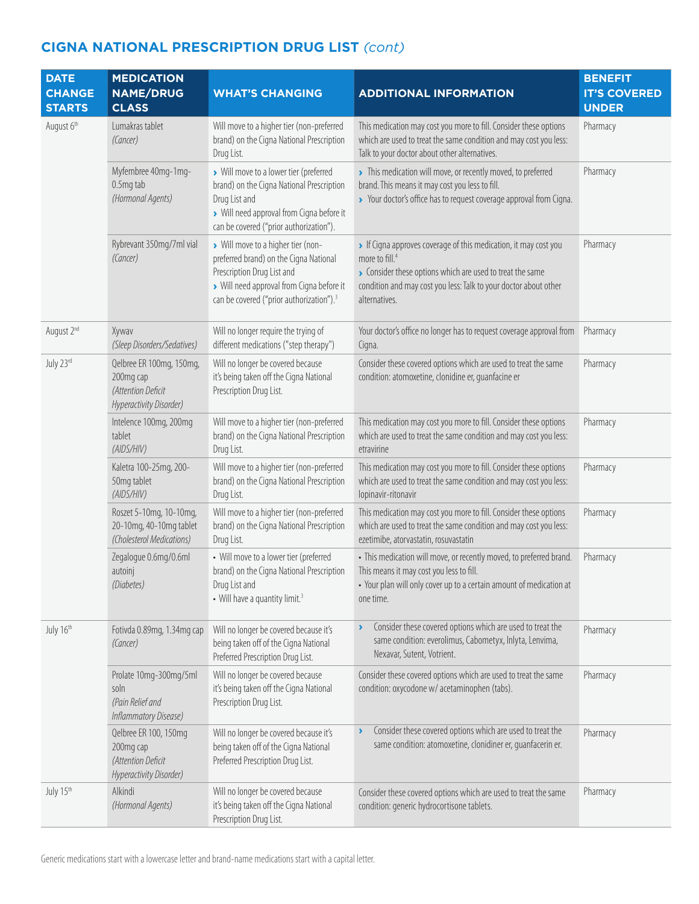## CIGNA NATIONAL PRESCRIPTION DRUG LIST *(cont)*

| DATE CHANGE STARTS | MEDICATION NAME/DRUG CLASS | WHAT'S CHANGING | ADDITIONAL INFORMATION | BENEFIT IT'S COVERED UNDER |
|---|---|---|---|---|
| August 6th | Lumakras tablet *(Cancer)* | Will move to a higher tier (non-preferred brand) on the Cigna National Prescription Drug List. | This medication may cost you more to fill. Consider these options which are used to treat the same condition and may cost you less: Talk to your doctor about other alternatives. | Pharmacy |
| | Myfembree 40mg-1mg-0.5mg tab *(Hormonal Agents)* | › Will move to a lower tier (preferred brand) on the Cigna National Prescription Drug List and<br>› Will need approval from Cigna before it can be covered ("prior authorization"). | › This medication will move, or recently moved, to preferred brand. This means it may cost you less to fill.<br>› Your doctor's office has to request coverage approval from Cigna. | Pharmacy |
| | Rybrevant 350mg/7ml vial *(Cancer)* | › Will move to a higher tier (non-preferred brand) on the Cigna National Prescription Drug List and<br>› Will need approval from Cigna before it can be covered ("prior authorization").[3] | › If Cigna approves coverage of this medication, it may cost you more to fill.[4]<br>› Consider these options which are used to treat the same condition and may cost you less: Talk to your doctor about other alternatives. | Pharmacy |
| August 2nd | Xywav *(Sleep Disorders/Sedatives)* | Will no longer require the trying of different medications ("step therapy") | Your doctor's office no longer has to request coverage approval from Cigna. | Pharmacy |
| July 23rd | Qelbree ER 100mg, 150mg, 200mg cap *(Attention Deficit Hyperactivity Disorder)* | Will no longer be covered because it's being taken off the Cigna National Prescription Drug List. | Consider these covered options which are used to treat the same condition: atomoxetine, clonidine er, guanfacine er | Pharmacy |
| | Intelence 100mg, 200mg tablet *(AIDS/HIV)* | Will move to a higher tier (non-preferred brand) on the Cigna National Prescription Drug List. | This medication may cost you more to fill. Consider these options which are used to treat the same condition and may cost you less: etravirine | Pharmacy |
| | Kaletra 100-25mg, 200-50mg tablet *(AIDS/HIV)* | Will move to a higher tier (non-preferred brand) on the Cigna National Prescription Drug List. | This medication may cost you more to fill. Consider these options which are used to treat the same condition and may cost you less: lopinavir-ritonavir | Pharmacy |
| | Roszet 5-10mg, 10-10mg, 20-10mg, 40-10mg tablet *(Cholesterol Medications)* | Will move to a higher tier (non-preferred brand) on the Cigna National Prescription Drug List. | This medication may cost you more to fill. Consider these options which are used to treat the same condition and may cost you less: ezetimibe, atorvastatin, rosuvastatin | Pharmacy |
| | Zegalogue 0.6mg/0.6ml autoinj *(Diabetes)* | • Will move to a lower tier (preferred brand) on the Cigna National Prescription Drug List and<br>• Will have a quantity limit.[3] | • This medication will move, or recently moved, to preferred brand. This means it may cost you less to fill.<br>• Your plan will only cover up to a certain amount of medication at one time. | Pharmacy |
| July 16th | Fotivda 0.89mg, 1.34mg cap *(Cancer)* | Will no longer be covered because it's being taken off of the Cigna National Preferred Prescription Drug List. | › Consider these covered options which are used to treat the same condition: everolimus, Cabometyx, Inlyta, Lenvima, Nexavar, Sutent, Votrient. | Pharmacy |
| | Prolate 10mg-300mg/5ml soln *(Pain Relief and Inflammatory Disease)* | Will no longer be covered because it's being taken off the Cigna National Prescription Drug List. | Consider these covered options which are used to treat the same condition: oxycodone w/ acetaminophen (tabs). | Pharmacy |
| | Qelbree ER 100, 150mg 200mg cap *(Attention Deficit Hyperactivity Disorder)* | Will no longer be covered because it's being taken off of the Cigna National Preferred Prescription Drug List. | › Consider these covered options which are used to treat the same condition: atomoxetine, clonidiner er, guanfacerin er. | Pharmacy |
| July 15th | Alkindi *(Hormonal Agents)* | Will no longer be covered because it's being taken off the Cigna National Prescription Drug List. | Consider these covered options which are used to treat the same condition: generic hydrocortisone tablets. | Pharmacy |

Generic medications start with a lowercase letter and brand-name medications start with a capital letter.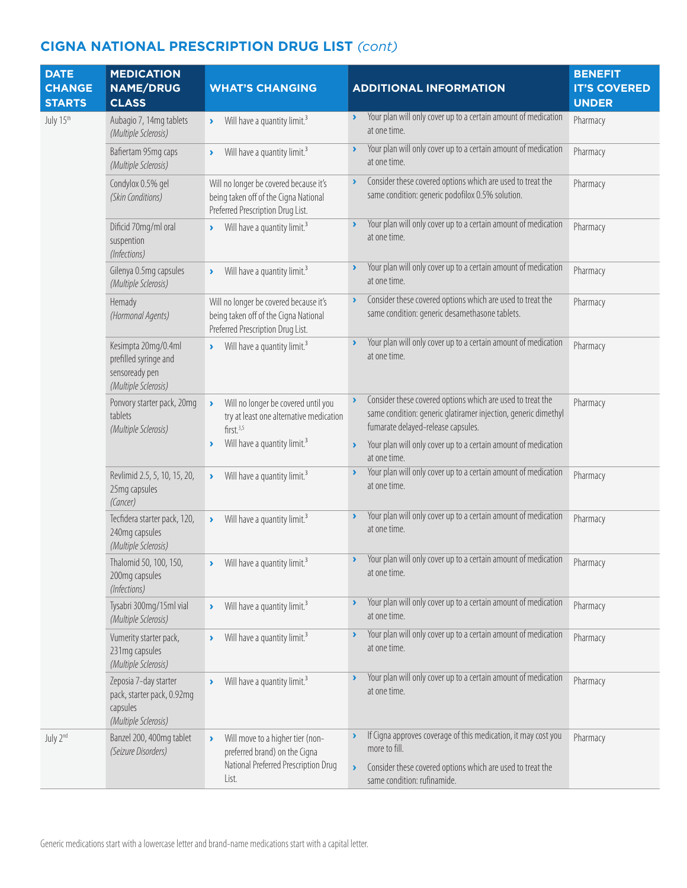## CIGNA NATIONAL PRESCRIPTION DRUG LIST *(cont)*

| DATE CHANGE STARTS | MEDICATION NAME/DRUG CLASS | WHAT'S CHANGING | ADDITIONAL INFORMATION | BENEFIT IT'S COVERED UNDER |
|---|---|---|---|---|
| July 15th | Aubagio 7, 14mg tablets *(Multiple Sclerosis)* | › Will have a quantity limit.[3] | › Your plan will only cover up to a certain amount of medication at one time. | Pharmacy |
| | Bafiertam 95mg caps *(Multiple Sclerosis)* | › Will have a quantity limit.[3] | › Your plan will only cover up to a certain amount of medication at one time. | Pharmacy |
| | Condylox 0.5% gel *(Skin Conditions)* | Will no longer be covered because it's being taken off of the Cigna National Preferred Prescription Drug List. | › Consider these covered options which are used to treat the same condition: generic podofilox 0.5% solution. | Pharmacy |
| | Dificid 70mg/ml oral suspention *(Infections)* | › Will have a quantity limit.[3] | › Your plan will only cover up to a certain amount of medication at one time. | Pharmacy |
| | Gilenya 0.5mg capsules *(Multiple Sclerosis)* | › Will have a quantity limit.[3] | › Your plan will only cover up to a certain amount of medication at one time. | Pharmacy |
| | Hemady *(Hormonal Agents)* | Will no longer be covered because it's being taken off of the Cigna National Preferred Prescription Drug List. | › Consider these covered options which are used to treat the same condition: generic desamethasone tablets. | Pharmacy |
| | Kesimpta 20mg/0.4ml prefilled syringe and sensoready pen *(Multiple Sclerosis)* | › Will have a quantity limit.[3] | › Your plan will only cover up to a certain amount of medication at one time. | Pharmacy |
| | Ponvory starter pack, 20mg tablets *(Multiple Sclerosis)* | › Will no longer be covered until you try at least one alternative medication first.[3,5] › Will have a quantity limit.[3] | › Consider these covered options which are used to treat the same condition: generic glatiramer injection, generic dimethyl fumarate delayed-release capsules. › Your plan will only cover up to a certain amount of medication at one time. | Pharmacy |
| | Revlimid 2.5, 5, 10, 15, 20, 25mg capsules *(Cancer)* | › Will have a quantity limit.[3] | › Your plan will only cover up to a certain amount of medication at one time. | Pharmacy |
| | Tecfidera starter pack, 120, 240mg capsules *(Multiple Sclerosis)* | › Will have a quantity limit.[3] | › Your plan will only cover up to a certain amount of medication at one time. | Pharmacy |
| | Thalomid 50, 100, 150, 200mg capsules *(Infections)* | › Will have a quantity limit.[3] | › Your plan will only cover up to a certain amount of medication at one time. | Pharmacy |
| | Tysabri 300mg/15ml vial *(Multiple Sclerosis)* | › Will have a quantity limit.[3] | › Your plan will only cover up to a certain amount of medication at one time. | Pharmacy |
| | Vumerity starter pack, 231mg capsules *(Multiple Sclerosis)* | › Will have a quantity limit.[3] | › Your plan will only cover up to a certain amount of medication at one time. | Pharmacy |
| | Zeposia 7-day starter pack, starter pack, 0.92mg capsules *(Multiple Sclerosis)* | › Will have a quantity limit.[3] | › Your plan will only cover up to a certain amount of medication at one time. | Pharmacy |
| July 2nd | Banzel 200, 400mg tablet *(Seizure Disorders)* | › Will move to a higher tier (non-preferred brand) on the Cigna National Preferred Prescription Drug List. | › If Cigna approves coverage of this medication, it may cost you more to fill. › Consider these covered options which are used to treat the same condition: rufinamide. | Pharmacy |

Generic medications start with a lowercase letter and brand-name medications start with a capital letter.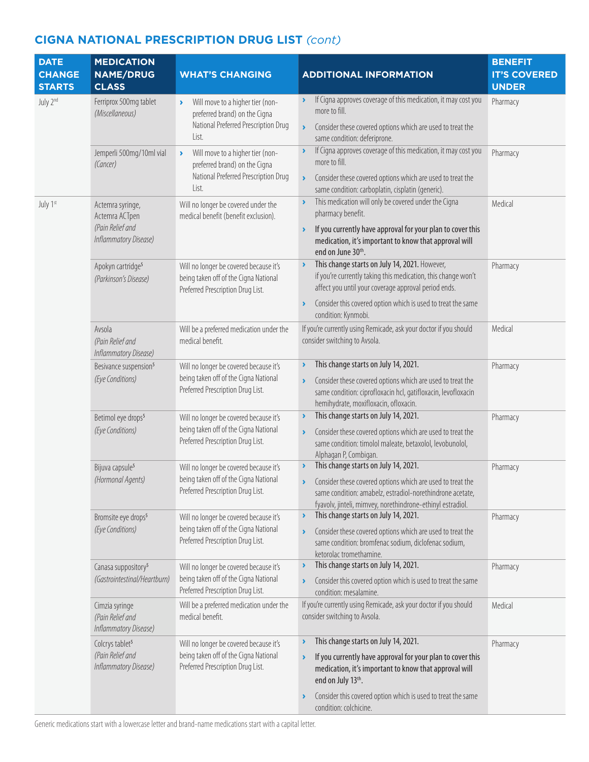## CIGNA NATIONAL PRESCRIPTION DRUG LIST *(cont)*

| DATE CHANGE STARTS | MEDICATION NAME/DRUG CLASS | WHAT'S CHANGING | ADDITIONAL INFORMATION | BENEFIT IT'S COVERED UNDER |
|---|---|---|---|---|
| July 2nd | Ferriprox 500mg tablet *(Miscellaneous)* | › Will move to a higher tier (non-preferred brand) on the Cigna National Preferred Prescription Drug List. | › If Cigna approves coverage of this medication, it may cost you more to fill. › Consider these covered options which are used to treat the same condition: deferiprone. | Pharmacy |
| | Jemperli 500mg/10ml vial *(Cancer)* | › Will move to a higher tier (non-preferred brand) on the Cigna National Preferred Prescription Drug List. | › If Cigna approves coverage of this medication, it may cost you more to fill. › Consider these covered options which are used to treat the same condition: carboplatin, cisplatin (generic). | Pharmacy |
| July 1st | Actemra syringe, Actemra ACTpen *(Pain Relief and Inflammatory Disease)* | Will no longer be covered under the medical benefit (benefit exclusion). | › This medication will only be covered under the Cigna pharmacy benefit. › **If you currently have approval for your plan to cover this medication, it's important to know that approval will end on June 30th.** | Medical |
| | Apokyn cartridge[5] *(Parkinson's Disease)* | Will no longer be covered because it's being taken off of the Cigna National Preferred Prescription Drug List. | › **This change starts on July 14, 2021.** However, if you're currently taking this medication, this change won't affect you until your coverage approval period ends. › Consider this covered option which is used to treat the same condition: Kynmobi. | Pharmacy |
| | Avsola *(Pain Relief and Inflammatory Disease)* | Will be a preferred medication under the medical benefit. | If you're currently using Remicade, ask your doctor if you should consider switching to Avsola. | Medical |
| | Besivance suspension[5] *(Eye Conditions)* | Will no longer be covered because it's being taken off of the Cigna National Preferred Prescription Drug List. | › **This change starts on July 14, 2021.** › Consider these covered options which are used to treat the same condition: ciprofloxacin hcl, gatifloxacin, levofloxacin hemihydrate, moxifloxacin, ofloxacin. | Pharmacy |
| | Betimol eye drops[5] *(Eye Conditions)* | Will no longer be covered because it's being taken off of the Cigna National Preferred Prescription Drug List. | › **This change starts on July 14, 2021.** › Consider these covered options which are used to treat the same condition: timolol maleate, betaxolol, levobunolol, Alphagan P, Combigan. | Pharmacy |
| | Bijuva capsule[5] *(Hormonal Agents)* | Will no longer be covered because it's being taken off of the Cigna National Preferred Prescription Drug List. | › **This change starts on July 14, 2021.** › Consider these covered options which are used to treat the same condition: amabelz, estradiol-norethindrone acetate, fyavolv, jinteli, mimvey, norethindrone-ethinyl estradiol. | Pharmacy |
| | Bromsite eye drops[5] *(Eye Conditions)* | Will no longer be covered because it's being taken off of the Cigna National Preferred Prescription Drug List. | › **This change starts on July 14, 2021.** › Consider these covered options which are used to treat the same condition: bromfenac sodium, diclofenac sodium, ketorolac tromethamine. | Pharmacy |
| | Canasa suppository[5] *(Gastrointestinal/Heartburn)* | Will no longer be covered because it's being taken off of the Cigna National Preferred Prescription Drug List. | › **This change starts on July 14, 2021.** › Consider this covered option which is used to treat the same condition: mesalamine. | Pharmacy |
| | Cimzia syringe *(Pain Relief and Inflammatory Disease)* | Will be a preferred medication under the medical benefit. | If you're currently using Remicade, ask your doctor if you should consider switching to Avsola. | Medical |
| | Colcrys tablet[5] *(Pain Relief and Inflammatory Disease)* | Will no longer be covered because it's being taken off of the Cigna National Preferred Prescription Drug List. | › **This change starts on July 14, 2021.** › **If you currently have approval for your plan to cover this medication, it's important to know that approval will end on July 13th.** › Consider this covered option which is used to treat the same condition: colchicine. | Pharmacy |

Generic medications start with a lowercase letter and brand-name medications start with a capital letter.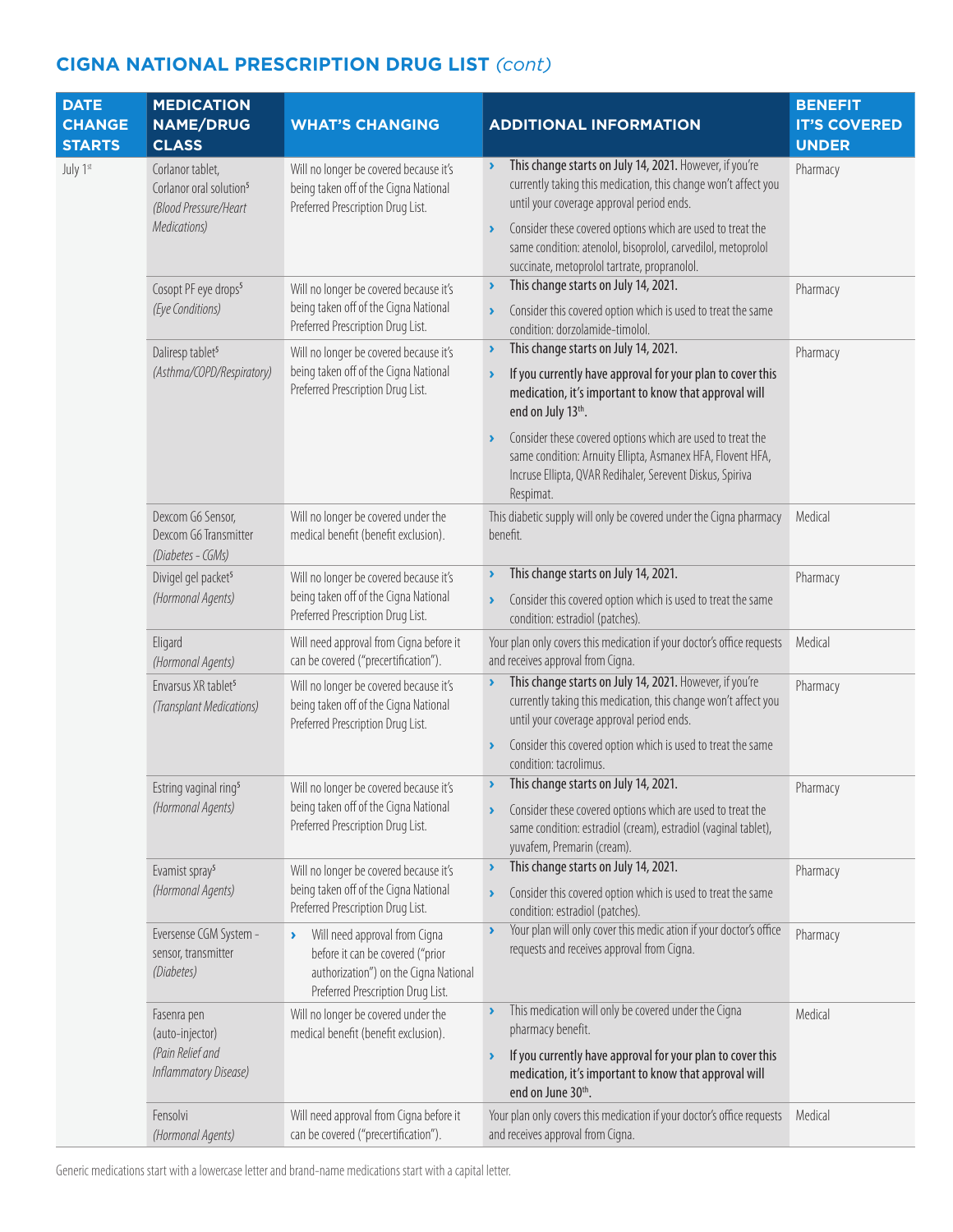## CIGNA NATIONAL PRESCRIPTION DRUG LIST *(cont)*

| DATE CHANGE STARTS | MEDICATION NAME/DRUG CLASS | WHAT'S CHANGING | ADDITIONAL INFORMATION | BENEFIT IT'S COVERED UNDER |
|---|---|---|---|---|
| July 1st | Corlanor tablet, Corlanor oral solution[5] *(Blood Pressure/Heart Medications)* | Will no longer be covered because it's being taken off of the Cigna National Preferred Prescription Drug List. | › **This change starts on July 14, 2021.** However, if you're currently taking this medication, this change won't affect you until your coverage approval period ends. › Consider these covered options which are used to treat the same condition: atenolol, bisoprolol, carvedilol, metoprolol succinate, metoprolol tartrate, propranolol. | Pharmacy |
| | Cosopt PF eye drops[5] *(Eye Conditions)* | Will no longer be covered because it's being taken off of the Cigna National Preferred Prescription Drug List. | › **This change starts on July 14, 2021.** › Consider this covered option which is used to treat the same condition: dorzolamide-timolol. | Pharmacy |
| | Daliresp tablet[5] *(Asthma/COPD/Respiratory)* | Will no longer be covered because it's being taken off of the Cigna National Preferred Prescription Drug List. | › **This change starts on July 14, 2021.** › **If you currently have approval for your plan to cover this medication, it's important to know that approval will end on July 13th.** › Consider these covered options which are used to treat the same condition: Arnuity Ellipta, Asmanex HFA, Flovent HFA, Incruse Ellipta, QVAR Redihaler, Serevent Diskus, Spiriva Respimat. | Pharmacy |
| | Dexcom G6 Sensor, Dexcom G6 Transmitter *(Diabetes - CGMs)* | Will no longer be covered under the medical benefit (benefit exclusion). | This diabetic supply will only be covered under the Cigna pharmacy benefit. | Medical |
| | Divigel gel packet[5] *(Hormonal Agents)* | Will no longer be covered because it's being taken off of the Cigna National Preferred Prescription Drug List. | › **This change starts on July 14, 2021.** › Consider this covered option which is used to treat the same condition: estradiol (patches). | Pharmacy |
| | Eligard *(Hormonal Agents)* | Will need approval from Cigna before it can be covered ("precertification"). | Your plan only covers this medication if your doctor's office requests and receives approval from Cigna. | Medical |
| | Envarsus XR tablet[5] *(Transplant Medications)* | Will no longer be covered because it's being taken off of the Cigna National Preferred Prescription Drug List. | › **This change starts on July 14, 2021.** However, if you're currently taking this medication, this change won't affect you until your coverage approval period ends. › Consider this covered option which is used to treat the same condition: tacrolimus. | Pharmacy |
| | Estring vaginal ring[5] *(Hormonal Agents)* | Will no longer be covered because it's being taken off of the Cigna National Preferred Prescription Drug List. | › **This change starts on July 14, 2021.** › Consider these covered options which are used to treat the same condition: estradiol (cream), estradiol (vaginal tablet), yuvafem, Premarin (cream). | Pharmacy |
| | Evamist spray[5] *(Hormonal Agents)* | Will no longer be covered because it's being taken off of the Cigna National Preferred Prescription Drug List. | › **This change starts on July 14, 2021.** › Consider this covered option which is used to treat the same condition: estradiol (patches). | Pharmacy |
| | Eversense CGM System - sensor, transmitter *(Diabetes)* | › Will need approval from Cigna before it can be covered ("prior authorization") on the Cigna National Preferred Prescription Drug List. | › Your plan will only cover this medic ation if your doctor's office requests and receives approval from Cigna. | Pharmacy |
| | Fasenra pen (auto-injector) *(Pain Relief and Inflammatory Disease)* | Will no longer be covered under the medical benefit (benefit exclusion). | › This medication will only be covered under the Cigna pharmacy benefit. › **If you currently have approval for your plan to cover this medication, it's important to know that approval will end on June 30th.** | Medical |
| | Fensolvi *(Hormonal Agents)* | Will need approval from Cigna before it can be covered ("precertification"). | Your plan only covers this medication if your doctor's office requests and receives approval from Cigna. | Medical |

Generic medications start with a lowercase letter and brand-name medications start with a capital letter.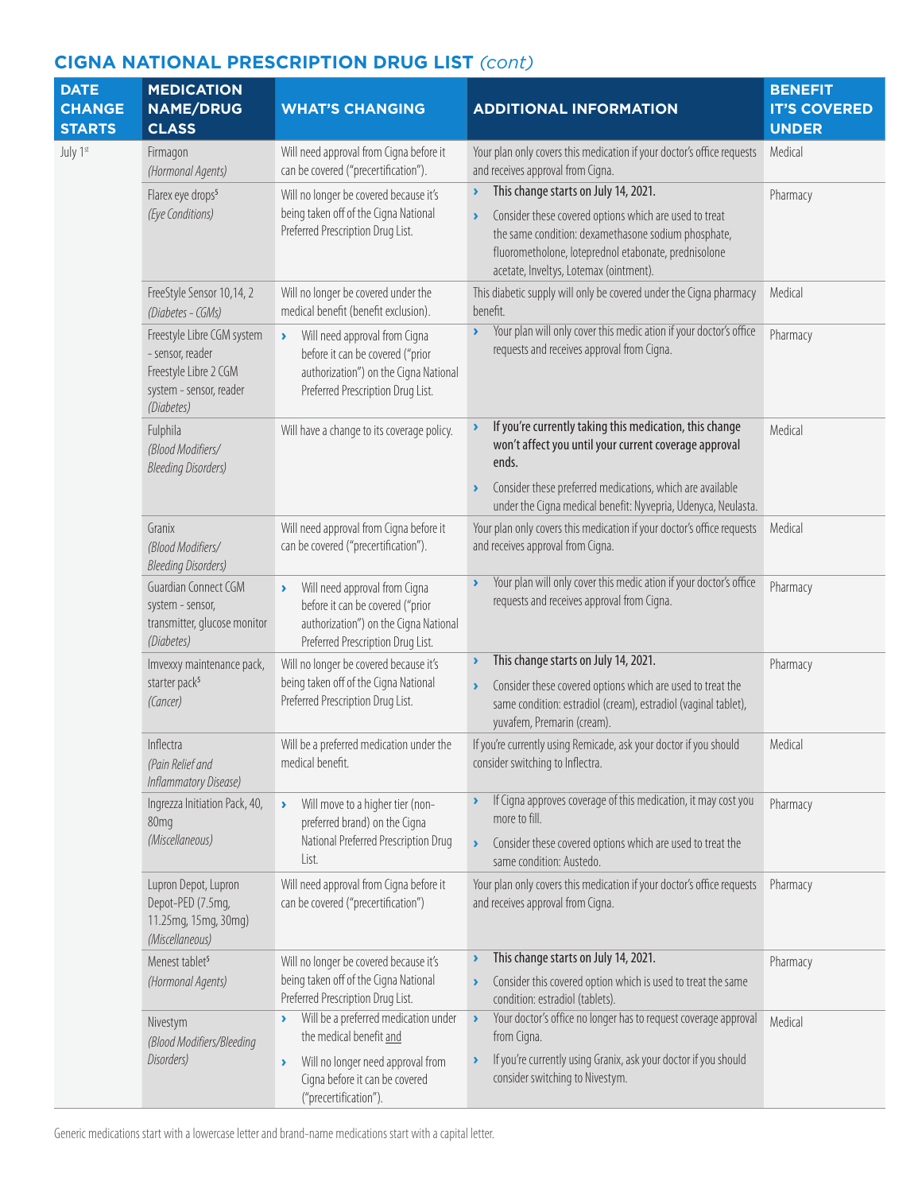## CIGNA NATIONAL PRESCRIPTION DRUG LIST *(cont)*

| DATE CHANGE STARTS | MEDICATION NAME/DRUG CLASS | WHAT'S CHANGING | ADDITIONAL INFORMATION | BENEFIT IT'S COVERED UNDER |
|---|---|---|---|---|
| July 1st | Firmagon *(Hormonal Agents)* | Will need approval from Cigna before it can be covered ("precertification"). | Your plan only covers this medication if your doctor's office requests and receives approval from Cigna. | Medical |
| | Flarex eye drops[5] *(Eye Conditions)* | Will no longer be covered because it's being taken off of the Cigna National Preferred Prescription Drug List. | › **This change starts on July 14, 2021.** › Consider these covered options which are used to treat the same condition: dexamethasone sodium phosphate, fluorometholone, loteprednol etabonate, prednisolone acetate, Inveltys, Lotemax (ointment). | Pharmacy |
| | FreeStyle Sensor 10,14, 2 *(Diabetes - CGMs)* | Will no longer be covered under the medical benefit (benefit exclusion). | This diabetic supply will only be covered under the Cigna pharmacy benefit. | Medical |
| | Freestyle Libre CGM system - sensor, reader Freestyle Libre 2 CGM system - sensor, reader *(Diabetes)* | › Will need approval from Cigna before it can be covered ("prior authorization") on the Cigna National Preferred Prescription Drug List. | › Your plan will only cover this medic ation if your doctor's office requests and receives approval from Cigna. | Pharmacy |
| | Fulphila *(Blood Modifiers/ Bleeding Disorders)* | Will have a change to its coverage policy. | › **If you're currently taking this medication, this change won't affect you until your current coverage approval ends.** › Consider these preferred medications, which are available under the Cigna medical benefit: Nyvepria, Udenyca, Neulasta. | Medical |
| | Granix *(Blood Modifiers/ Bleeding Disorders)* | Will need approval from Cigna before it can be covered ("precertification"). | Your plan only covers this medication if your doctor's office requests and receives approval from Cigna. | Medical |
| | Guardian Connect CGM system - sensor, transmitter, glucose monitor *(Diabetes)* | › Will need approval from Cigna before it can be covered ("prior authorization") on the Cigna National Preferred Prescription Drug List. | › Your plan will only cover this medic ation if your doctor's office requests and receives approval from Cigna. | Pharmacy |
| | Imvexxy maintenance pack, starter pack[5] *(Cancer)* | Will no longer be covered because it's being taken off of the Cigna National Preferred Prescription Drug List. | › **This change starts on July 14, 2021.** › Consider these covered options which are used to treat the same condition: estradiol (cream), estradiol (vaginal tablet), yuvafem, Premarin (cream). | Pharmacy |
| | Inflectra *(Pain Relief and Inflammatory Disease)* | Will be a preferred medication under the medical benefit. | If you're currently using Remicade, ask your doctor if you should consider switching to Inflectra. | Medical |
| | Ingrezza Initiation Pack, 40, 80mg *(Miscellaneous)* | › Will move to a higher tier (non-preferred brand) on the Cigna National Preferred Prescription Drug List. | › If Cigna approves coverage of this medication, it may cost you more to fill. › Consider these covered options which are used to treat the same condition: Austedo. | Pharmacy |
| | Lupron Depot, Lupron Depot-PED (7.5mg, 11.25mg, 15mg, 30mg) *(Miscellaneous)* | Will need approval from Cigna before it can be covered ("precertification") | Your plan only covers this medication if your doctor's office requests and receives approval from Cigna. | Pharmacy |
| | Menest tablet[5] *(Hormonal Agents)* | Will no longer be covered because it's being taken off of the Cigna National Preferred Prescription Drug List. | › **This change starts on July 14, 2021.** › Consider this covered option which is used to treat the same condition: estradiol (tablets). | Pharmacy |
| | Nivestym *(Blood Modifiers/Bleeding Disorders)* | › Will be a preferred medication under the medical benefit <u>and</u> › Will no longer need approval from Cigna before it can be covered ("precertification"). | › Your doctor's office no longer has to request coverage approval from Cigna. › If you're currently using Granix, ask your doctor if you should consider switching to Nivestym. | Medical |

Generic medications start with a lowercase letter and brand-name medications start with a capital letter.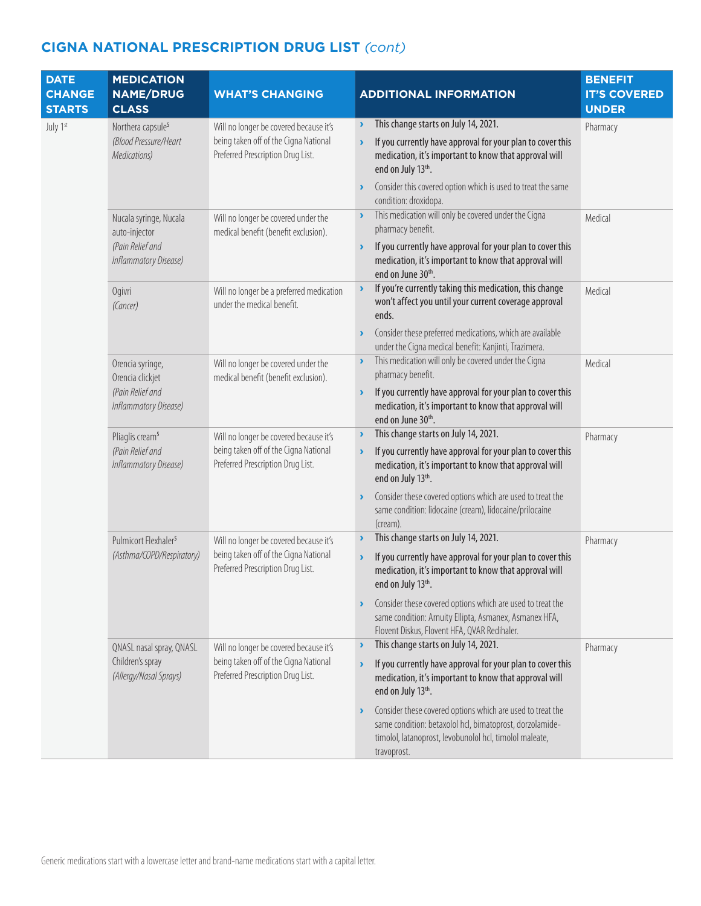## CIGNA NATIONAL PRESCRIPTION DRUG LIST *(cont)*

| DATE CHANGE STARTS | MEDICATION NAME/DRUG CLASS | WHAT'S CHANGING | ADDITIONAL INFORMATION | BENEFIT IT'S COVERED UNDER |
|---|---|---|---|---|
| July 1st | Northera capsule[5] *(Blood Pressure/Heart Medications)* | Will no longer be covered because it's being taken off of the Cigna National Preferred Prescription Drug List. | › **This change starts on July 14, 2021.** <br> › **If you currently have approval for your plan to cover this medication, it's important to know that approval will end on July 13th.** <br> › Consider this covered option which is used to treat the same condition: droxidopa. | Pharmacy |
| | Nucala syringe, Nucala auto-injector *(Pain Relief and Inflammatory Disease)* | Will no longer be covered under the medical benefit (benefit exclusion). | › This medication will only be covered under the Cigna pharmacy benefit. <br> › **If you currently have approval for your plan to cover this medication, it's important to know that approval will end on June 30th.** | Medical |
| | Ogivri *(Cancer)* | Will no longer be a preferred medication under the medical benefit. | › **If you're currently taking this medication, this change won't affect you until your current coverage approval ends.** <br> › Consider these preferred medications, which are available under the Cigna medical benefit: Kanjinti, Trazimera. | Medical |
| | Orencia syringe, Orencia clickjet *(Pain Relief and Inflammatory Disease)* | Will no longer be covered under the medical benefit (benefit exclusion). | › This medication will only be covered under the Cigna pharmacy benefit. <br> › **If you currently have approval for your plan to cover this medication, it's important to know that approval will end on June 30th.** | Medical |
| | Pliaglis cream[5] *(Pain Relief and Inflammatory Disease)* | Will no longer be covered because it's being taken off of the Cigna National Preferred Prescription Drug List. | › **This change starts on July 14, 2021.** <br> › **If you currently have approval for your plan to cover this medication, it's important to know that approval will end on July 13th.** <br> › Consider these covered options which are used to treat the same condition: lidocaine (cream), lidocaine/prilocaine (cream). | Pharmacy |
| | Pulmicort Flexhaler[5] *(Asthma/COPD/Respiratory)* | Will no longer be covered because it's being taken off of the Cigna National Preferred Prescription Drug List. | › **This change starts on July 14, 2021.** <br> › **If you currently have approval for your plan to cover this medication, it's important to know that approval will end on July 13th.** <br> › Consider these covered options which are used to treat the same condition: Arnuity Ellipta, Asmanex, Asmanex HFA, Flovent Diskus, Flovent HFA, QVAR Redihaler. | Pharmacy |
| | QNASL nasal spray, QNASL Children's spray *(Allergy/Nasal Sprays)* | Will no longer be covered because it's being taken off of the Cigna National Preferred Prescription Drug List. | › **This change starts on July 14, 2021.** <br> › **If you currently have approval for your plan to cover this medication, it's important to know that approval will end on July 13th.** <br> › Consider these covered options which are used to treat the same condition: betaxolol hcl, bimatoprost, dorzolamide-timolol, latanoprost, levobunolol hcl, timolol maleate, travoprost. | Pharmacy |

Generic medications start with a lowercase letter and brand-name medications start with a capital letter.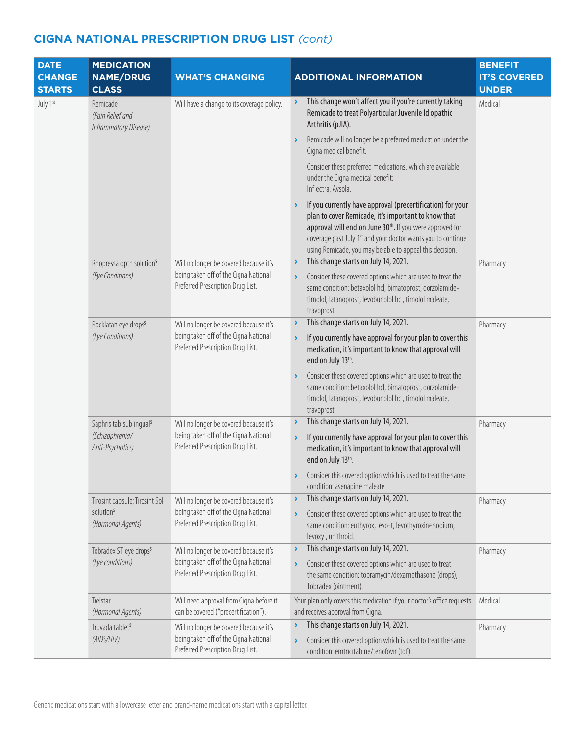## CIGNA NATIONAL PRESCRIPTION DRUG LIST *(cont)*

| DATE CHANGE STARTS | MEDICATION NAME/DRUG CLASS | WHAT'S CHANGING | ADDITIONAL INFORMATION | BENEFIT IT'S COVERED UNDER |
|---|---|---|---|---|
| July 1st | Remicade *(Pain Relief and Inflammatory Disease)* | Will have a change to its coverage policy. | › **This change won't affect you if you're currently taking Remicade to treat Polyarticular Juvenile Idiopathic Arthritis (pJIA).**<br>› Remicade will no longer be a preferred medication under the Cigna medical benefit.<br>Consider these preferred medications, which are available under the Cigna medical benefit: Inflectra, Avsola.<br>› **If you currently have approval (precertification) for your plan to cover Remicade, it's important to know that approval will end on June 30th.** If you were approved for coverage past July 1st and your doctor wants you to continue using Remicade, you may be able to appeal this decision. | Medical |
| | Rhopressa opth solution[5] *(Eye Conditions)* | Will no longer be covered because it's being taken off of the Cigna National Preferred Prescription Drug List. | › **This change starts on July 14, 2021.**<br>› Consider these covered options which are used to treat the same condition: betaxolol hcl, bimatoprost, dorzolamide-timolol, latanoprost, levobunolol hcl, timolol maleate, travoprost. | Pharmacy |
| | Rocklatan eye drops[5] *(Eye Conditions)* | Will no longer be covered because it's being taken off of the Cigna National Preferred Prescription Drug List. | › **This change starts on July 14, 2021.**<br>› **If you currently have approval for your plan to cover this medication, it's important to know that approval will end on July 13th.**<br>› Consider these covered options which are used to treat the same condition: betaxolol hcl, bimatoprost, dorzolamide-timolol, latanoprost, levobunolol hcl, timolol maleate, travoprost. | Pharmacy |
| | Saphris tab sublingual[5] *(Schizophrenia/ Anti-Psychotics)* | Will no longer be covered because it's being taken off of the Cigna National Preferred Prescription Drug List. | › **This change starts on July 14, 2021.**<br>› **If you currently have approval for your plan to cover this medication, it's important to know that approval will end on July 13th.**<br>› Consider this covered option which is used to treat the same condition: asenapine maleate. | Pharmacy |
| | Tirosint capsule; Tirosint Sol solution[5] *(Hormonal Agents)* | Will no longer be covered because it's being taken off of the Cigna National Preferred Prescription Drug List. | › **This change starts on July 14, 2021.**<br>› Consider these covered options which are used to treat the same condition: euthyrox, levo-t, levothyroxine sodium, levoxyl, unithroid. | Pharmacy |
| | Tobradex ST eye drops[5] *(Eye conditions)* | Will no longer be covered because it's being taken off of the Cigna National Preferred Prescription Drug List. | › **This change starts on July 14, 2021.**<br>› Consider these covered options which are used to treat the same condition: tobramycin/dexamethasone (drops), Tobradex (ointment). | Pharmacy |
| | Trelstar *(Hormonal Agents)* | Will need approval from Cigna before it can be covered ("precertification"). | Your plan only covers this medication if your doctor's office requests and receives approval from Cigna. | Medical |
| | Truvada tablet[5] *(AIDS/HIV)* | Will no longer be covered because it's being taken off of the Cigna National Preferred Prescription Drug List. | › **This change starts on July 14, 2021.**<br>› Consider this covered option which is used to treat the same condition: emtricitabine/tenofovir (tdf). | Pharmacy |

Generic medications start with a lowercase letter and brand-name medications start with a capital letter.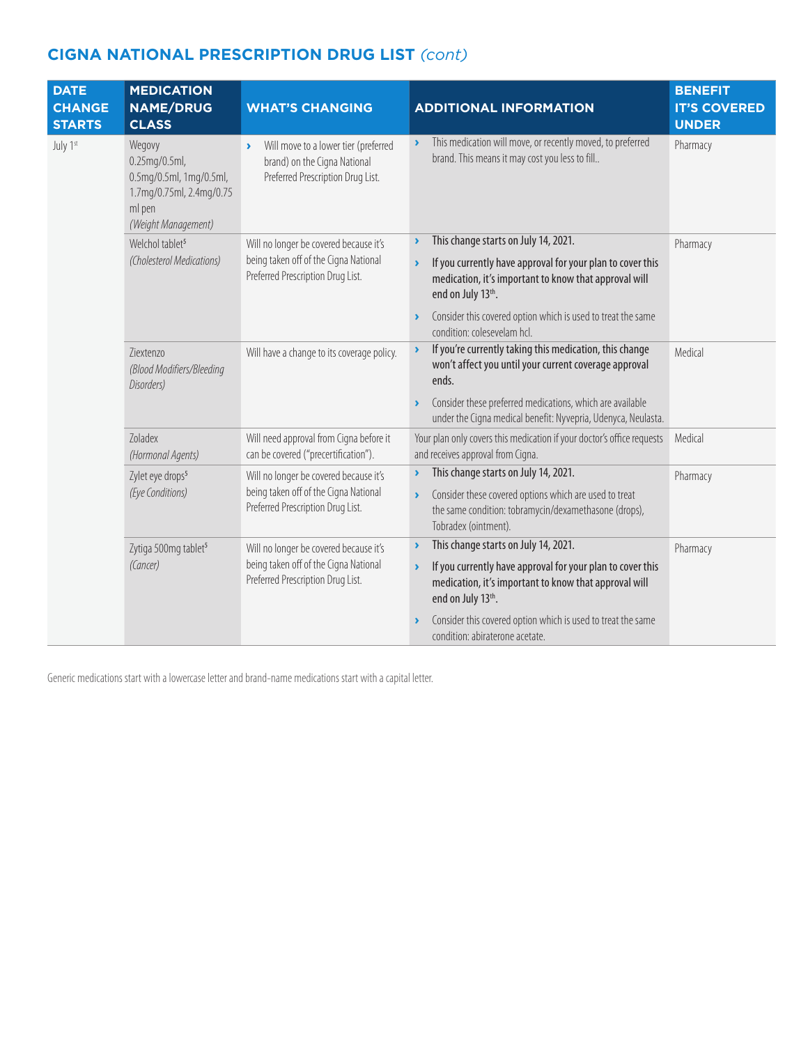## CIGNA NATIONAL PRESCRIPTION DRUG LIST *(cont)*

| DATE CHANGE STARTS | MEDICATION NAME/DRUG CLASS | WHAT'S CHANGING | ADDITIONAL INFORMATION | BENEFIT IT'S COVERED UNDER |
|---|---|---|---|---|
| July 1st | Wegovy 0.25mg/0.5ml, 0.5mg/0.5ml, 1mg/0.5ml, 1.7mg/0.75ml, 2.4mg/0.75 ml pen *(Weight Management)* | › Will move to a lower tier (preferred brand) on the Cigna National Preferred Prescription Drug List. | › This medication will move, or recently moved, to preferred brand. This means it may cost you less to fill.. | Pharmacy |
| | Welchol tablet[5] *(Cholesterol Medications)* | Will no longer be covered because it's being taken off of the Cigna National Preferred Prescription Drug List. | › **This change starts on July 14, 2021.** <br> › **If you currently have approval for your plan to cover this medication, it's important to know that approval will end on July 13th.** <br> › Consider this covered option which is used to treat the same condition: colesevelam hcl. | Pharmacy |
| | Ziextenzo *(Blood Modifiers/Bleeding Disorders)* | Will have a change to its coverage policy. | › **If you're currently taking this medication, this change won't affect you until your current coverage approval ends.** <br> › Consider these preferred medications, which are available under the Cigna medical benefit: Nyvepria, Udenyca, Neulasta. | Medical |
| | Zoladex *(Hormonal Agents)* | Will need approval from Cigna before it can be covered ("precertification"). | Your plan only covers this medication if your doctor's office requests and receives approval from Cigna. | Medical |
| | Zylet eye drops[5] *(Eye Conditions)* | Will no longer be covered because it's being taken off of the Cigna National Preferred Prescription Drug List. | › **This change starts on July 14, 2021.** <br> › Consider these covered options which are used to treat the same condition: tobramycin/dexamethasone (drops), Tobradex (ointment). | Pharmacy |
| | Zytiga 500mg tablet[5] *(Cancer)* | Will no longer be covered because it's being taken off of the Cigna National Preferred Prescription Drug List. | › **This change starts on July 14, 2021.** <br> › **If you currently have approval for your plan to cover this medication, it's important to know that approval will end on July 13th.** <br> › Consider this covered option which is used to treat the same condition: abiraterone acetate. | Pharmacy |

Generic medications start with a lowercase letter and brand-name medications start with a capital letter.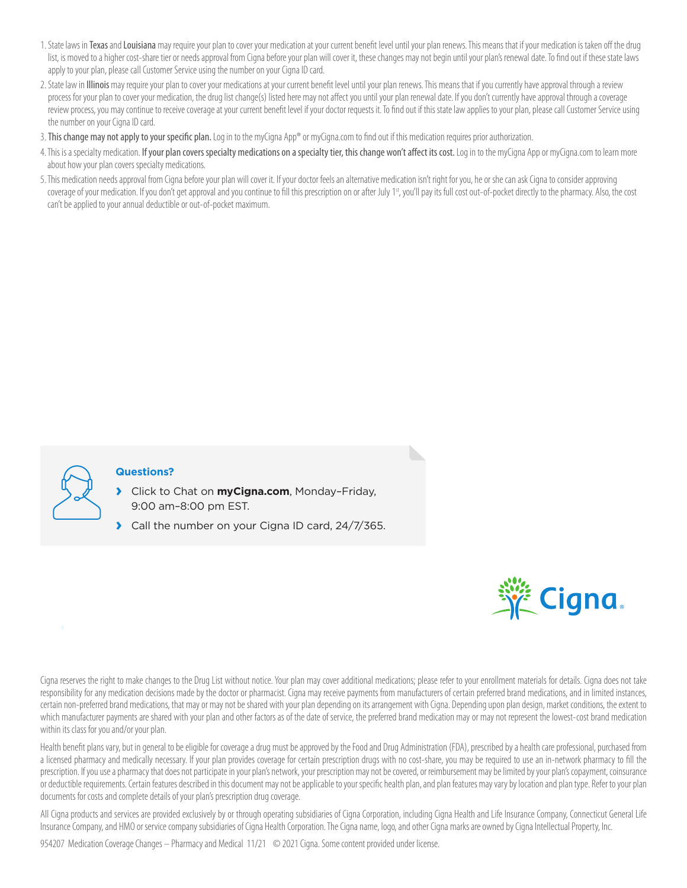1. State laws in **Texas** and **Louisiana** may require your plan to cover your medication at your current benefit level until your plan renews. This means that if your medication is taken off the drug list, is moved to a higher cost-share tier or needs approval from Cigna before your plan will cover it, these changes may not begin until your plan's renewal date. To find out if these state laws apply to your plan, please call Customer Service using the number on your Cigna ID card.
2. State law in **Illinois** may require your plan to cover your medications at your current benefit level until your plan renews. This means that if you currently have approval through a review process for your plan to cover your medication, the drug list change(s) listed here may not affect you until your plan renewal date. If you don't currently have approval through a coverage review process, you may continue to receive coverage at your current benefit level if your doctor requests it. To find out if this state law applies to your plan, please call Customer Service using the number on your Cigna ID card.
3. **This change may not apply to your specific plan.** Log in to the myCigna App® or myCigna.com to find out if this medication requires prior authorization.
4. This is a specialty medication. **If your plan covers specialty medications on a specialty tier, this change won't affect its cost.** Log in to the myCigna App or myCigna.com to learn more about how your plan covers specialty medications.
5. This medication needs approval from Cigna before your plan will cover it. If your doctor feels an alternative medication isn't right for you, he or she can ask Cigna to consider approving coverage of your medication. If you don't get approval and you continue to fill this prescription on or after July 1st, you'll pay its full cost out-of-pocket directly to the pharmacy. Also, the cost can't be applied to your annual deductible or out-of-pocket maximum.

**Questions?**

- Click to Chat on **myCigna.com**, Monday–Friday, 9:00 am–8:00 pm EST.
- Call the number on your Cigna ID card, 24/7/365.

Cigna.

Cigna reserves the right to make changes to the Drug List without notice. Your plan may cover additional medications; please refer to your enrollment materials for details. Cigna does not take responsibility for any medication decisions made by the doctor or pharmacist. Cigna may receive payments from manufacturers of certain preferred brand medications, and in limited instances, certain non-preferred brand medications, that may or may not be shared with your plan depending on its arrangement with Cigna. Depending upon plan design, market conditions, the extent to which manufacturer payments are shared with your plan and other factors as of the date of service, the preferred brand medication may or may not represent the lowest-cost brand medication within its class for you and/or your plan.

Health benefit plans vary, but in general to be eligible for coverage a drug must be approved by the Food and Drug Administration (FDA), prescribed by a health care professional, purchased from a licensed pharmacy and medically necessary. If your plan provides coverage for certain prescription drugs with no cost-share, you may be required to use an in-network pharmacy to fill the prescription. If you use a pharmacy that does not participate in your plan's network, your prescription may not be covered, or reimbursement may be limited by your plan's copayment, coinsurance or deductible requirements. Certain features described in this document may not be applicable to your specific health plan, and plan features may vary by location and plan type. Refer to your plan documents for costs and complete details of your plan's prescription drug coverage.

All Cigna products and services are provided exclusively by or through operating subsidiaries of Cigna Corporation, including Cigna Health and Life Insurance Company, Connecticut General Life Insurance Company, and HMO or service company subsidiaries of Cigna Health Corporation. The Cigna name, logo, and other Cigna marks are owned by Cigna Intellectual Property, Inc.

954207 Medication Coverage Changes – Pharmacy and Medical 11/21 © 2021 Cigna. Some content provided under license.